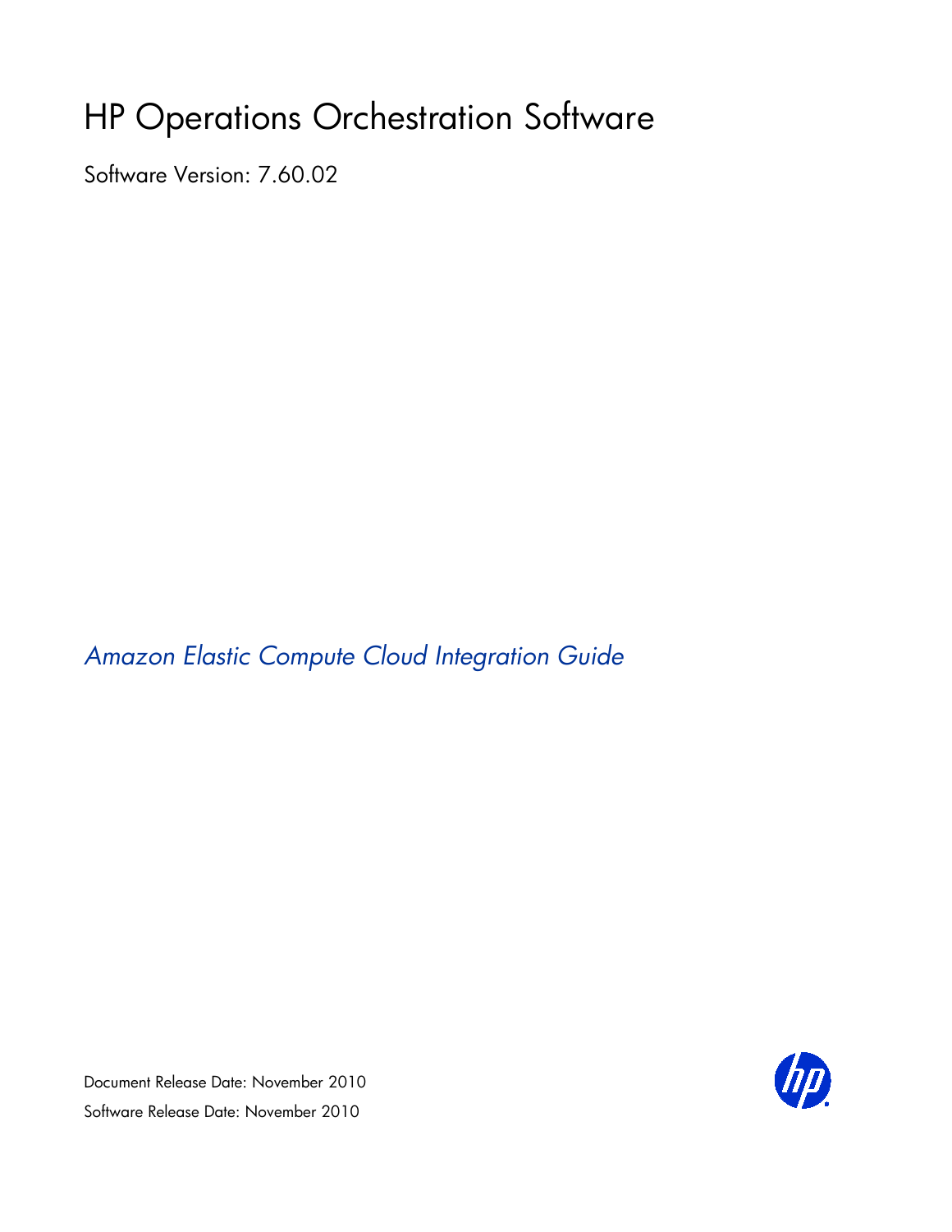# HP Operations Orchestration Software

Software Version: 7.60.02

*Amazon Elastic Compute Cloud Integration Guide*

Document Release Date: November 2010

Software Release Date: November 2010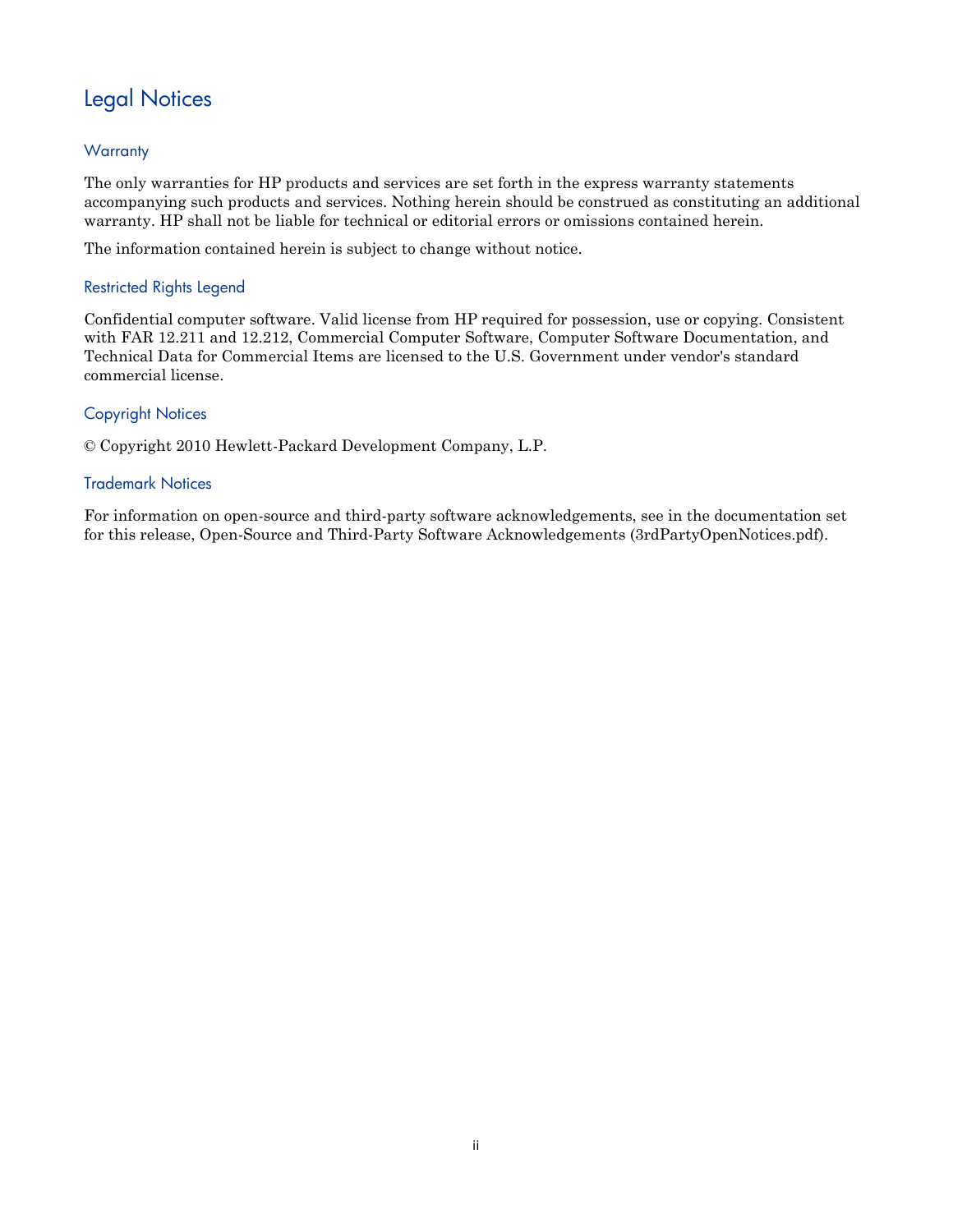# Legal Notices

## Warranty

The only warranties for HP products and services are set forth in the express warranty statements accompanying such products and services. Nothing herein should be construed as constituting an additional warranty. HP shall not be liable for technical or editorial errors or omissions contained herein.

The information contained herein is subject to change without notice.

## Restricted Rights Legend

Confidential computer software. Valid license from HP required for possession, use or copying. Consistent with FAR 12.211 and 12.212, Commercial Computer Software, Computer Software Documentation, and Technical Data for Commercial Items are licensed to the U.S. Government under vendor's standard commercial license.

## Copyright Notices

© Copyright 2010 Hewlett-Packard Development Company, L.P.

## Trademark Notices

For information on open-source and third-party software acknowledgements, see in the documentation set for this release, Open-Source and Third-Party Software Acknowledgements (3rdPartyOpenNotices.pdf).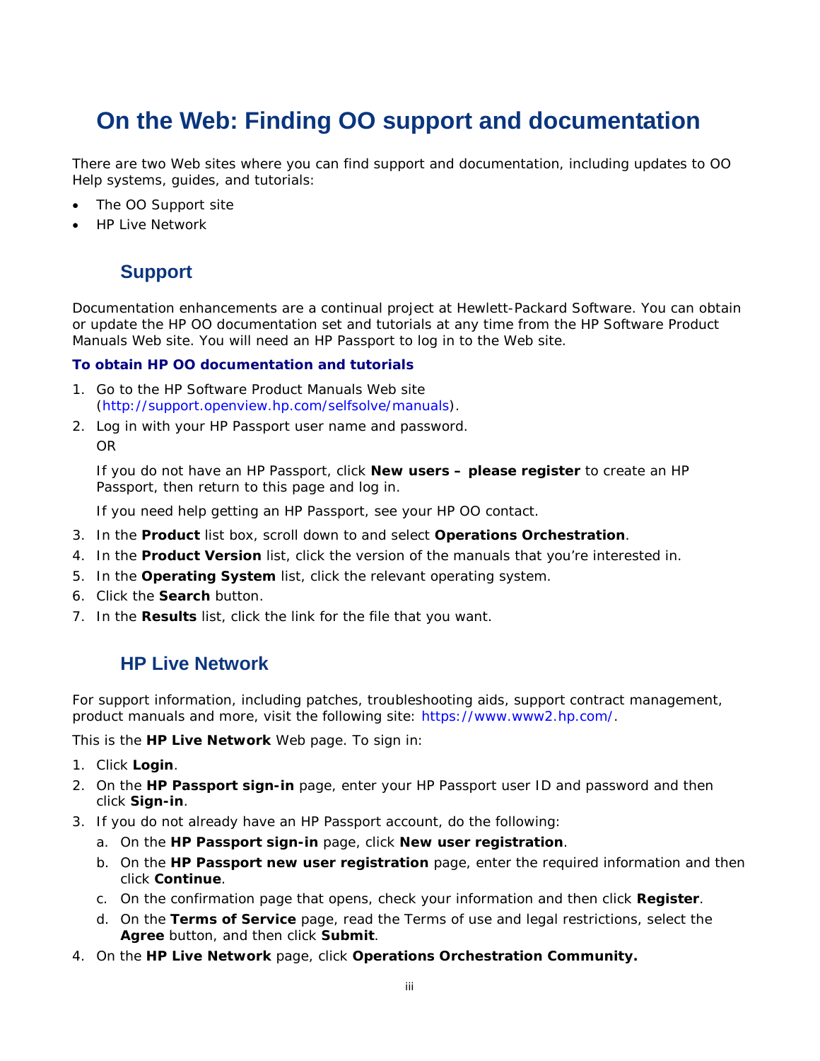# On the Web: Finding OO support and documentation

There are two Web sites where you can find support and documentation, including updates to OO Help systems, guides, and tutorials:

- The OO Support site
- HP Live Network

## Support

Documentation enhancements are a continual project at Hewlett-Packard Software. You can obtain or update the HP OO documentation set and tutorials at any time from the HP Software Product Manuals Web site. You will need an HP Passport to log in to the Web site.

**To obtain HP OO documentation and tutorials**

1. Go to the HP Software Product Manuals Web site (http://support.openview.hp.com/selfsolve/manuals).
2. Log in with your HP Passport user name and password.

   OR

   If you do not have an HP Passport, click **New users – please register** to create an HP Passport, then return to this page and log in.

   If you need help getting an HP Passport, see your HP OO contact.
3. In the **Product** list box, scroll down to and select **Operations Orchestration**.
4. In the **Product Version** list, click the version of the manuals that you're interested in.
5. In the **Operating System** list, click the relevant operating system.
6. Click the **Search** button.
7. In the **Results** list, click the link for the file that you want.

## HP Live Network

For support information, including patches, troubleshooting aids, support contract management, product manuals and more, visit the following site: https://www.www2.hp.com/.

This is the **HP Live Network** Web page. To sign in:

1. Click **Login**.
2. On the **HP Passport sign-in** page, enter your HP Passport user ID and password and then click **Sign-in**.
3. If you do not already have an HP Passport account, do the following:
   a. On the **HP Passport sign-in** page, click **New user registration**.
   b. On the **HP Passport new user registration** page, enter the required information and then click **Continue**.
   c. On the confirmation page that opens, check your information and then click **Register**.
   d. On the **Terms of Service** page, read the Terms of use and legal restrictions, select the **Agree** button, and then click **Submit**.
4. On the **HP Live Network** page, click **Operations Orchestration Community.**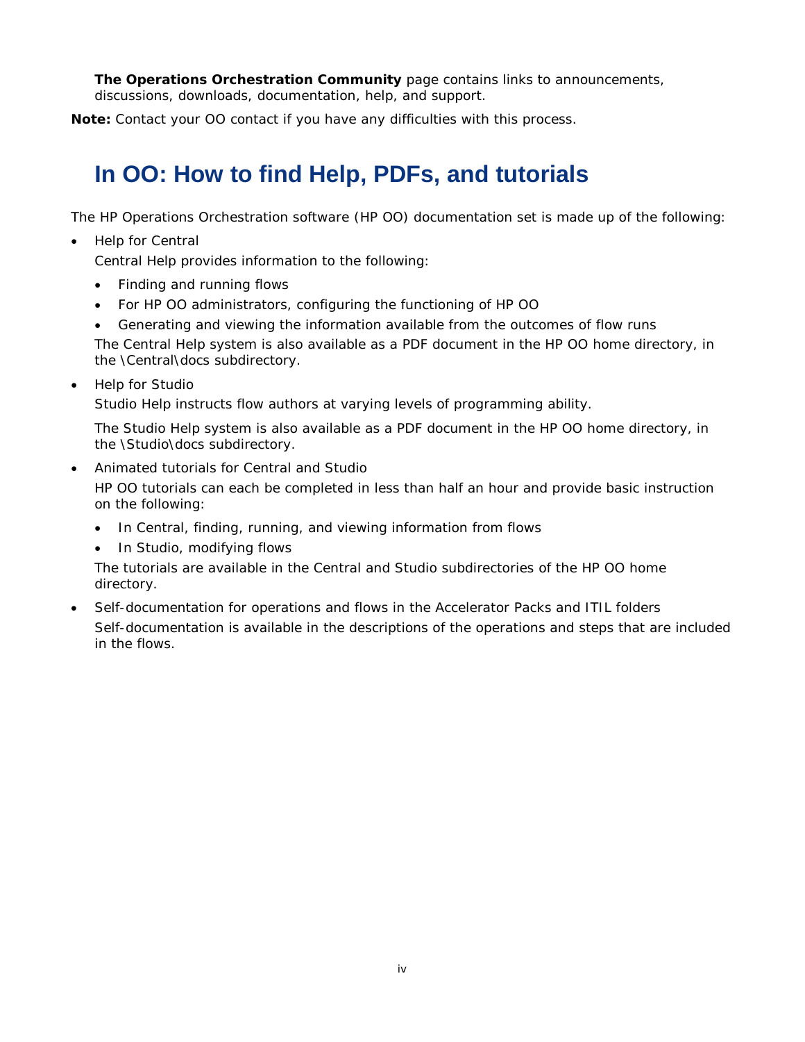**The Operations Orchestration Community** page contains links to announcements, discussions, downloads, documentation, help, and support.

**Note:** Contact your OO contact if you have any difficulties with this process.

## In OO: How to find Help, PDFs, and tutorials

The HP Operations Orchestration software (HP OO) documentation set is made up of the following:

- Help for Central

  Central Help provides information to the following:

  - Finding and running flows
  - For HP OO administrators, configuring the functioning of HP OO
  - Generating and viewing the information available from the outcomes of flow runs

  The Central Help system is also available as a PDF document in the HP OO home directory, in the \Central\docs subdirectory.

- Help for Studio

  Studio Help instructs flow authors at varying levels of programming ability.

  The Studio Help system is also available as a PDF document in the HP OO home directory, in the \Studio\docs subdirectory.

- Animated tutorials for Central and Studio

  HP OO tutorials can each be completed in less than half an hour and provide basic instruction on the following:

  - In Central, finding, running, and viewing information from flows
  - In Studio, modifying flows

  The tutorials are available in the Central and Studio subdirectories of the HP OO home directory.

- Self-documentation for operations and flows in the Accelerator Packs and ITIL folders

  Self-documentation is available in the descriptions of the operations and steps that are included in the flows.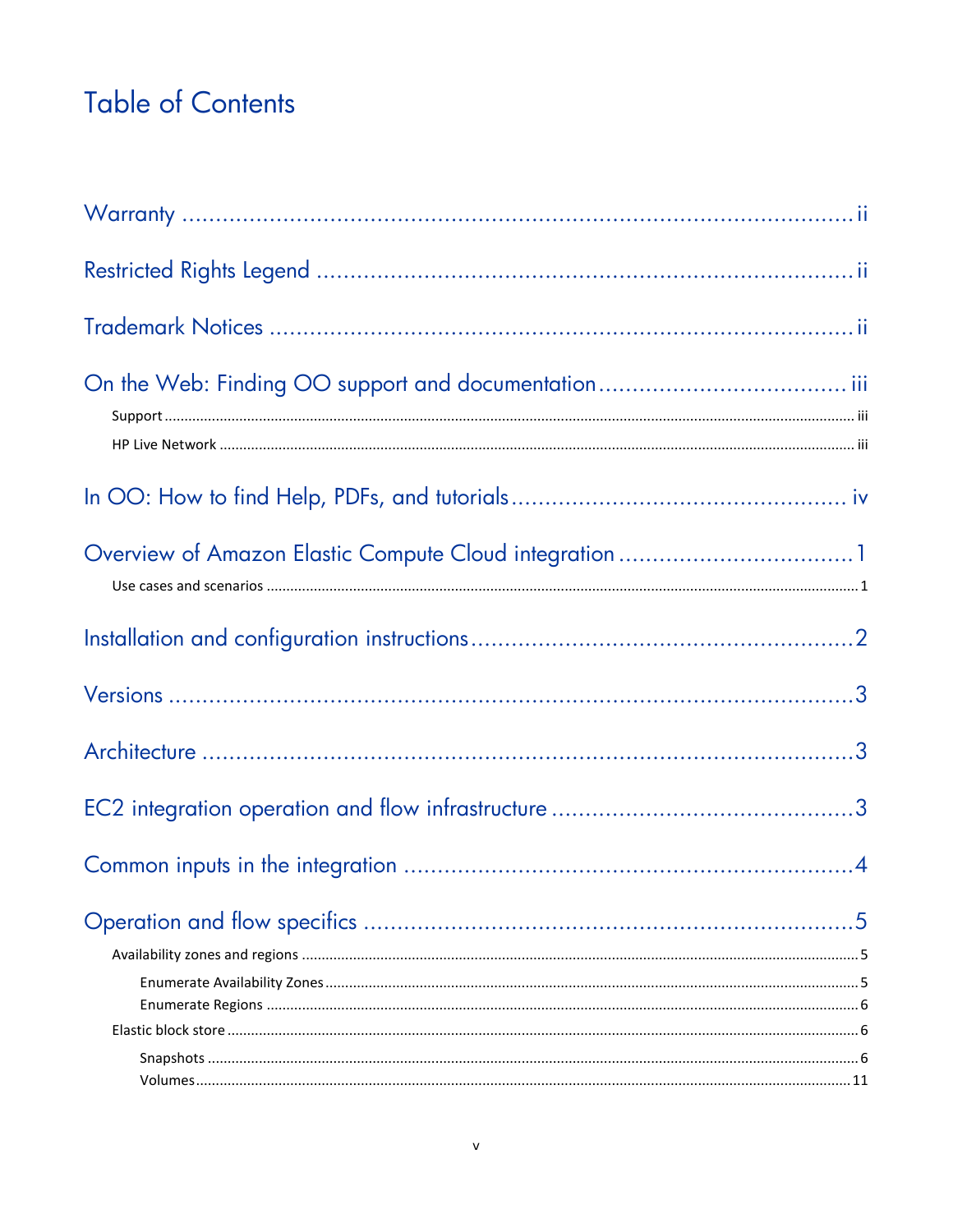# Table of Contents

Warranty ..................................................................................... ii

Restricted Rights Legend ..................................................................... ii

Trademark Notices ............................................................................ ii

On the Web: Finding OO support and documentation ............................ iii

- Support .......................................................................................... iii
- HP Live Network ............................................................................. iii

In OO: How to find Help, PDFs, and tutorials ......................................... iv

Overview of Amazon Elastic Compute Cloud integration ............................ 1

- Use cases and scenarios ................................................................... 1

Installation and configuration instructions ................................................ 2

Versions ...................................................................................... 3

Architecture .................................................................................. 3

EC2 integration operation and flow infrastructure ..................................... 3

Common inputs in the integration ......................................................... 4

Operation and flow specifics ................................................................ 5

- Availability zones and regions ........................................................... 5
  - Enumerate Availability Zones ....................................................... 5
  - Enumerate Regions ..................................................................... 6
- Elastic block store ......................................................................... 6
  - Snapshots ................................................................................ 6
  - Volumes ................................................................................. 11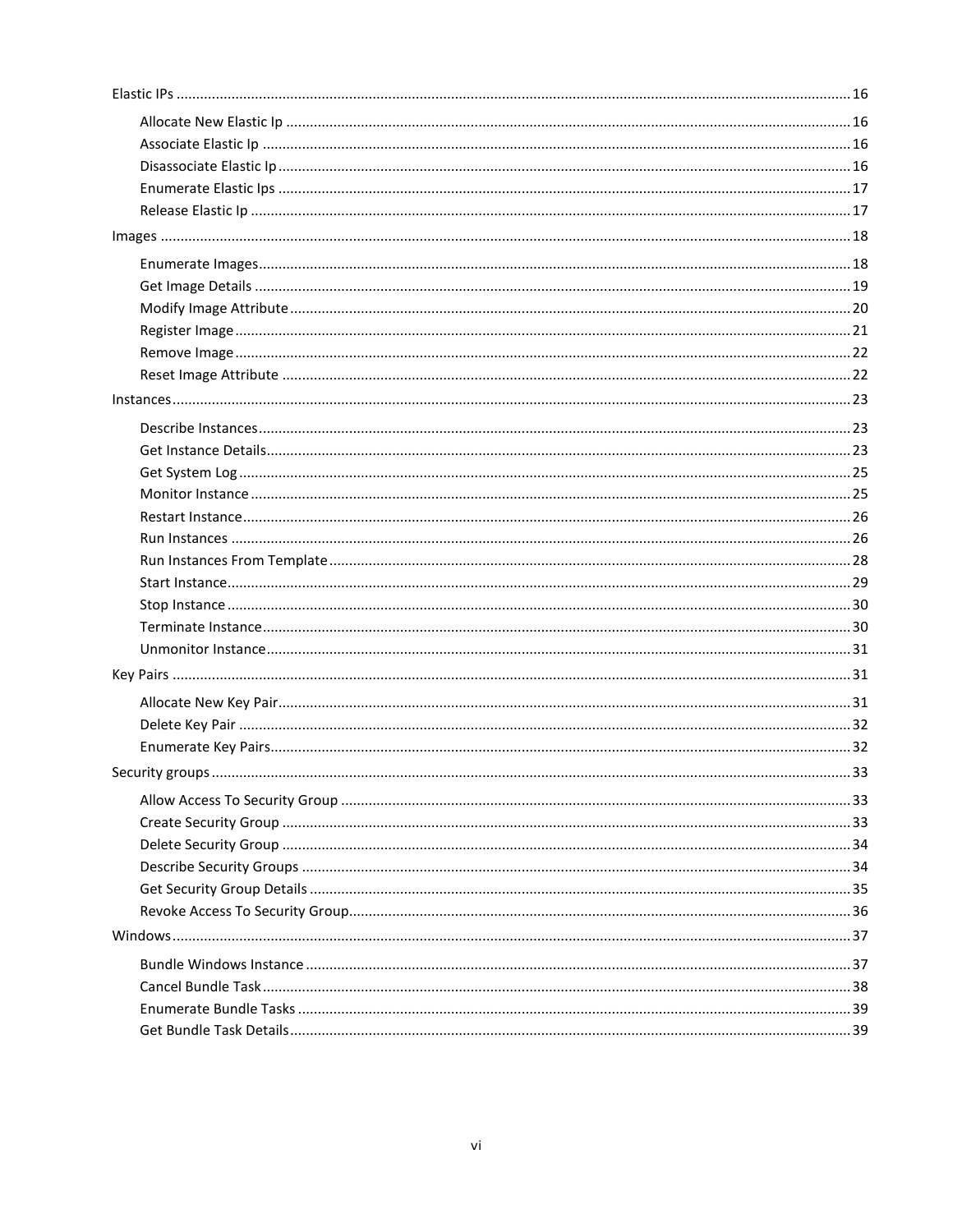Elastic IPs ........................................................................................................................................... 16

- Allocate New Elastic Ip ........................................................................................................................ 16
- Associate Elastic Ip ............................................................................................................................. 16
- Disassociate Elastic Ip ......................................................................................................................... 16
- Enumerate Elastic Ips .......................................................................................................................... 17
- Release Elastic Ip ................................................................................................................................. 17

Images ................................................................................................................................................ 18

- Enumerate Images ............................................................................................................................... 18
- Get Image Details ................................................................................................................................ 19
- Modify Image Attribute ........................................................................................................................ 20
- Register Image ..................................................................................................................................... 21
- Remove Image ..................................................................................................................................... 22
- Reset Image Attribute .......................................................................................................................... 22

Instances ............................................................................................................................................. 23

- Describe Instances ............................................................................................................................... 23
- Get Instance Details ............................................................................................................................. 23
- Get System Log .................................................................................................................................... 25
- Monitor Instance .................................................................................................................................. 25
- Restart Instance ................................................................................................................................... 26
- Run Instances ....................................................................................................................................... 26
- Run Instances From Template .............................................................................................................. 28
- Start Instance ....................................................................................................................................... 29
- Stop Instance ........................................................................................................................................ 30
- Terminate Instance ............................................................................................................................... 30
- Unmonitor Instance .............................................................................................................................. 31

Key Pairs ............................................................................................................................................. 31

- Allocate New Key Pair .......................................................................................................................... 31
- Delete Key Pair .................................................................................................................................... 32
- Enumerate Key Pairs ............................................................................................................................ 32

Security groups ................................................................................................................................... 33

- Allow Access To Security Group ........................................................................................................... 33
- Create Security Group .......................................................................................................................... 33
- Delete Security Group .......................................................................................................................... 34
- Describe Security Groups ..................................................................................................................... 34
- Get Security Group Details ................................................................................................................... 35
- Revoke Access To Security Group ......................................................................................................... 36

Windows ............................................................................................................................................. 37

- Bundle Windows Instance .................................................................................................................... 37
- Cancel Bundle Task ............................................................................................................................... 38
- Enumerate Bundle Tasks ...................................................................................................................... 39
- Get Bundle Task Details ........................................................................................................................ 39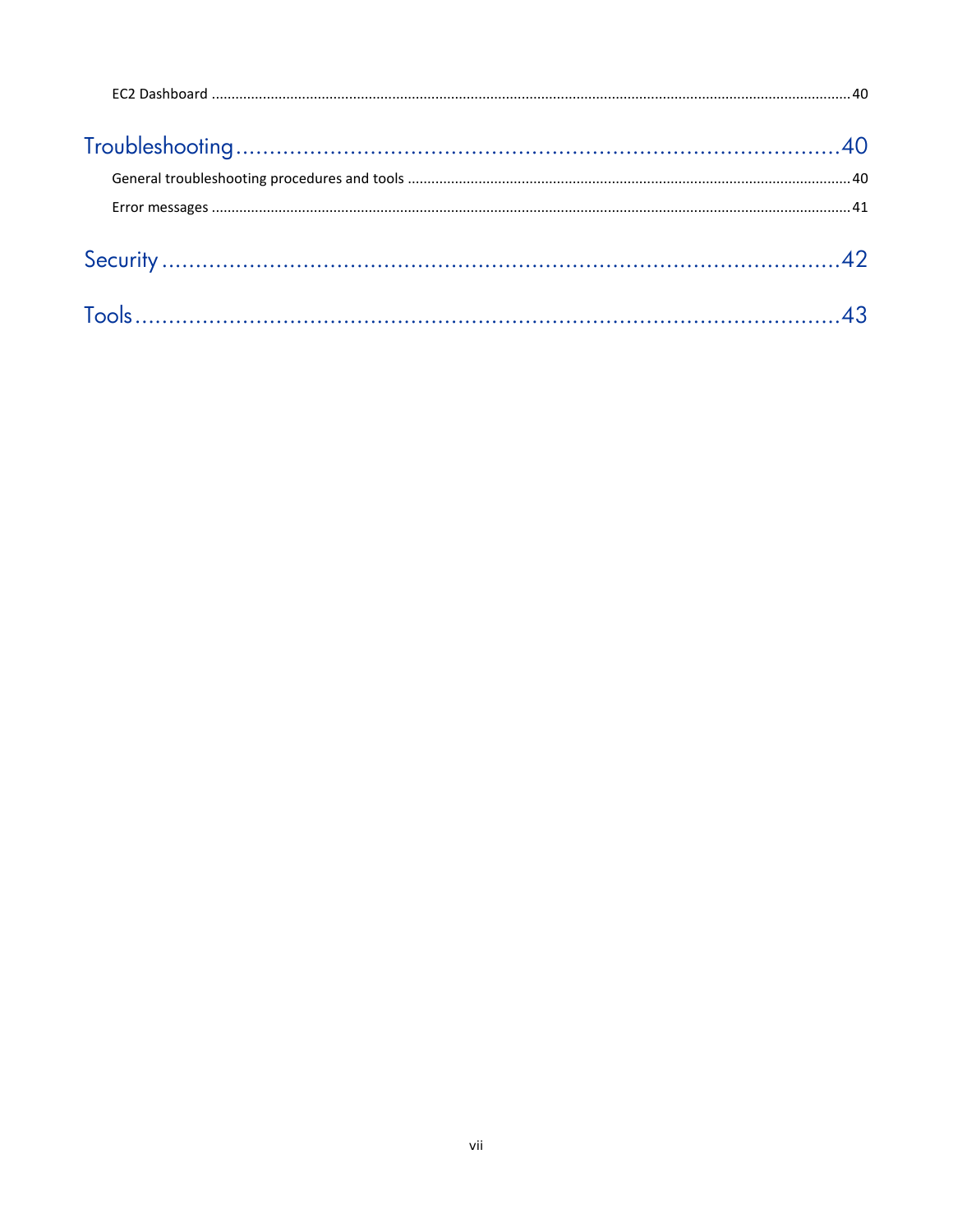EC2 Dashboard ........................................................................................................................................................ 40

Troubleshooting ........................................................................................ 40

General troubleshooting procedures and tools ............................................................................................................... 40

Error messages ........................................................................................................................................................ 41

Security ........................................................................................ 42

Tools ........................................................................................ 43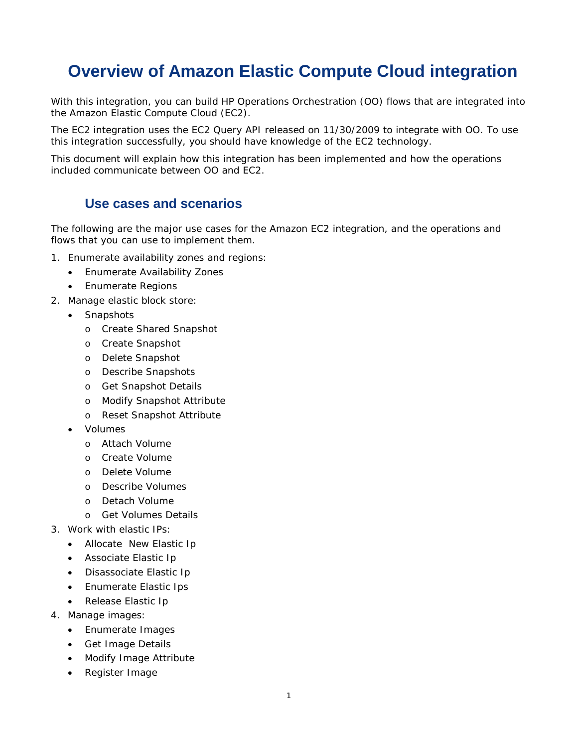# Overview of Amazon Elastic Compute Cloud integration

With this integration, you can build HP Operations Orchestration (OO) flows that are integrated into the Amazon Elastic Compute Cloud (EC2).

The EC2 integration uses the EC2 Query API released on 11/30/2009 to integrate with OO. To use this integration successfully, you should have knowledge of the EC2 technology.

This document will explain how this integration has been implemented and how the operations included communicate between OO and EC2.

## Use cases and scenarios

The following are the major use cases for the Amazon EC2 integration, and the operations and flows that you can use to implement them.

1. Enumerate availability zones and regions:
   - Enumerate Availability Zones
   - Enumerate Regions
2. Manage elastic block store:
   - Snapshots
     - Create Shared Snapshot
     - Create Snapshot
     - Delete Snapshot
     - Describe Snapshots
     - Get Snapshot Details
     - Modify Snapshot Attribute
     - Reset Snapshot Attribute
   - Volumes
     - Attach Volume
     - Create Volume
     - Delete Volume
     - Describe Volumes
     - Detach Volume
     - Get Volumes Details
3. Work with elastic IPs:
   - Allocate New Elastic Ip
   - Associate Elastic Ip
   - Disassociate Elastic Ip
   - Enumerate Elastic Ips
   - Release Elastic Ip
4. Manage images:
   - Enumerate Images
   - Get Image Details
   - Modify Image Attribute
   - Register Image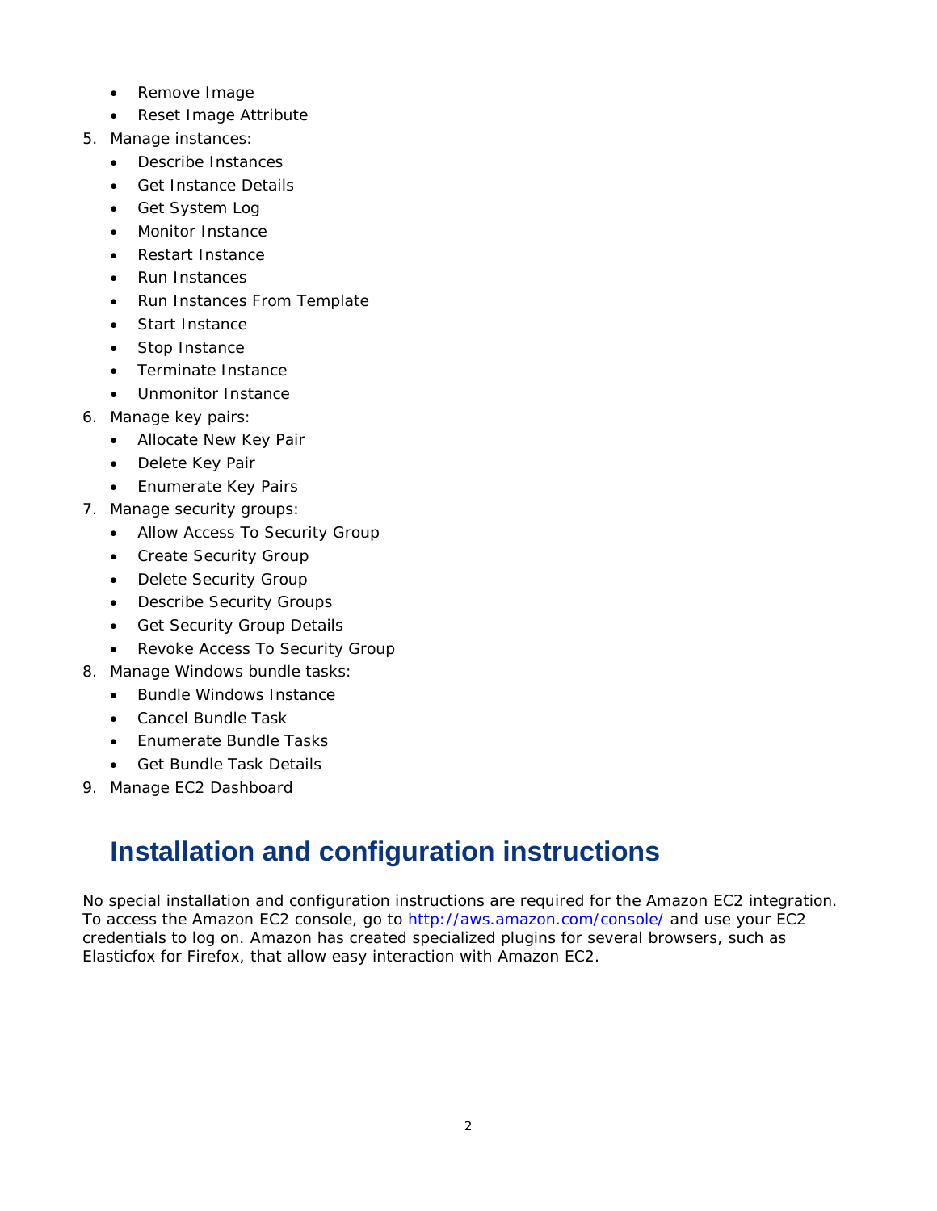- Remove Image
- Reset Image Attribute

5. Manage instances:
   - Describe Instances
   - Get Instance Details
   - Get System Log
   - Monitor Instance
   - Restart Instance
   - Run Instances
   - Run Instances From Template
   - Start Instance
   - Stop Instance
   - Terminate Instance
   - Unmonitor Instance
6. Manage key pairs:
   - Allocate New Key Pair
   - Delete Key Pair
   - Enumerate Key Pairs
7. Manage security groups:
   - Allow Access To Security Group
   - Create Security Group
   - Delete Security Group
   - Describe Security Groups
   - Get Security Group Details
   - Revoke Access To Security Group
8. Manage Windows bundle tasks:
   - Bundle Windows Instance
   - Cancel Bundle Task
   - Enumerate Bundle Tasks
   - Get Bundle Task Details
9. Manage EC2 Dashboard

## Installation and configuration instructions

No special installation and configuration instructions are required for the Amazon EC2 integration. To access the Amazon EC2 console, go to http://aws.amazon.com/console/ and use your EC2 credentials to log on. Amazon has created specialized plugins for several browsers, such as Elasticfox for Firefox, that allow easy interaction with Amazon EC2.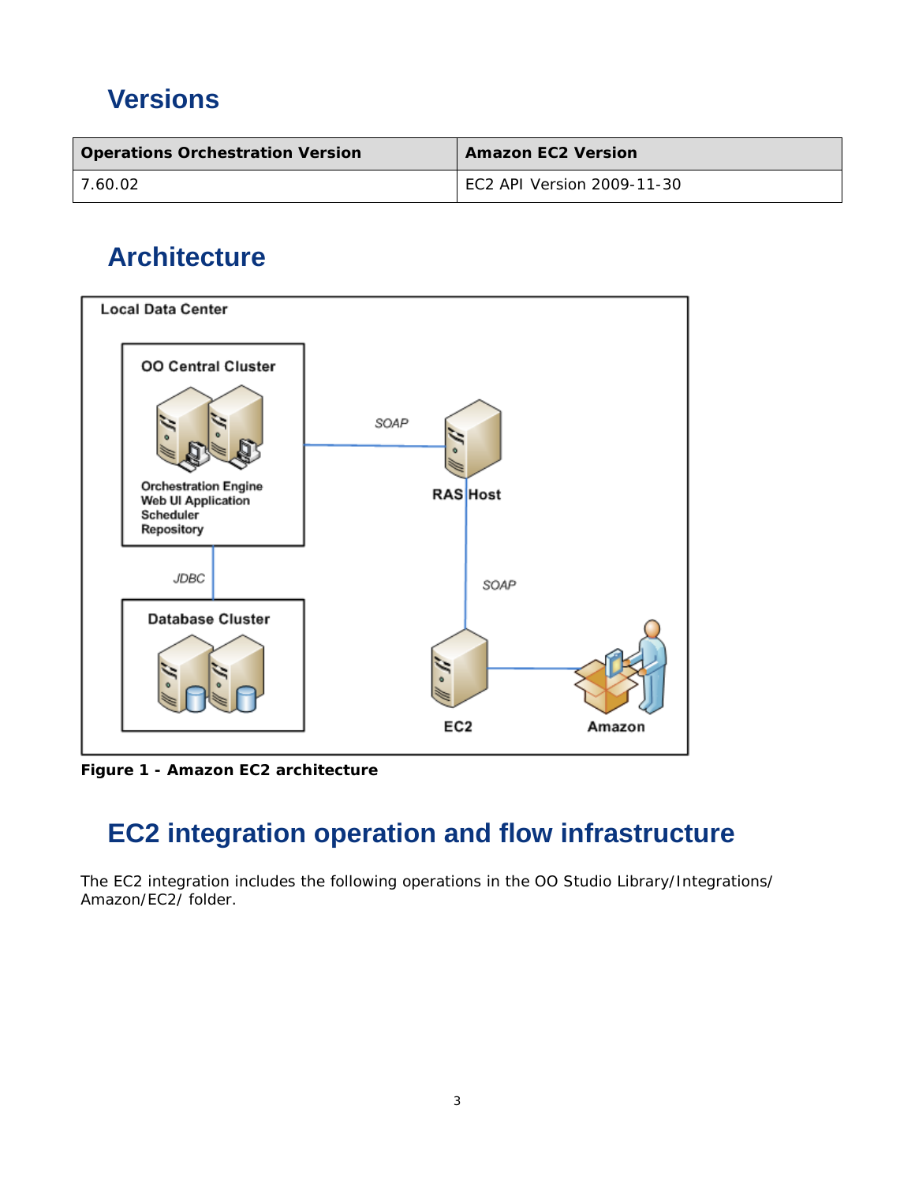# Versions

| Operations Orchestration Version | Amazon EC2 Version |
| --- | --- |
| 7.60.02 | EC2 API Version 2009-11-30 |

# Architecture

Local Data Center

OO Central Cluster

Orchestration Engine
Web UI Application
Scheduler
Repository

SOAP

RAS Host

JDBC

SOAP

Database Cluster

EC2

Amazon

**Figure 1 - Amazon EC2 architecture**

# EC2 integration operation and flow infrastructure

The EC2 integration includes the following operations in the OO Studio Library/Integrations/ Amazon/EC2/ folder.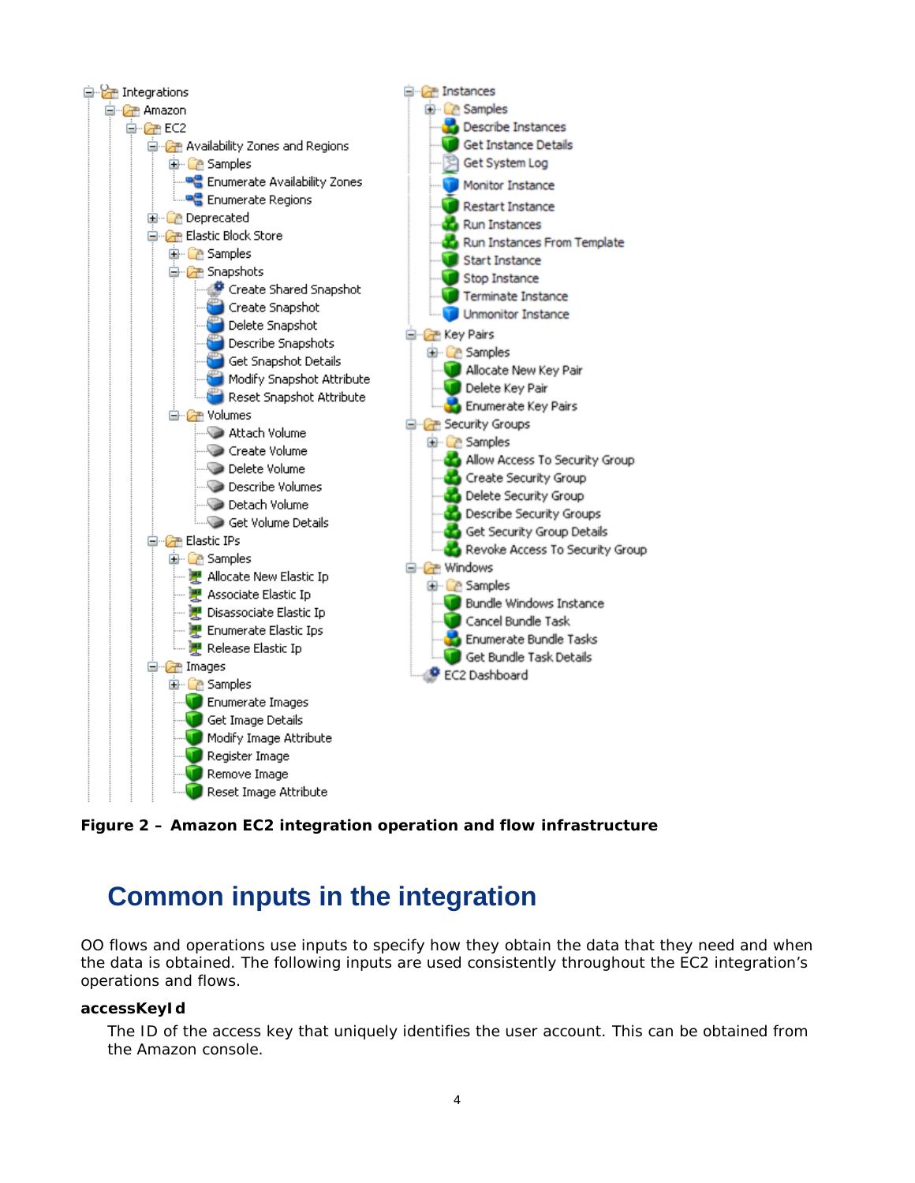- Integrations
  - Amazon
    - EC2
      - Availability Zones and Regions
        - Samples
        - Enumerate Availability Zones
        - Enumerate Regions
      - Deprecated
      - Elastic Block Store
        - Samples
        - Snapshots
          - Create Shared Snapshot
          - Create Snapshot
          - Delete Snapshot
          - Describe Snapshots
          - Get Snapshot Details
          - Modify Snapshot Attribute
          - Reset Snapshot Attribute
        - Volumes
          - Attach Volume
          - Create Volume
          - Delete Volume
          - Describe Volumes
          - Detach Volume
          - Get Volume Details
      - Elastic IPs
        - Samples
        - Allocate New Elastic Ip
        - Associate Elastic Ip
        - Disassociate Elastic Ip
        - Enumerate Elastic Ips
        - Release Elastic Ip
      - Images
        - Samples
        - Enumerate Images
        - Get Image Details
        - Modify Image Attribute
        - Register Image
        - Remove Image
        - Reset Image Attribute
      - Instances
        - Samples
        - Describe Instances
        - Get Instance Details
        - Get System Log
        - Monitor Instance
        - Restart Instance
        - Run Instances
        - Run Instances From Template
        - Start Instance
        - Stop Instance
        - Terminate Instance
        - Unmonitor Instance
      - Key Pairs
        - Samples
        - Allocate New Key Pair
        - Delete Key Pair
        - Enumerate Key Pairs
      - Security Groups
        - Samples
        - Allow Access To Security Group
        - Create Security Group
        - Delete Security Group
        - Describe Security Groups
        - Get Security Group Details
        - Revoke Access To Security Group
      - Windows
        - Samples
        - Bundle Windows Instance
        - Cancel Bundle Task
        - Enumerate Bundle Tasks
        - Get Bundle Task Details
      - EC2 Dashboard

**Figure 2 – Amazon EC2 integration operation and flow infrastructure**

# Common inputs in the integration

OO flows and operations use inputs to specify how they obtain the data that they need and when the data is obtained. The following inputs are used consistently throughout the EC2 integration's operations and flows.

**accessKeyId**

The ID of the access key that uniquely identifies the user account. This can be obtained from the Amazon console.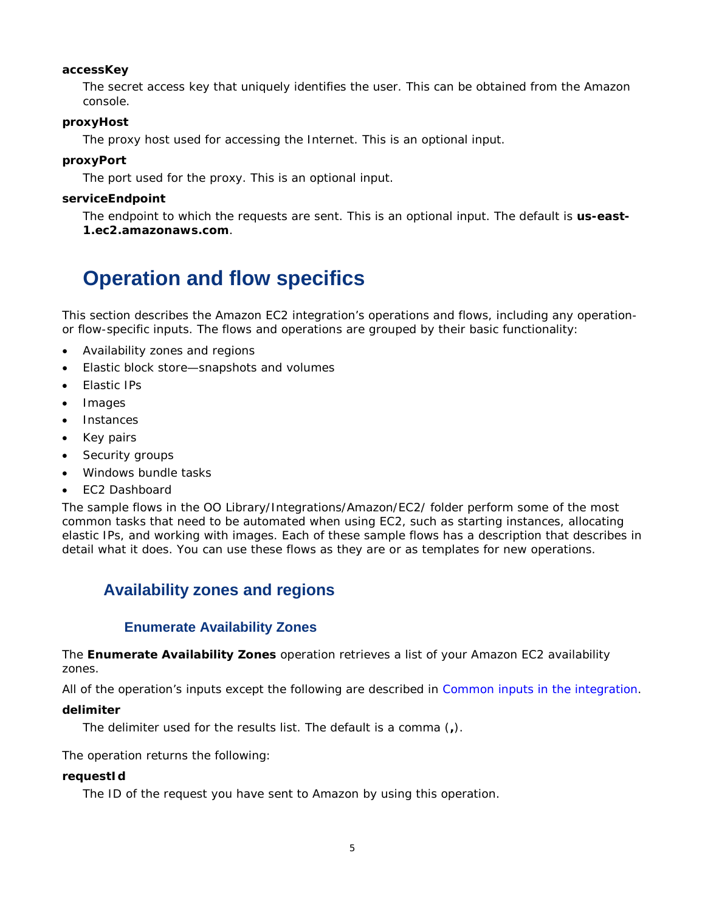**accessKey**

The secret access key that uniquely identifies the user. This can be obtained from the Amazon console.

**proxyHost**

The proxy host used for accessing the Internet. This is an optional input.

**proxyPort**

The port used for the proxy. This is an optional input.

**serviceEndpoint**

The endpoint to which the requests are sent. This is an optional input. The default is **us-east-1.ec2.amazonaws.com**.

# Operation and flow specifics

This section describes the Amazon EC2 integration's operations and flows, including any operation- or flow-specific inputs. The flows and operations are grouped by their basic functionality:

- Availability zones and regions
- Elastic block store—snapshots and volumes
- Elastic IPs
- Images
- Instances
- Key pairs
- Security groups
- Windows bundle tasks
- EC2 Dashboard

The sample flows in the OO Library/Integrations/Amazon/EC2/ folder perform some of the most common tasks that need to be automated when using EC2, such as starting instances, allocating elastic IPs, and working with images. Each of these sample flows has a description that describes in detail what it does. You can use these flows as they are or as templates for new operations.

## Availability zones and regions

### Enumerate Availability Zones

The **Enumerate Availability Zones** operation retrieves a list of your Amazon EC2 availability zones.

All of the operation's inputs except the following are described in Common inputs in the integration.

**delimiter**

The delimiter used for the results list. The default is a comma (**,**).

The operation returns the following:

**requestId**

The ID of the request you have sent to Amazon by using this operation.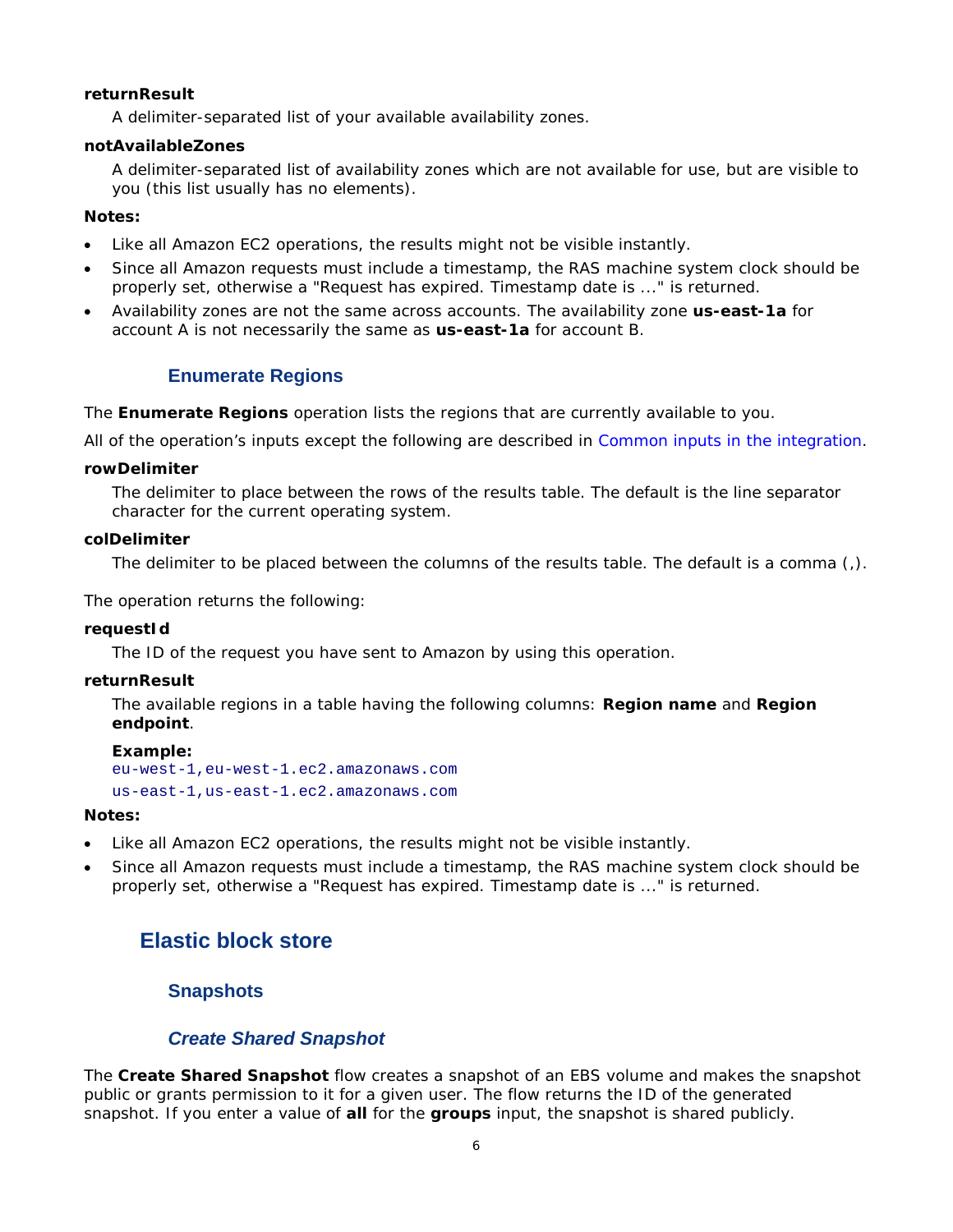**returnResult**

A delimiter-separated list of your available availability zones.

**notAvailableZones**

A delimiter-separated list of availability zones which are not available for use, but are visible to you (this list usually has no elements).

**Notes:**

- Like all Amazon EC2 operations, the results might not be visible instantly.
- Since all Amazon requests must include a timestamp, the RAS machine system clock should be properly set, otherwise a "Request has expired. Timestamp date is ..." is returned.
- Availability zones are not the same across accounts. The availability zone **us-east-1a** for account A is not necessarily the same as **us-east-1a** for account B.

### Enumerate Regions

The **Enumerate Regions** operation lists the regions that are currently available to you.

All of the operation's inputs except the following are described in Common inputs in the integration.

**rowDelimiter**

The delimiter to place between the rows of the results table. The default is the line separator character for the current operating system.

**colDelimiter**

The delimiter to be placed between the columns of the results table. The default is a comma (,).

The operation returns the following:

**requestId**

The ID of the request you have sent to Amazon by using this operation.

**returnResult**

The available regions in a table having the following columns: **Region name** and **Region endpoint**.

**Example:**

```
eu-west-1,eu-west-1.ec2.amazonaws.com
us-east-1,us-east-1.ec2.amazonaws.com
```

**Notes:**

- Like all Amazon EC2 operations, the results might not be visible instantly.
- Since all Amazon requests must include a timestamp, the RAS machine system clock should be properly set, otherwise a "Request has expired. Timestamp date is ..." is returned.

## Elastic block store

### Snapshots

### *Create Shared Snapshot*

The **Create Shared Snapshot** flow creates a snapshot of an EBS volume and makes the snapshot public or grants permission to it for a given user. The flow returns the ID of the generated snapshot. If you enter a value of **all** for the **groups** input, the snapshot is shared publicly.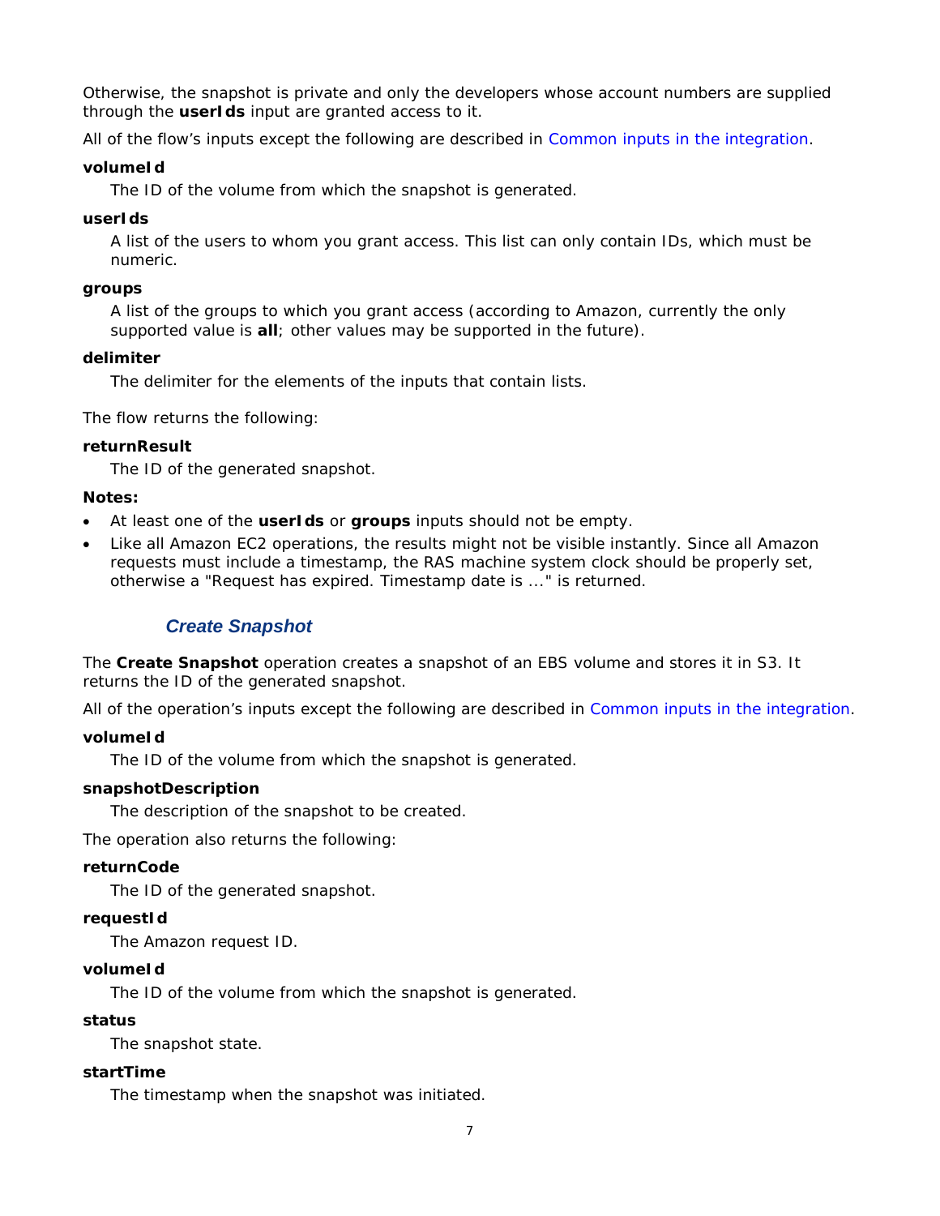Otherwise, the snapshot is private and only the developers whose account numbers are supplied through the **userIds** input are granted access to it.

All of the flow's inputs except the following are described in Common inputs in the integration.

**volumeId**

The ID of the volume from which the snapshot is generated.

**userIds**

A list of the users to whom you grant access. This list can only contain IDs, which must be numeric.

**groups**

A list of the groups to which you grant access (according to Amazon, currently the only supported value is **all**; other values may be supported in the future).

**delimiter**

The delimiter for the elements of the inputs that contain lists.

The flow returns the following:

**returnResult**

The ID of the generated snapshot.

**Notes:**

- At least one of the **userIds** or **groups** inputs should not be empty.
- Like all Amazon EC2 operations, the results might not be visible instantly. Since all Amazon requests must include a timestamp, the RAS machine system clock should be properly set, otherwise a "Request has expired. Timestamp date is ..." is returned.

### *Create Snapshot*

The **Create Snapshot** operation creates a snapshot of an EBS volume and stores it in S3. It returns the ID of the generated snapshot.

All of the operation's inputs except the following are described in Common inputs in the integration.

**volumeId**

The ID of the volume from which the snapshot is generated.

**snapshotDescription**

The description of the snapshot to be created.

The operation also returns the following:

**returnCode**

The ID of the generated snapshot.

**requestId**

The Amazon request ID.

**volumeId**

The ID of the volume from which the snapshot is generated.

**status**

The snapshot state.

**startTime**

The timestamp when the snapshot was initiated.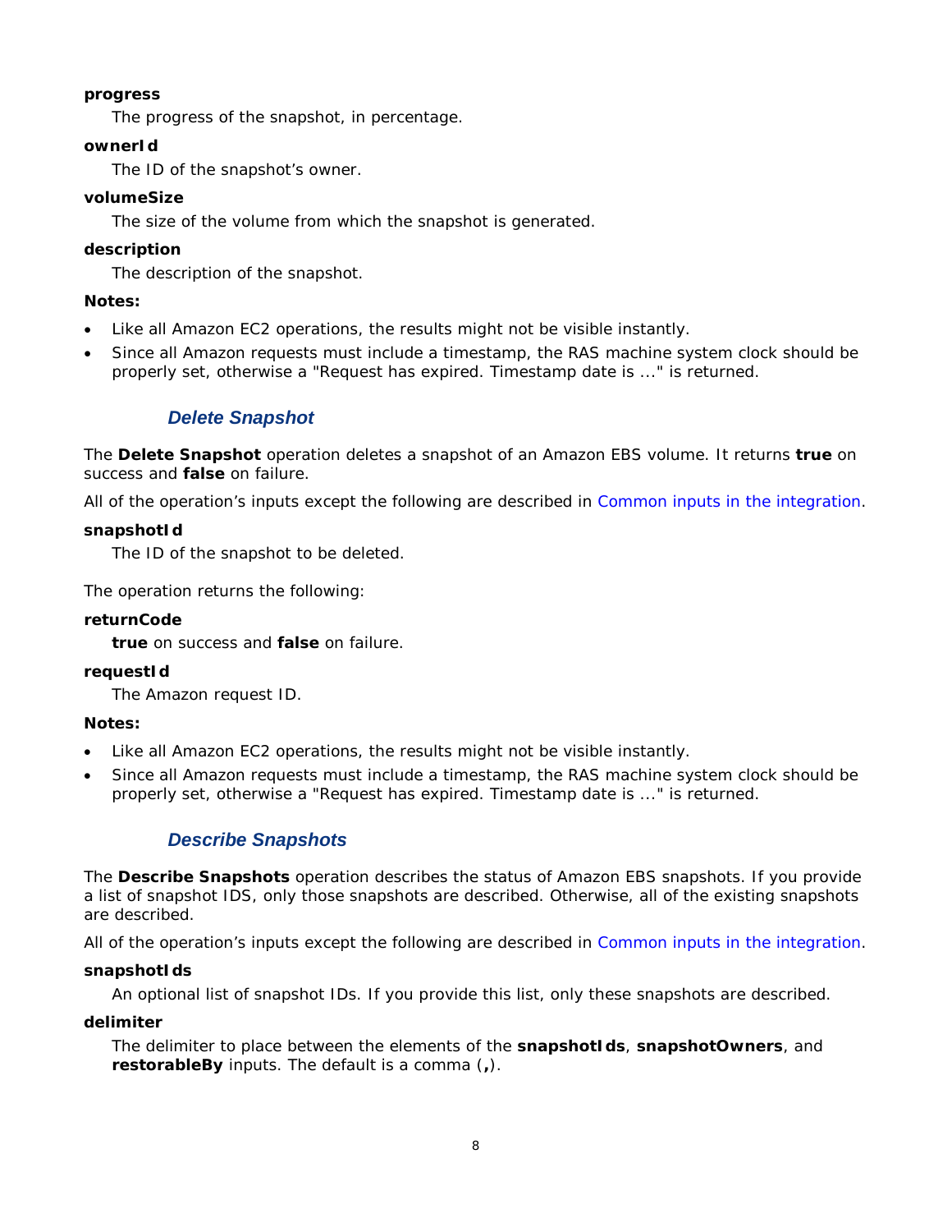**progress**

The progress of the snapshot, in percentage.

**ownerId**

The ID of the snapshot's owner.

**volumeSize**

The size of the volume from which the snapshot is generated.

**description**

The description of the snapshot.

**Notes:**

- Like all Amazon EC2 operations, the results might not be visible instantly.
- Since all Amazon requests must include a timestamp, the RAS machine system clock should be properly set, otherwise a "Request has expired. Timestamp date is ..." is returned.

### *Delete Snapshot*

The **Delete Snapshot** operation deletes a snapshot of an Amazon EBS volume. It returns **true** on success and **false** on failure.

All of the operation's inputs except the following are described in Common inputs in the integration.

**snapshotId**

The ID of the snapshot to be deleted.

The operation returns the following:

**returnCode**

**true** on success and **false** on failure.

**requestId**

The Amazon request ID.

**Notes:**

- Like all Amazon EC2 operations, the results might not be visible instantly.
- Since all Amazon requests must include a timestamp, the RAS machine system clock should be properly set, otherwise a "Request has expired. Timestamp date is ..." is returned.

### *Describe Snapshots*

The **Describe Snapshots** operation describes the status of Amazon EBS snapshots. If you provide a list of snapshot IDS, only those snapshots are described. Otherwise, all of the existing snapshots are described.

All of the operation's inputs except the following are described in Common inputs in the integration.

**snapshotIds**

An optional list of snapshot IDs. If you provide this list, only these snapshots are described.

**delimiter**

The delimiter to place between the elements of the **snapshotIds**, **snapshotOwners**, and **restorableBy** inputs. The default is a comma (**,**).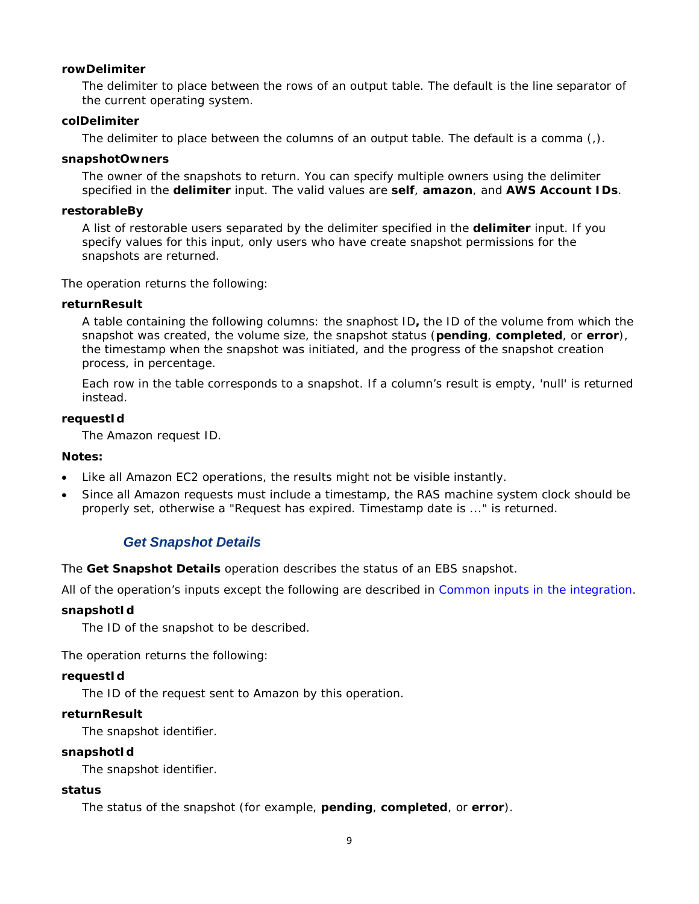**rowDelimiter**

The delimiter to place between the rows of an output table. The default is the line separator of the current operating system.

**colDelimiter**

The delimiter to place between the columns of an output table. The default is a comma (,).

**snapshotOwners**

The owner of the snapshots to return. You can specify multiple owners using the delimiter specified in the **delimiter** input. The valid values are **self**, **amazon**, and **AWS Account IDs**.

**restorableBy**

A list of restorable users separated by the delimiter specified in the **delimiter** input. If you specify values for this input, only users who have create snapshot permissions for the snapshots are returned.

The operation returns the following:

**returnResult**

A table containing the following columns: the snaphost ID**,** the ID of the volume from which the snapshot was created, the volume size, the snapshot status (**pending**, **completed**, or **error**), the timestamp when the snapshot was initiated, and the progress of the snapshot creation process, in percentage.

Each row in the table corresponds to a snapshot. If a column's result is empty, 'null' is returned instead.

**requestId**

The Amazon request ID.

**Notes:**

- Like all Amazon EC2 operations, the results might not be visible instantly.
- Since all Amazon requests must include a timestamp, the RAS machine system clock should be properly set, otherwise a "Request has expired. Timestamp date is ..." is returned.

### Get Snapshot Details

The **Get Snapshot Details** operation describes the status of an EBS snapshot.

All of the operation's inputs except the following are described in Common inputs in the integration.

**snapshotId**

The ID of the snapshot to be described.

The operation returns the following:

**requestId**

The ID of the request sent to Amazon by this operation.

**returnResult**

The snapshot identifier.

**snapshotId**

The snapshot identifier.

**status**

The status of the snapshot (for example, **pending**, **completed**, or **error**).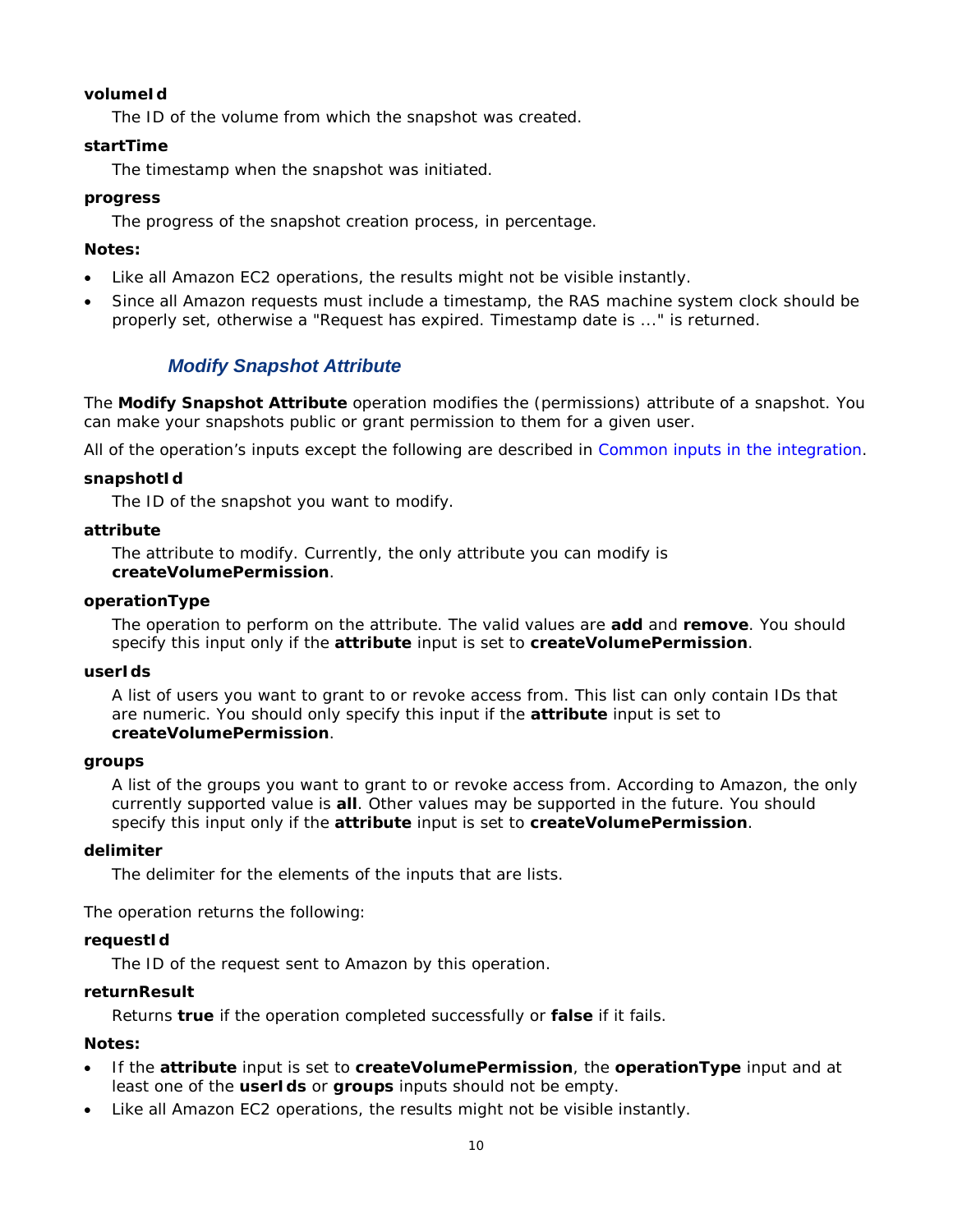**volumeId**

The ID of the volume from which the snapshot was created.

**startTime**

The timestamp when the snapshot was initiated.

**progress**

The progress of the snapshot creation process, in percentage.

**Notes:**

- Like all Amazon EC2 operations, the results might not be visible instantly.
- Since all Amazon requests must include a timestamp, the RAS machine system clock should be properly set, otherwise a "Request has expired. Timestamp date is ..." is returned.

### *Modify Snapshot Attribute*

The **Modify Snapshot Attribute** operation modifies the (permissions) attribute of a snapshot. You can make your snapshots public or grant permission to them for a given user.

All of the operation's inputs except the following are described in Common inputs in the integration.

**snapshotId**

The ID of the snapshot you want to modify.

**attribute**

The attribute to modify. Currently, the only attribute you can modify is **createVolumePermission**.

**operationType**

The operation to perform on the attribute. The valid values are **add** and **remove**. You should specify this input only if the **attribute** input is set to **createVolumePermission**.

**userIds**

A list of users you want to grant to or revoke access from. This list can only contain IDs that are numeric. You should only specify this input if the **attribute** input is set to **createVolumePermission**.

**groups**

A list of the groups you want to grant to or revoke access from. According to Amazon, the only currently supported value is **all**. Other values may be supported in the future. You should specify this input only if the **attribute** input is set to **createVolumePermission**.

**delimiter**

The delimiter for the elements of the inputs that are lists.

The operation returns the following:

**requestId**

The ID of the request sent to Amazon by this operation.

**returnResult**

Returns **true** if the operation completed successfully or **false** if it fails.

**Notes:**

- If the **attribute** input is set to **createVolumePermission**, the **operationType** input and at least one of the **userIds** or **groups** inputs should not be empty.
- Like all Amazon EC2 operations, the results might not be visible instantly.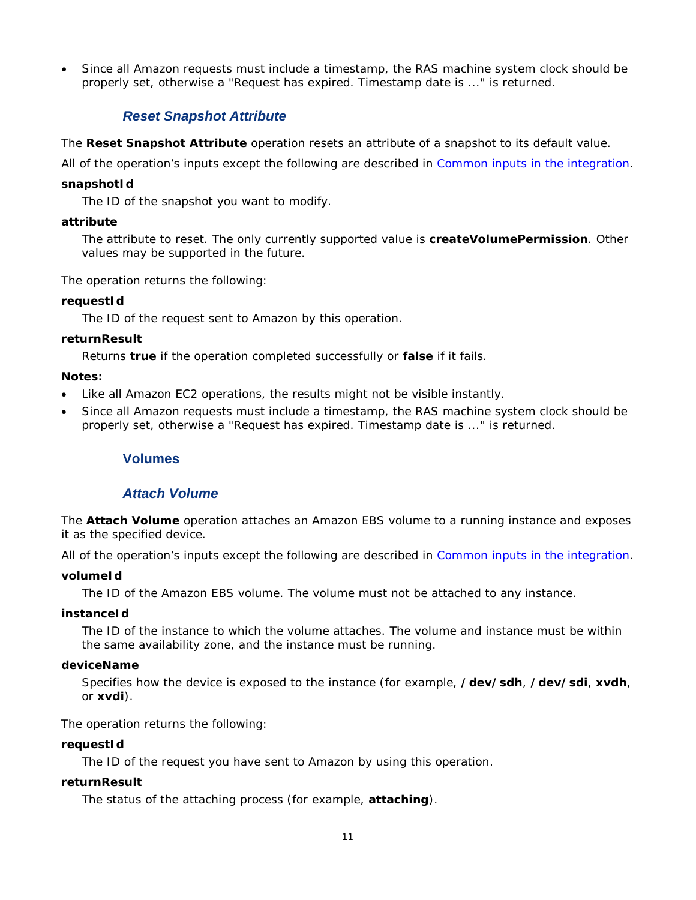- Since all Amazon requests must include a timestamp, the RAS machine system clock should be properly set, otherwise a "Request has expired. Timestamp date is ..." is returned.

### *Reset Snapshot Attribute*

The **Reset Snapshot Attribute** operation resets an attribute of a snapshot to its default value.

All of the operation's inputs except the following are described in Common inputs in the integration.

**snapshotId**

The ID of the snapshot you want to modify.

**attribute**

The attribute to reset. The only currently supported value is **createVolumePermission**. Other values may be supported in the future.

The operation returns the following:

**requestId**

The ID of the request sent to Amazon by this operation.

**returnResult**

Returns **true** if the operation completed successfully or **false** if it fails.

**Notes:**

- Like all Amazon EC2 operations, the results might not be visible instantly.
- Since all Amazon requests must include a timestamp, the RAS machine system clock should be properly set, otherwise a "Request has expired. Timestamp date is ..." is returned.

## Volumes

### *Attach Volume*

The **Attach Volume** operation attaches an Amazon EBS volume to a running instance and exposes it as the specified device.

All of the operation's inputs except the following are described in Common inputs in the integration.

**volumeId**

The ID of the Amazon EBS volume. The volume must not be attached to any instance.

**instanceId**

The ID of the instance to which the volume attaches. The volume and instance must be within the same availability zone, and the instance must be running.

**deviceName**

Specifies how the device is exposed to the instance (for example, **/dev/sdh**, **/dev/sdi**, **xvdh**, or **xvdi**).

The operation returns the following:

**requestId**

The ID of the request you have sent to Amazon by using this operation.

**returnResult**

The status of the attaching process (for example, **attaching**).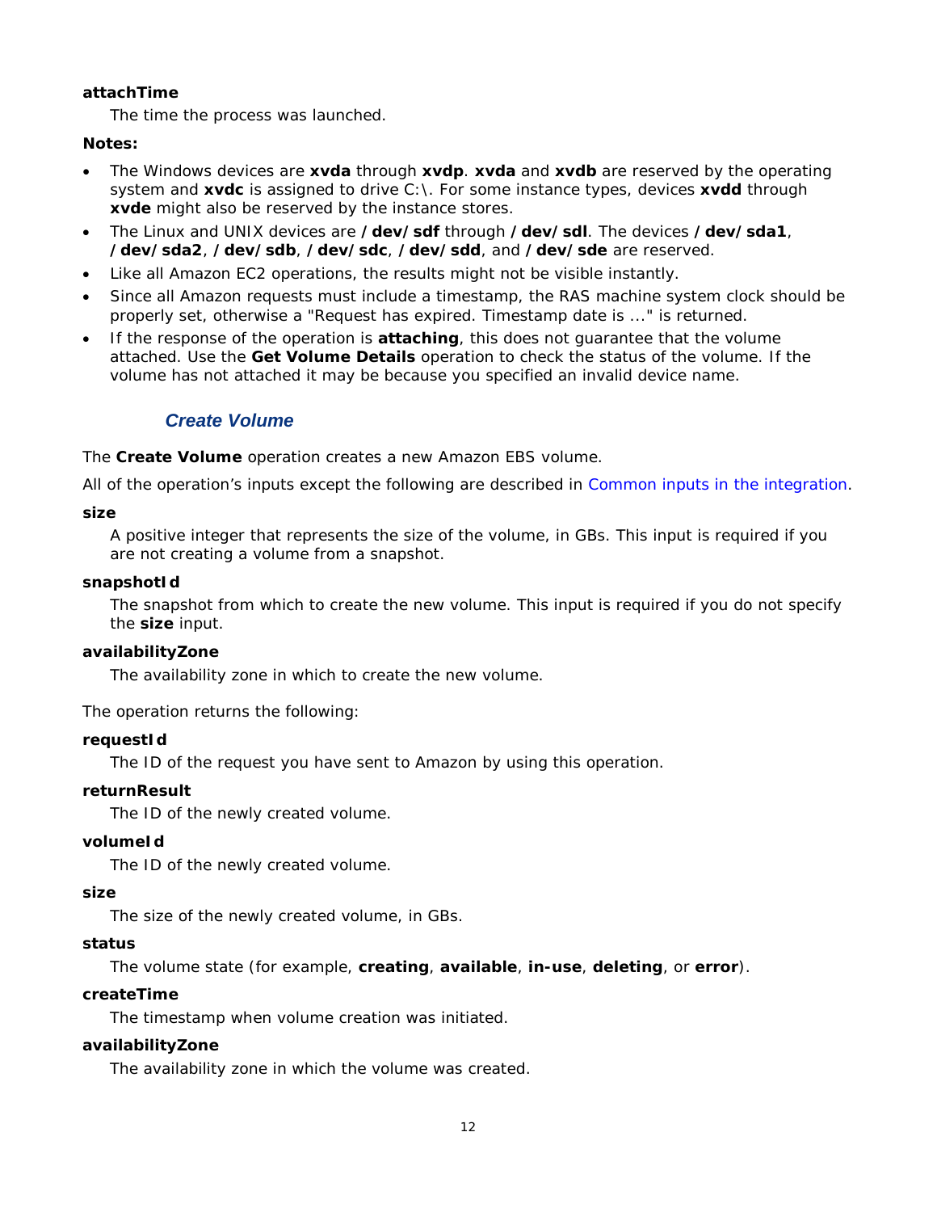**attachTime**

The time the process was launched.

**Notes:**

- The Windows devices are **xvda** through **xvdp**. **xvda** and **xvdb** are reserved by the operating system and **xvdc** is assigned to drive C:\. For some instance types, devices **xvdd** through **xvde** might also be reserved by the instance stores.
- The Linux and UNIX devices are **/dev/sdf** through **/dev/sdl**. The devices **/dev/sda1**, **/dev/sda2**, **/dev/sdb**, **/dev/sdc**, **/dev/sdd**, and **/dev/sde** are reserved.
- Like all Amazon EC2 operations, the results might not be visible instantly.
- Since all Amazon requests must include a timestamp, the RAS machine system clock should be properly set, otherwise a "Request has expired. Timestamp date is ..." is returned.
- If the response of the operation is **attaching**, this does not guarantee that the volume attached. Use the **Get Volume Details** operation to check the status of the volume. If the volume has not attached it may be because you specified an invalid device name.

### *Create Volume*

The **Create Volume** operation creates a new Amazon EBS volume.

All of the operation's inputs except the following are described in Common inputs in the integration.

**size**

A positive integer that represents the size of the volume, in GBs. This input is required if you are not creating a volume from a snapshot.

**snapshotId**

The snapshot from which to create the new volume. This input is required if you do not specify the **size** input.

**availabilityZone**

The availability zone in which to create the new volume.

The operation returns the following:

**requestId**

The ID of the request you have sent to Amazon by using this operation.

**returnResult**

The ID of the newly created volume.

**volumeId**

The ID of the newly created volume.

**size**

The size of the newly created volume, in GBs.

**status**

The volume state (for example, **creating**, **available**, **in-use**, **deleting**, or **error**).

**createTime**

The timestamp when volume creation was initiated.

**availabilityZone**

The availability zone in which the volume was created.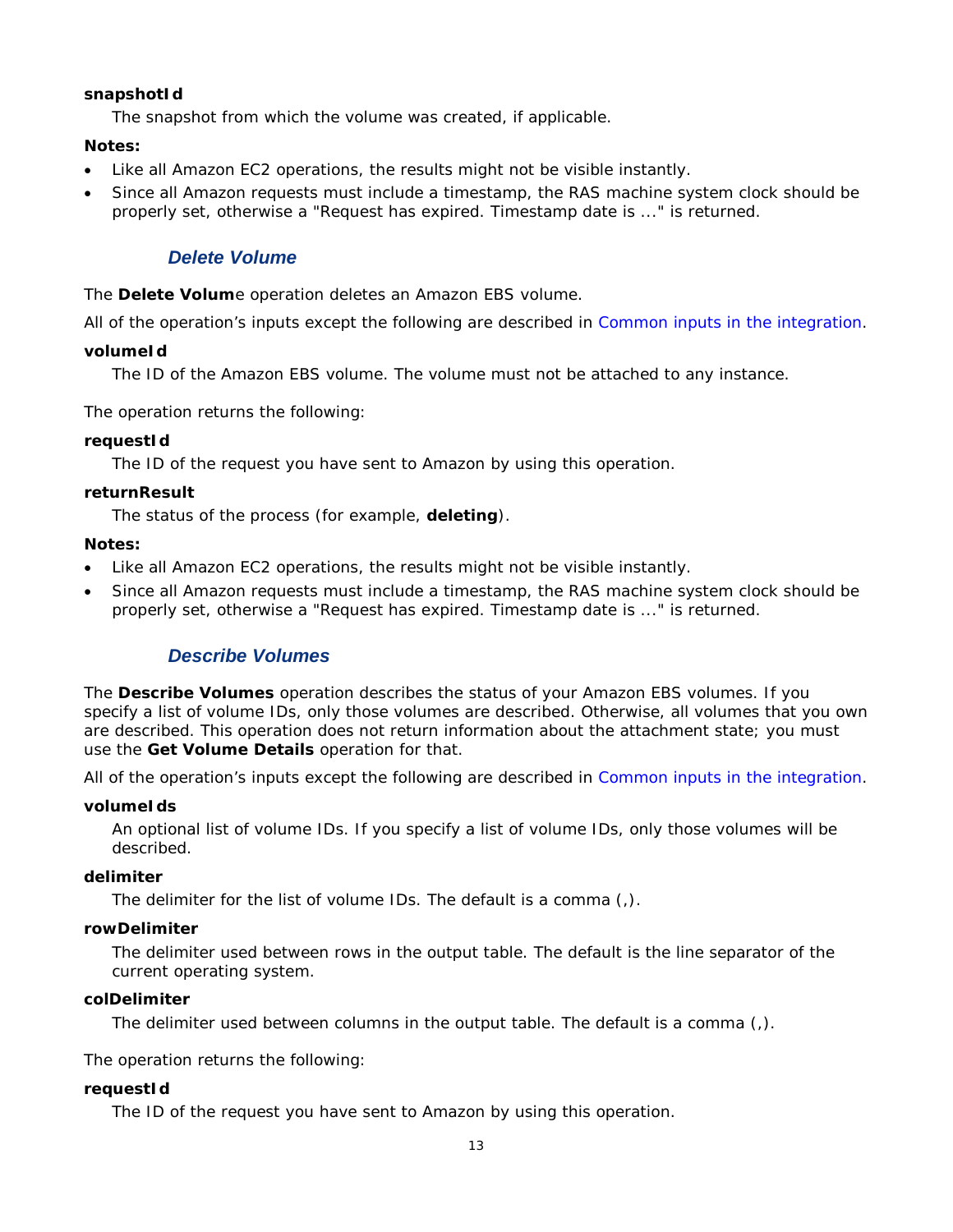**snapshotId**

The snapshot from which the volume was created, if applicable.

**Notes:**

- Like all Amazon EC2 operations, the results might not be visible instantly.
- Since all Amazon requests must include a timestamp, the RAS machine system clock should be properly set, otherwise a "Request has expired. Timestamp date is ..." is returned.

### *Delete Volume*

The **Delete Volum**e operation deletes an Amazon EBS volume.

All of the operation's inputs except the following are described in Common inputs in the integration.

**volumeId**

The ID of the Amazon EBS volume. The volume must not be attached to any instance.

The operation returns the following:

**requestId**

The ID of the request you have sent to Amazon by using this operation.

**returnResult**

The status of the process (for example, **deleting**).

**Notes:**

- Like all Amazon EC2 operations, the results might not be visible instantly.
- Since all Amazon requests must include a timestamp, the RAS machine system clock should be properly set, otherwise a "Request has expired. Timestamp date is ..." is returned.

### *Describe Volumes*

The **Describe Volumes** operation describes the status of your Amazon EBS volumes. If you specify a list of volume IDs, only those volumes are described. Otherwise, all volumes that you own are described. This operation does not return information about the attachment state; you must use the **Get Volume Details** operation for that.

All of the operation's inputs except the following are described in Common inputs in the integration.

**volumeIds**

An optional list of volume IDs. If you specify a list of volume IDs, only those volumes will be described.

**delimiter**

The delimiter for the list of volume IDs. The default is a comma (,).

**rowDelimiter**

The delimiter used between rows in the output table. The default is the line separator of the current operating system.

**colDelimiter**

The delimiter used between columns in the output table. The default is a comma (,).

The operation returns the following:

**requestId**

The ID of the request you have sent to Amazon by using this operation.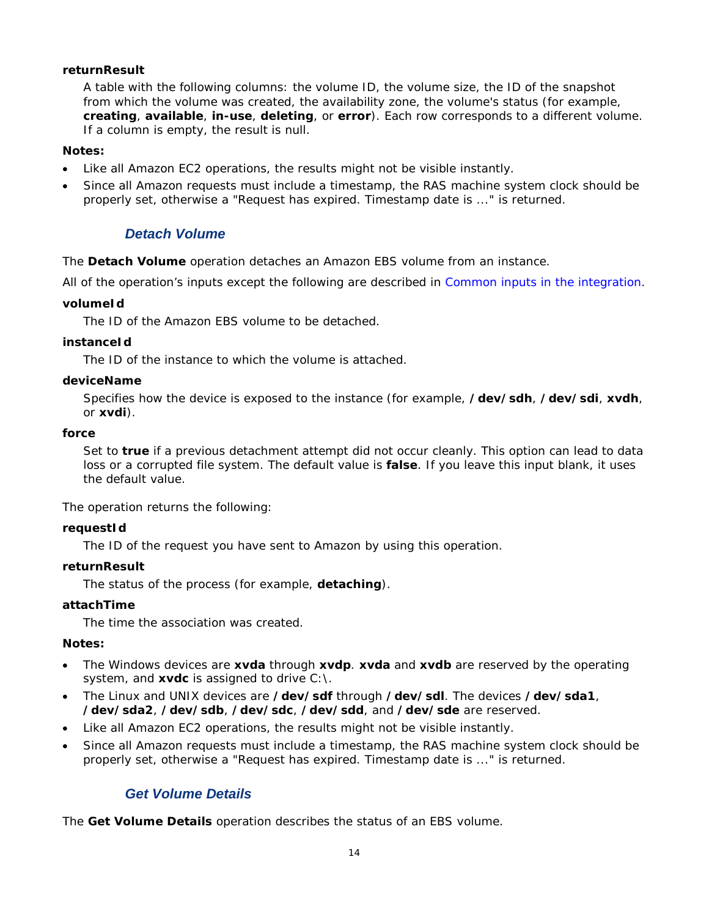**returnResult**

A table with the following columns: the volume ID, the volume size, the ID of the snapshot from which the volume was created, the availability zone, the volume's status (for example, **creating**, **available**, **in-use**, **deleting**, or **error**). Each row corresponds to a different volume. If a column is empty, the result is null.

**Notes:**

- Like all Amazon EC2 operations, the results might not be visible instantly.
- Since all Amazon requests must include a timestamp, the RAS machine system clock should be properly set, otherwise a "Request has expired. Timestamp date is ..." is returned.

### *Detach Volume*

The **Detach Volume** operation detaches an Amazon EBS volume from an instance.

All of the operation's inputs except the following are described in Common inputs in the integration.

**volumeId**

The ID of the Amazon EBS volume to be detached.

**instanceId**

The ID of the instance to which the volume is attached.

**deviceName**

Specifies how the device is exposed to the instance (for example, **/dev/sdh**, **/dev/sdi**, **xvdh**, or **xvdi**).

**force**

Set to **true** if a previous detachment attempt did not occur cleanly. This option can lead to data loss or a corrupted file system. The default value is **false**. If you leave this input blank, it uses the default value.

The operation returns the following:

**requestId**

The ID of the request you have sent to Amazon by using this operation.

**returnResult**

The status of the process (for example, **detaching**).

**attachTime**

The time the association was created.

**Notes:**

- The Windows devices are **xvda** through **xvdp**. **xvda** and **xvdb** are reserved by the operating system, and **xvdc** is assigned to drive C:\.
- The Linux and UNIX devices are **/dev/sdf** through **/dev/sdl**. The devices **/dev/sda1**, **/dev/sda2**, **/dev/sdb**, **/dev/sdc**, **/dev/sdd**, and **/dev/sde** are reserved.
- Like all Amazon EC2 operations, the results might not be visible instantly.
- Since all Amazon requests must include a timestamp, the RAS machine system clock should be properly set, otherwise a "Request has expired. Timestamp date is ..." is returned.

### *Get Volume Details*

The **Get Volume Details** operation describes the status of an EBS volume.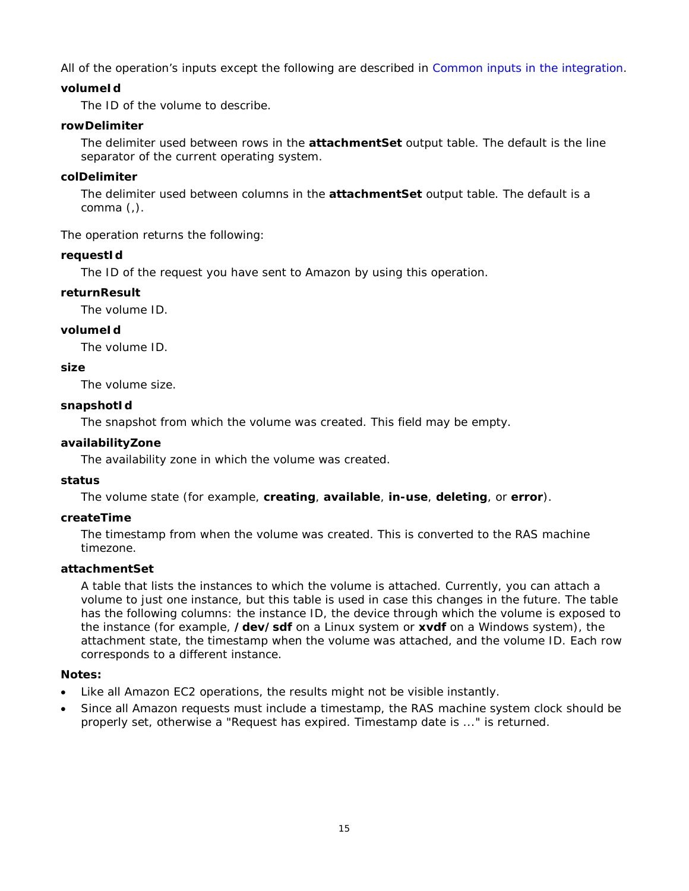All of the operation's inputs except the following are described in Common inputs in the integration.

**volumeId**

The ID of the volume to describe.

**rowDelimiter**

The delimiter used between rows in the **attachmentSet** output table. The default is the line separator of the current operating system.

**colDelimiter**

The delimiter used between columns in the **attachmentSet** output table. The default is a comma (,).

The operation returns the following:

**requestId**

The ID of the request you have sent to Amazon by using this operation.

**returnResult**

The volume ID.

**volumeId**

The volume ID.

**size**

The volume size.

**snapshotId**

The snapshot from which the volume was created. This field may be empty.

**availabilityZone**

The availability zone in which the volume was created.

**status**

The volume state (for example, **creating**, **available**, **in-use**, **deleting**, or **error**).

**createTime**

The timestamp from when the volume was created. This is converted to the RAS machine timezone.

**attachmentSet**

A table that lists the instances to which the volume is attached. Currently, you can attach a volume to just one instance, but this table is used in case this changes in the future. The table has the following columns: the instance ID, the device through which the volume is exposed to the instance (for example, **/dev/sdf** on a Linux system or **xvdf** on a Windows system), the attachment state, the timestamp when the volume was attached, and the volume ID. Each row corresponds to a different instance.

**Notes:**

- Like all Amazon EC2 operations, the results might not be visible instantly.
- Since all Amazon requests must include a timestamp, the RAS machine system clock should be properly set, otherwise a "Request has expired. Timestamp date is ..." is returned.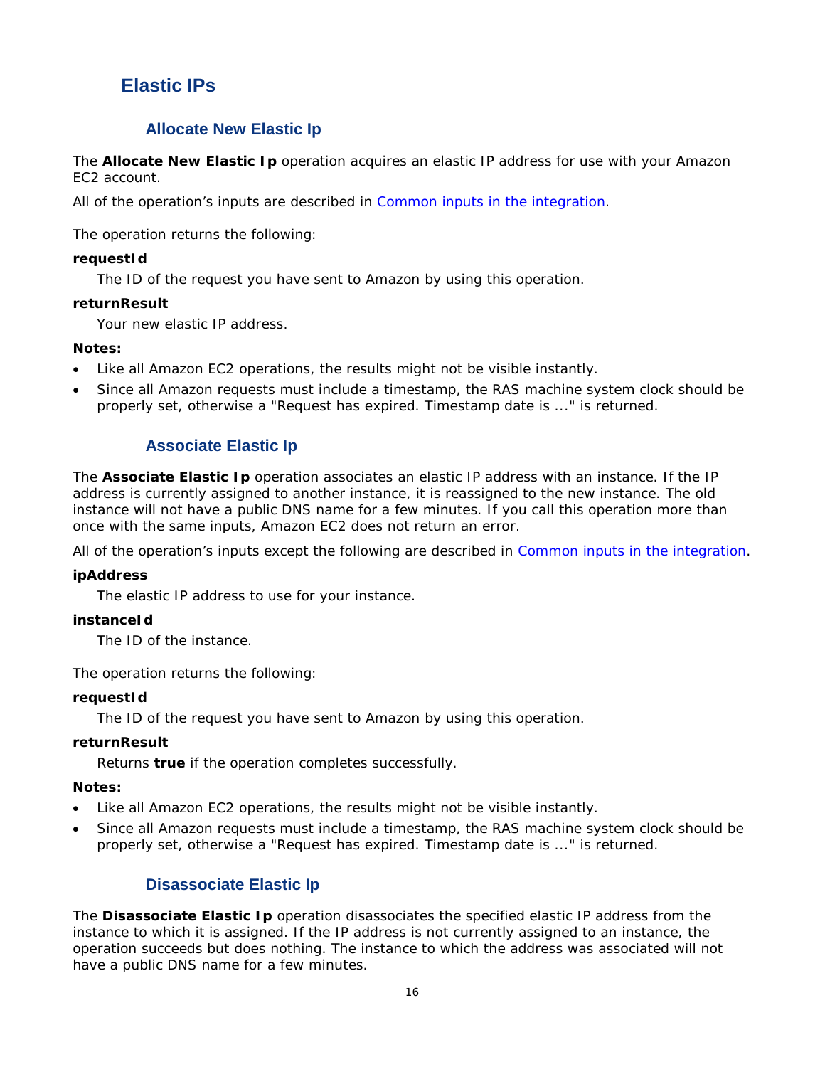## Elastic IPs

### Allocate New Elastic Ip

The **Allocate New Elastic Ip** operation acquires an elastic IP address for use with your Amazon EC2 account.

All of the operation's inputs are described in Common inputs in the integration.

The operation returns the following:

**requestId**

The ID of the request you have sent to Amazon by using this operation.

**returnResult**

Your new elastic IP address.

**Notes:**

- Like all Amazon EC2 operations, the results might not be visible instantly.
- Since all Amazon requests must include a timestamp, the RAS machine system clock should be properly set, otherwise a "Request has expired. Timestamp date is ..." is returned.

### Associate Elastic Ip

The **Associate Elastic Ip** operation associates an elastic IP address with an instance. If the IP address is currently assigned to another instance, it is reassigned to the new instance. The old instance will not have a public DNS name for a few minutes. If you call this operation more than once with the same inputs, Amazon EC2 does not return an error.

All of the operation's inputs except the following are described in Common inputs in the integration.

**ipAddress**

The elastic IP address to use for your instance.

**instanceId**

The ID of the instance.

The operation returns the following:

**requestId**

The ID of the request you have sent to Amazon by using this operation.

**returnResult**

Returns **true** if the operation completes successfully.

**Notes:**

- Like all Amazon EC2 operations, the results might not be visible instantly.
- Since all Amazon requests must include a timestamp, the RAS machine system clock should be properly set, otherwise a "Request has expired. Timestamp date is ..." is returned.

### Disassociate Elastic Ip

The **Disassociate Elastic Ip** operation disassociates the specified elastic IP address from the instance to which it is assigned. If the IP address is not currently assigned to an instance, the operation succeeds but does nothing. The instance to which the address was associated will not have a public DNS name for a few minutes.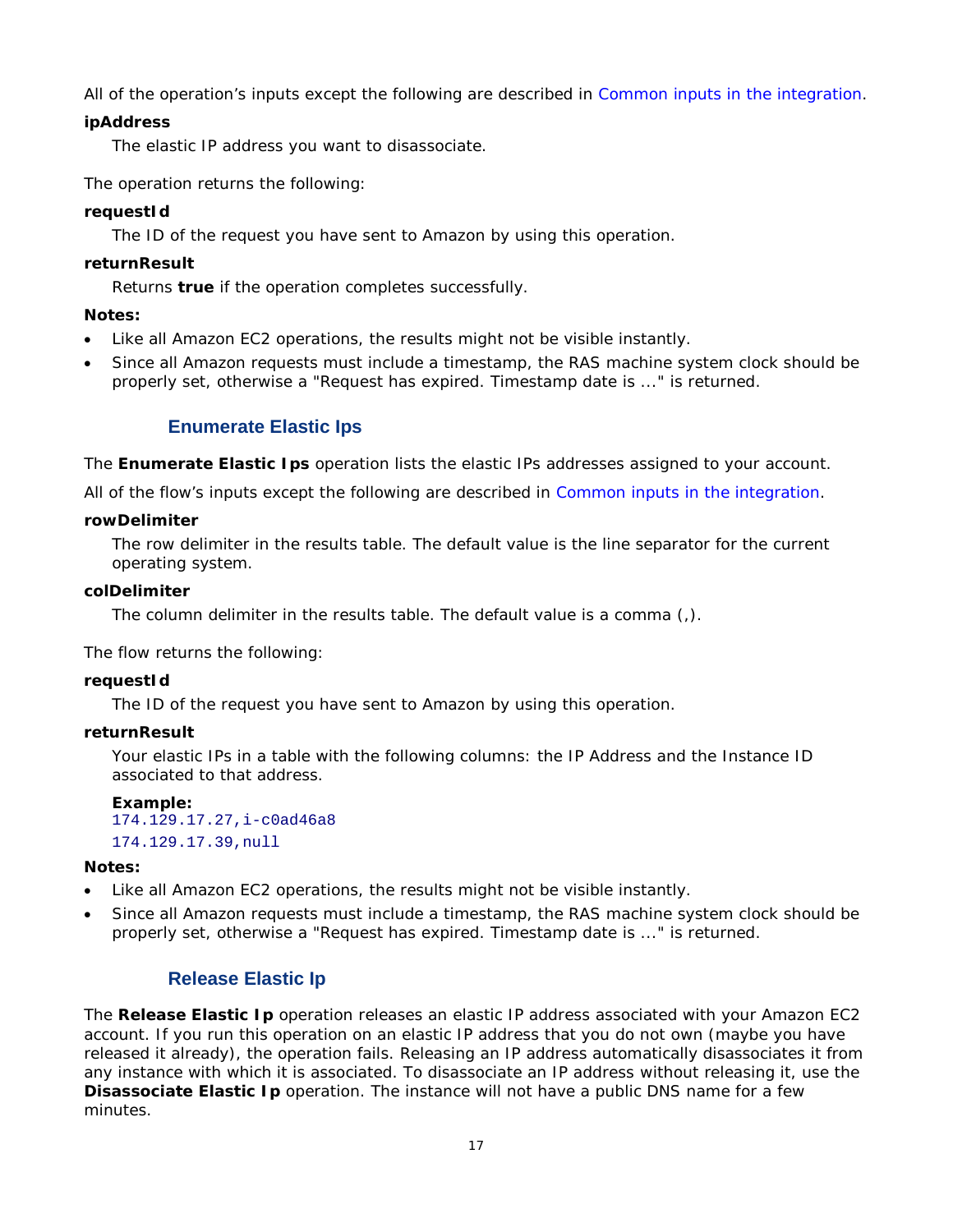All of the operation's inputs except the following are described in Common inputs in the integration.

**ipAddress**

The elastic IP address you want to disassociate.

The operation returns the following:

**requestId**

The ID of the request you have sent to Amazon by using this operation.

**returnResult**

Returns **true** if the operation completes successfully.

**Notes:**

- Like all Amazon EC2 operations, the results might not be visible instantly.
- Since all Amazon requests must include a timestamp, the RAS machine system clock should be properly set, otherwise a "Request has expired. Timestamp date is ..." is returned.

### Enumerate Elastic Ips

The **Enumerate Elastic Ips** operation lists the elastic IPs addresses assigned to your account.

All of the flow's inputs except the following are described in Common inputs in the integration.

**rowDelimiter**

The row delimiter in the results table. The default value is the line separator for the current operating system.

**colDelimiter**

The column delimiter in the results table. The default value is a comma (,).

The flow returns the following:

**requestId**

The ID of the request you have sent to Amazon by using this operation.

**returnResult**

Your elastic IPs in a table with the following columns: the IP Address and the Instance ID associated to that address.

**Example:**

```
174.129.17.27,i-c0ad46a8
174.129.17.39,null
```

**Notes:**

- Like all Amazon EC2 operations, the results might not be visible instantly.
- Since all Amazon requests must include a timestamp, the RAS machine system clock should be properly set, otherwise a "Request has expired. Timestamp date is ..." is returned.

### Release Elastic Ip

The **Release Elastic Ip** operation releases an elastic IP address associated with your Amazon EC2 account. If you run this operation on an elastic IP address that you do not own (maybe you have released it already), the operation fails. Releasing an IP address automatically disassociates it from any instance with which it is associated. To disassociate an IP address without releasing it, use the **Disassociate Elastic Ip** operation. The instance will not have a public DNS name for a few minutes.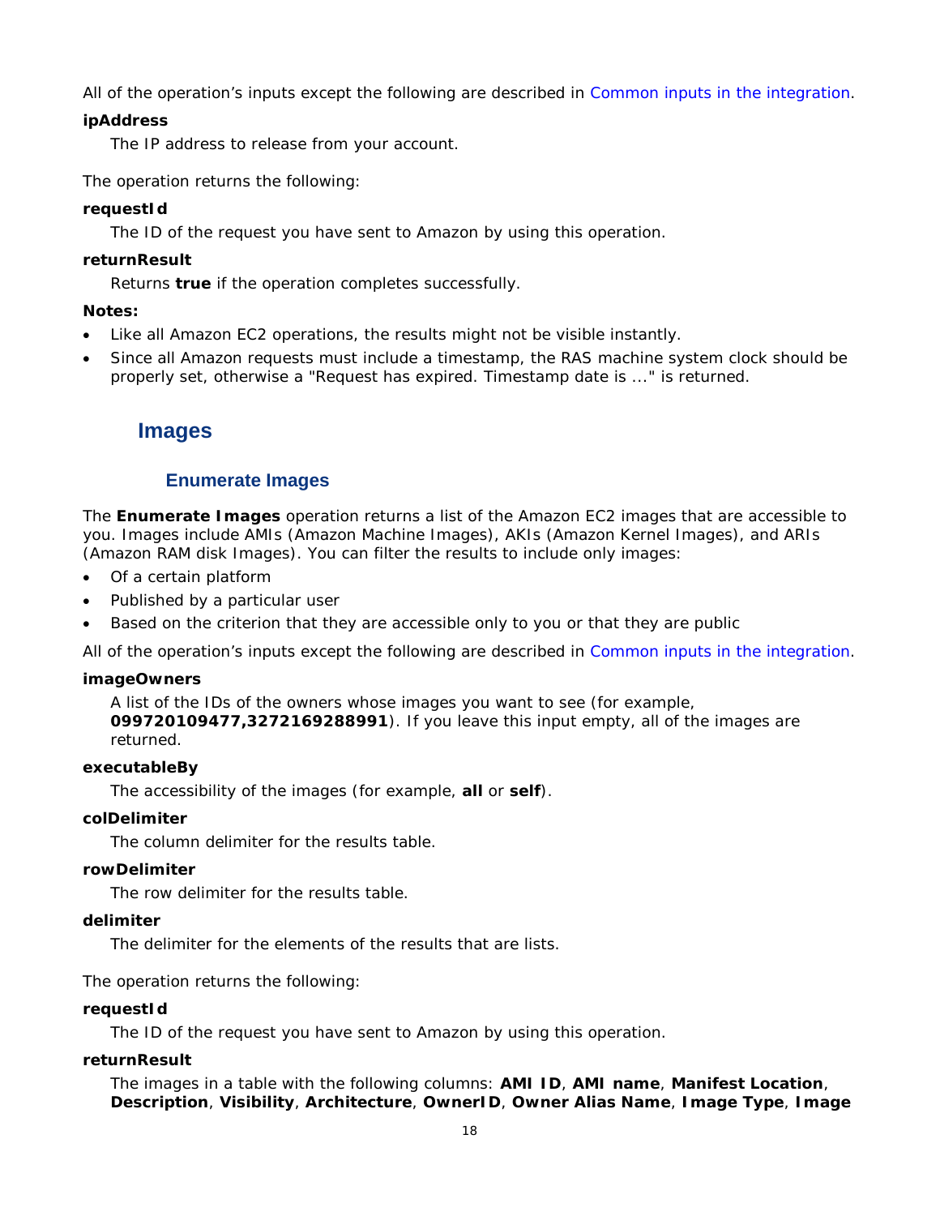All of the operation's inputs except the following are described in Common inputs in the integration.

**ipAddress**

The IP address to release from your account.

The operation returns the following:

**requestId**

The ID of the request you have sent to Amazon by using this operation.

**returnResult**

Returns **true** if the operation completes successfully.

**Notes:**

- Like all Amazon EC2 operations, the results might not be visible instantly.
- Since all Amazon requests must include a timestamp, the RAS machine system clock should be properly set, otherwise a "Request has expired. Timestamp date is ..." is returned.

## Images

### Enumerate Images

The **Enumerate Images** operation returns a list of the Amazon EC2 images that are accessible to you. Images include AMIs (Amazon Machine Images), AKIs (Amazon Kernel Images), and ARIs (Amazon RAM disk Images). You can filter the results to include only images:

- Of a certain platform
- Published by a particular user
- Based on the criterion that they are accessible only to you or that they are public

All of the operation's inputs except the following are described in Common inputs in the integration.

**imageOwners**

A list of the IDs of the owners whose images you want to see (for example, **099720109477,3272169288991**). If you leave this input empty, all of the images are returned.

**executableBy**

The accessibility of the images (for example, **all** or **self**).

**colDelimiter**

The column delimiter for the results table.

**rowDelimiter**

The row delimiter for the results table.

**delimiter**

The delimiter for the elements of the results that are lists.

The operation returns the following:

**requestId**

The ID of the request you have sent to Amazon by using this operation.

**returnResult**

The images in a table with the following columns: **AMI ID**, **AMI name**, **Manifest Location**, **Description**, **Visibility**, **Architecture**, **OwnerID**, **Owner Alias Name**, **Image Type**, **Image**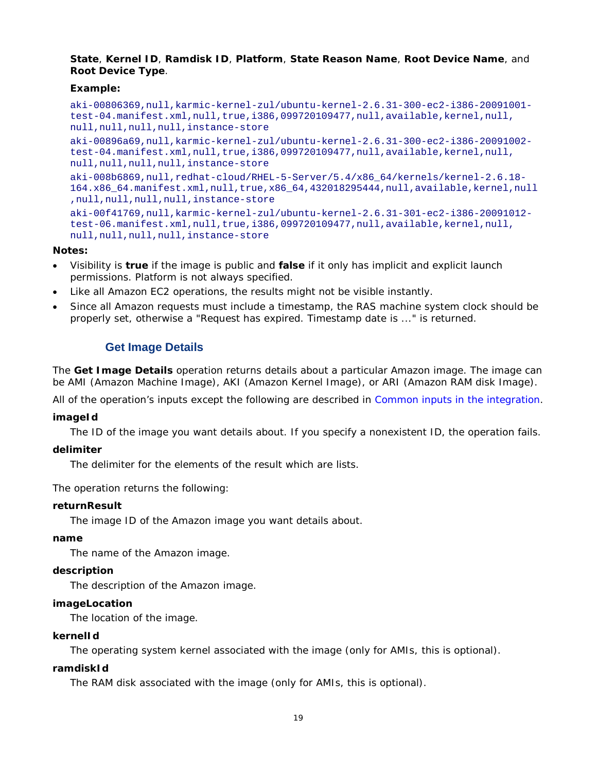**State**, **Kernel ID**, **Ramdisk ID**, **Platform**, **State Reason Name**, **Root Device Name**, and **Root Device Type**.

**Example:**

```
aki-00806369,null,karmic-kernel-zul/ubuntu-kernel-2.6.31-300-ec2-i386-20091001-test-04.manifest.xml,null,true,i386,099720109477,null,available,kernel,null,null,null,null,null,instance-store
aki-00896a69,null,karmic-kernel-zul/ubuntu-kernel-2.6.31-300-ec2-i386-20091002-test-04.manifest.xml,null,true,i386,099720109477,null,available,kernel,null,null,null,null,null,instance-store
aki-008b6869,null,redhat-cloud/RHEL-5-Server/5.4/x86_64/kernels/kernel-2.6.18-164.x86_64.manifest.xml,null,true,x86_64,432018295444,null,available,kernel,null,null,null,null,null,instance-store
aki-00f41769,null,karmic-kernel-zul/ubuntu-kernel-2.6.31-301-ec2-i386-20091012-test-06.manifest.xml,null,true,i386,099720109477,null,available,kernel,null,null,null,null,null,instance-store
```

**Notes:**

- Visibility is **true** if the image is public and **false** if it only has implicit and explicit launch permissions. Platform is not always specified.
- Like all Amazon EC2 operations, the results might not be visible instantly.
- Since all Amazon requests must include a timestamp, the RAS machine system clock should be properly set, otherwise a "Request has expired. Timestamp date is ..." is returned.

### Get Image Details

The **Get Image Details** operation returns details about a particular Amazon image. The image can be AMI (Amazon Machine Image), AKI (Amazon Kernel Image), or ARI (Amazon RAM disk Image).

All of the operation's inputs except the following are described in Common inputs in the integration.

**imageId**

The ID of the image you want details about. If you specify a nonexistent ID, the operation fails.

**delimiter**

The delimiter for the elements of the result which are lists.

The operation returns the following:

**returnResult**

The image ID of the Amazon image you want details about.

**name**

The name of the Amazon image.

**description**

The description of the Amazon image.

**imageLocation**

The location of the image.

**kernelId**

The operating system kernel associated with the image (only for AMIs, this is optional).

**ramdiskId**

The RAM disk associated with the image (only for AMIs, this is optional).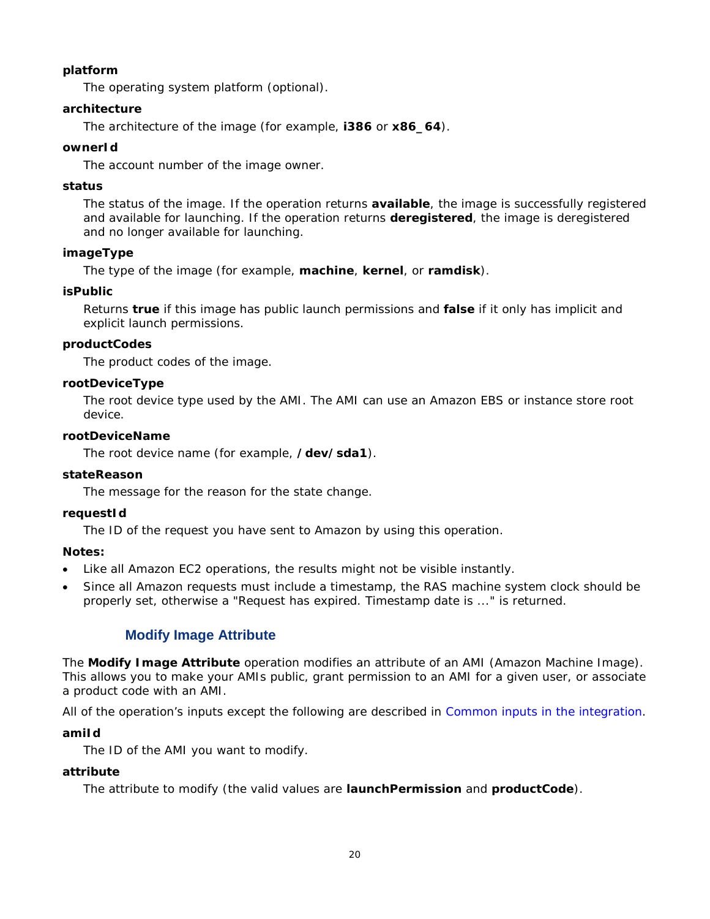**platform**

The operating system platform (optional).

**architecture**

The architecture of the image (for example, **i386** or **x86_64**).

**ownerId**

The account number of the image owner.

**status**

The status of the image. If the operation returns **available**, the image is successfully registered and available for launching. If the operation returns **deregistered**, the image is deregistered and no longer available for launching.

**imageType**

The type of the image (for example, **machine**, **kernel**, or **ramdisk**).

**isPublic**

Returns **true** if this image has public launch permissions and **false** if it only has implicit and explicit launch permissions.

**productCodes**

The product codes of the image.

**rootDeviceType**

The root device type used by the AMI. The AMI can use an Amazon EBS or instance store root device.

**rootDeviceName**

The root device name (for example, **/dev/sda1**).

**stateReason**

The message for the reason for the state change.

**requestId**

The ID of the request you have sent to Amazon by using this operation.

**Notes:**

- Like all Amazon EC2 operations, the results might not be visible instantly.
- Since all Amazon requests must include a timestamp, the RAS machine system clock should be properly set, otherwise a "Request has expired. Timestamp date is ..." is returned.

### Modify Image Attribute

The **Modify Image Attribute** operation modifies an attribute of an AMI (Amazon Machine Image). This allows you to make your AMIs public, grant permission to an AMI for a given user, or associate a product code with an AMI.

All of the operation's inputs except the following are described in Common inputs in the integration.

**amiId**

The ID of the AMI you want to modify.

**attribute**

The attribute to modify (the valid values are **launchPermission** and **productCode**).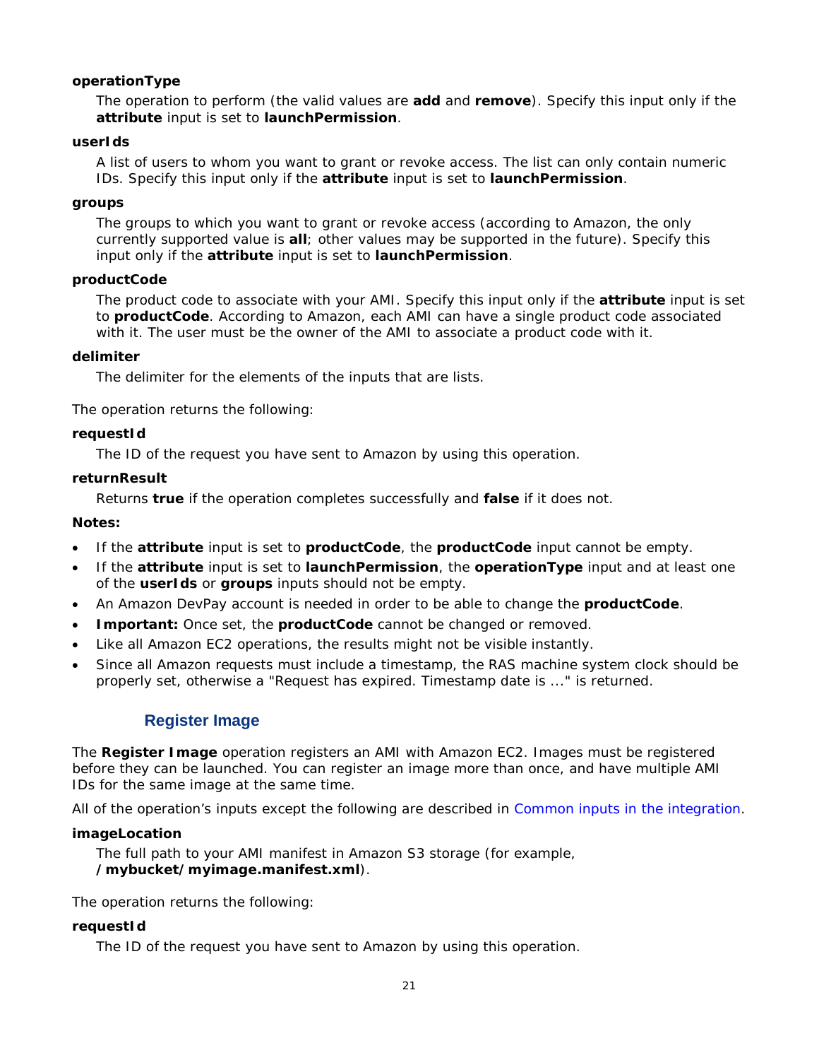**operationType**

The operation to perform (the valid values are **add** and **remove**). Specify this input only if the **attribute** input is set to **launchPermission**.

**userIds**

A list of users to whom you want to grant or revoke access. The list can only contain numeric IDs. Specify this input only if the **attribute** input is set to **launchPermission**.

**groups**

The groups to which you want to grant or revoke access (according to Amazon, the only currently supported value is **all**; other values may be supported in the future). Specify this input only if the **attribute** input is set to **launchPermission**.

**productCode**

The product code to associate with your AMI. Specify this input only if the **attribute** input is set to **productCode**. According to Amazon, each AMI can have a single product code associated with it. The user must be the owner of the AMI to associate a product code with it.

**delimiter**

The delimiter for the elements of the inputs that are lists.

The operation returns the following:

**requestId**

The ID of the request you have sent to Amazon by using this operation.

**returnResult**

Returns **true** if the operation completes successfully and **false** if it does not.

**Notes:**

- If the **attribute** input is set to **productCode**, the **productCode** input cannot be empty.
- If the **attribute** input is set to **launchPermission**, the **operationType** input and at least one of the **userIds** or **groups** inputs should not be empty.
- An Amazon DevPay account is needed in order to be able to change the **productCode**.
- **Important:** Once set, the **productCode** cannot be changed or removed.
- Like all Amazon EC2 operations, the results might not be visible instantly.
- Since all Amazon requests must include a timestamp, the RAS machine system clock should be properly set, otherwise a "Request has expired. Timestamp date is ..." is returned.

### Register Image

The **Register Image** operation registers an AMI with Amazon EC2. Images must be registered before they can be launched. You can register an image more than once, and have multiple AMI IDs for the same image at the same time.

All of the operation's inputs except the following are described in Common inputs in the integration.

**imageLocation**

The full path to your AMI manifest in Amazon S3 storage (for example, **/mybucket/myimage.manifest.xml**).

The operation returns the following:

**requestId**

The ID of the request you have sent to Amazon by using this operation.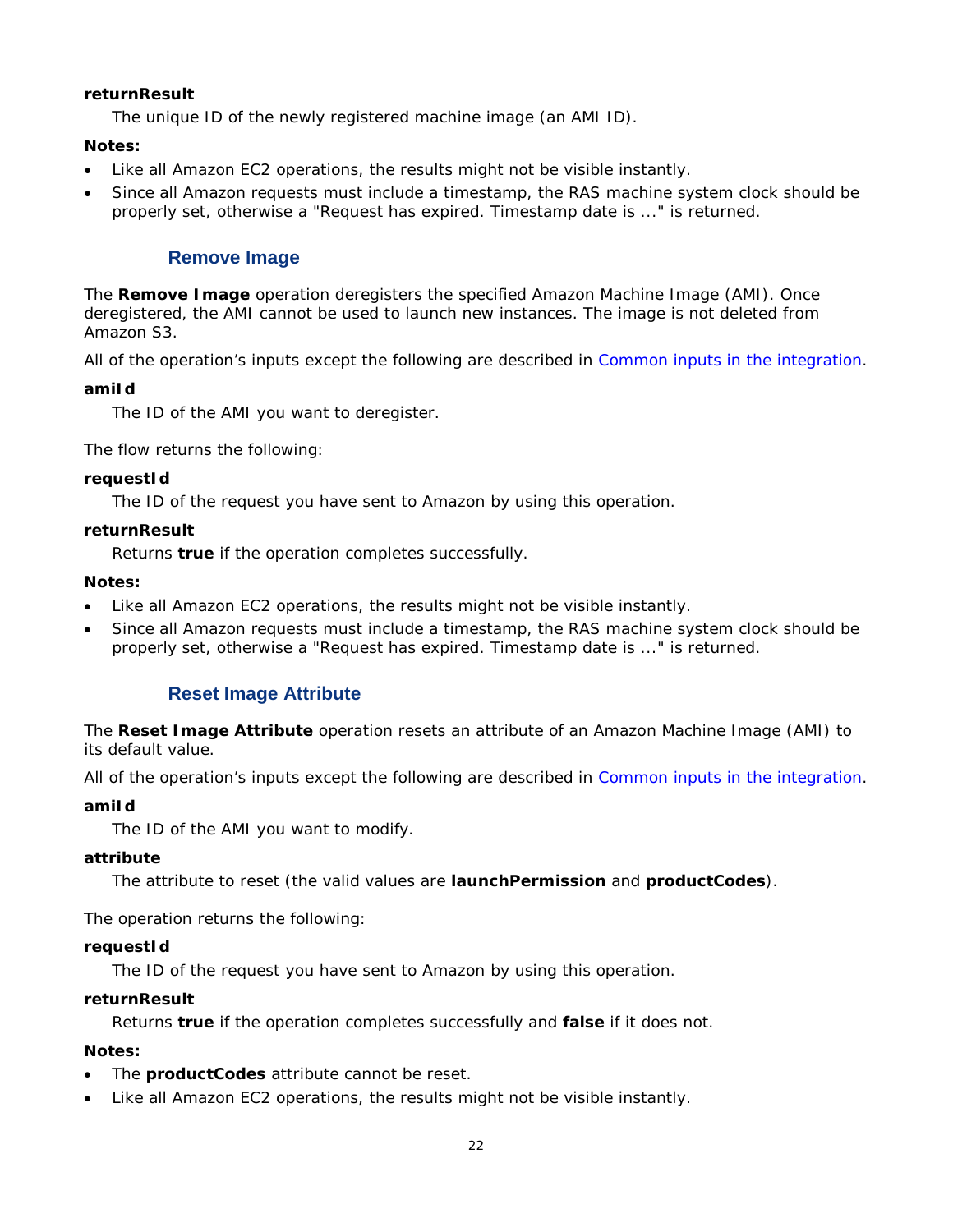**returnResult**

The unique ID of the newly registered machine image (an AMI ID).

**Notes:**

- Like all Amazon EC2 operations, the results might not be visible instantly.
- Since all Amazon requests must include a timestamp, the RAS machine system clock should be properly set, otherwise a "Request has expired. Timestamp date is ..." is returned.

### Remove Image

The **Remove Image** operation deregisters the specified Amazon Machine Image (AMI). Once deregistered, the AMI cannot be used to launch new instances. The image is not deleted from Amazon S3.

All of the operation's inputs except the following are described in Common inputs in the integration.

**amiId**

The ID of the AMI you want to deregister.

The flow returns the following:

**requestId**

The ID of the request you have sent to Amazon by using this operation.

**returnResult**

Returns **true** if the operation completes successfully.

**Notes:**

- Like all Amazon EC2 operations, the results might not be visible instantly.
- Since all Amazon requests must include a timestamp, the RAS machine system clock should be properly set, otherwise a "Request has expired. Timestamp date is ..." is returned.

### Reset Image Attribute

The **Reset Image Attribute** operation resets an attribute of an Amazon Machine Image (AMI) to its default value.

All of the operation's inputs except the following are described in Common inputs in the integration.

**amiId**

The ID of the AMI you want to modify.

**attribute**

The attribute to reset (the valid values are **launchPermission** and **productCodes**).

The operation returns the following:

**requestId**

The ID of the request you have sent to Amazon by using this operation.

**returnResult**

Returns **true** if the operation completes successfully and **false** if it does not.

**Notes:**

- The **productCodes** attribute cannot be reset.
- Like all Amazon EC2 operations, the results might not be visible instantly.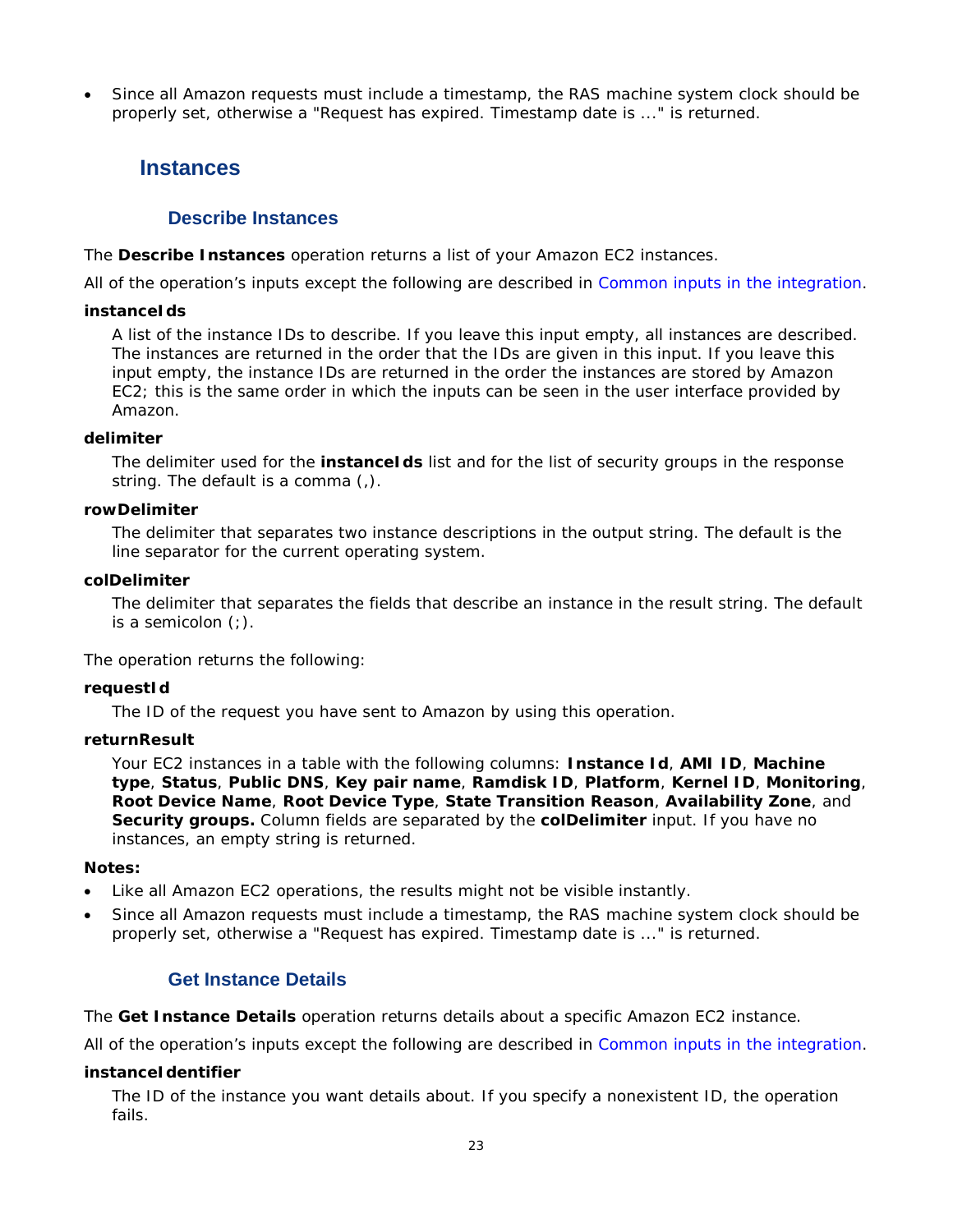- Since all Amazon requests must include a timestamp, the RAS machine system clock should be properly set, otherwise a "Request has expired. Timestamp date is ..." is returned.

## Instances

### Describe Instances

The **Describe Instances** operation returns a list of your Amazon EC2 instances.

All of the operation's inputs except the following are described in Common inputs in the integration.

**instanceIds**

A list of the instance IDs to describe. If you leave this input empty, all instances are described. The instances are returned in the order that the IDs are given in this input. If you leave this input empty, the instance IDs are returned in the order the instances are stored by Amazon EC2; this is the same order in which the inputs can be seen in the user interface provided by Amazon.

**delimiter**

The delimiter used for the **instanceIds** list and for the list of security groups in the response string. The default is a comma (,).

**rowDelimiter**

The delimiter that separates two instance descriptions in the output string. The default is the line separator for the current operating system.

**colDelimiter**

The delimiter that separates the fields that describe an instance in the result string. The default is a semicolon (;).

The operation returns the following:

**requestId**

The ID of the request you have sent to Amazon by using this operation.

**returnResult**

Your EC2 instances in a table with the following columns: **Instance Id**, **AMI ID**, **Machine type**, **Status**, **Public DNS**, **Key pair name**, **Ramdisk ID**, **Platform**, **Kernel ID**, **Monitoring**, **Root Device Name**, **Root Device Type**, **State Transition Reason**, **Availability Zone**, and **Security groups.** Column fields are separated by the **colDelimiter** input. If you have no instances, an empty string is returned.

**Notes:**

- Like all Amazon EC2 operations, the results might not be visible instantly.
- Since all Amazon requests must include a timestamp, the RAS machine system clock should be properly set, otherwise a "Request has expired. Timestamp date is ..." is returned.

### Get Instance Details

The **Get Instance Details** operation returns details about a specific Amazon EC2 instance.

All of the operation's inputs except the following are described in Common inputs in the integration.

**instanceIdentifier**

The ID of the instance you want details about. If you specify a nonexistent ID, the operation fails.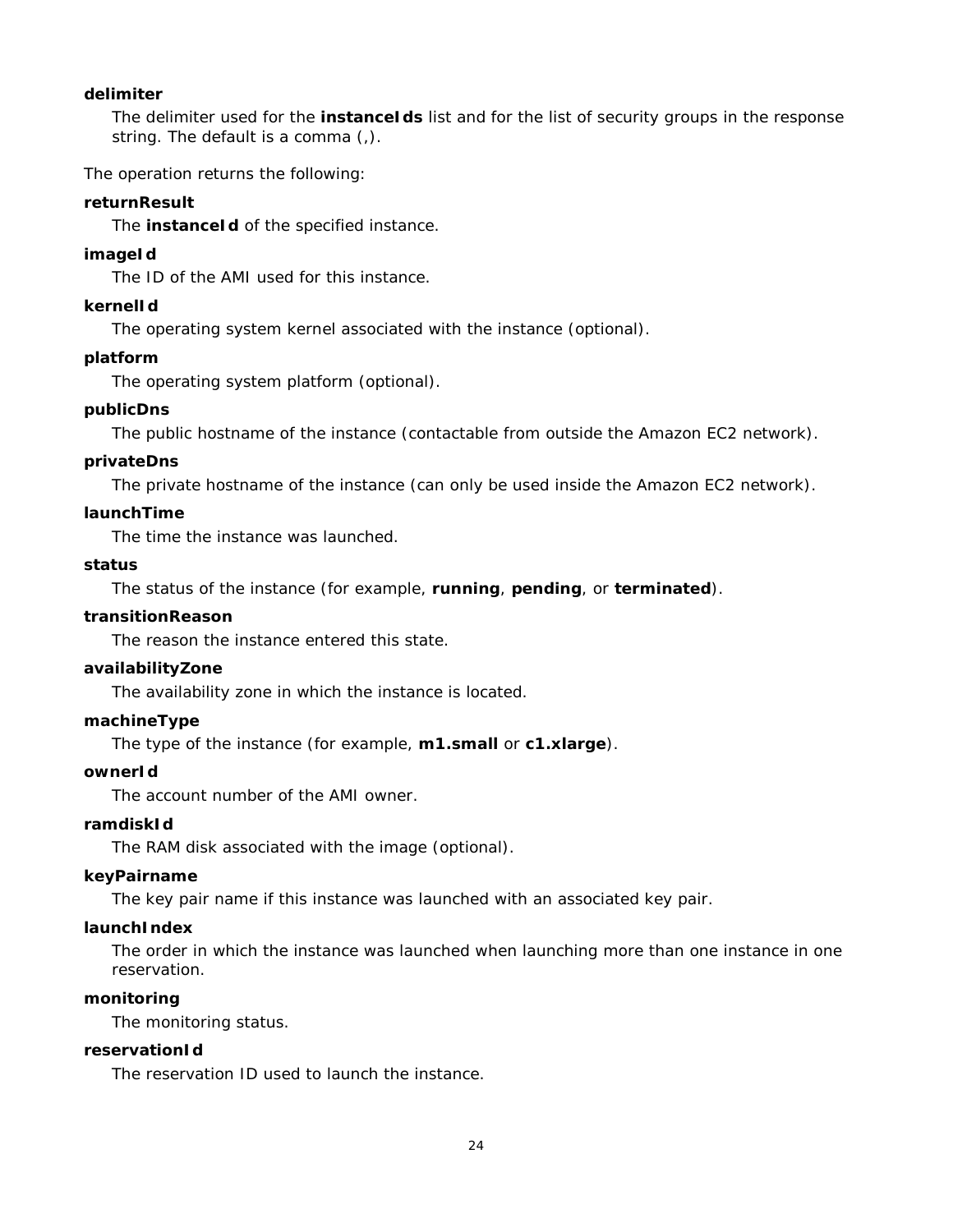**delimiter**

The delimiter used for the **instanceIds** list and for the list of security groups in the response string. The default is a comma (,).

The operation returns the following:

**returnResult**

The **instanceId** of the specified instance.

**imageId**

The ID of the AMI used for this instance.

**kernelId**

The operating system kernel associated with the instance (optional).

**platform**

The operating system platform (optional).

**publicDns**

The public hostname of the instance (contactable from outside the Amazon EC2 network).

**privateDns**

The private hostname of the instance (can only be used inside the Amazon EC2 network).

**launchTime**

The time the instance was launched.

**status**

The status of the instance (for example, **running**, **pending**, or **terminated**).

**transitionReason**

The reason the instance entered this state.

**availabilityZone**

The availability zone in which the instance is located.

**machineType**

The type of the instance (for example, **m1.small** or **c1.xlarge**).

**ownerId**

The account number of the AMI owner.

**ramdiskId**

The RAM disk associated with the image (optional).

**keyPairname**

The key pair name if this instance was launched with an associated key pair.

**launchIndex**

The order in which the instance was launched when launching more than one instance in one reservation.

**monitoring**

The monitoring status.

**reservationId**

The reservation ID used to launch the instance.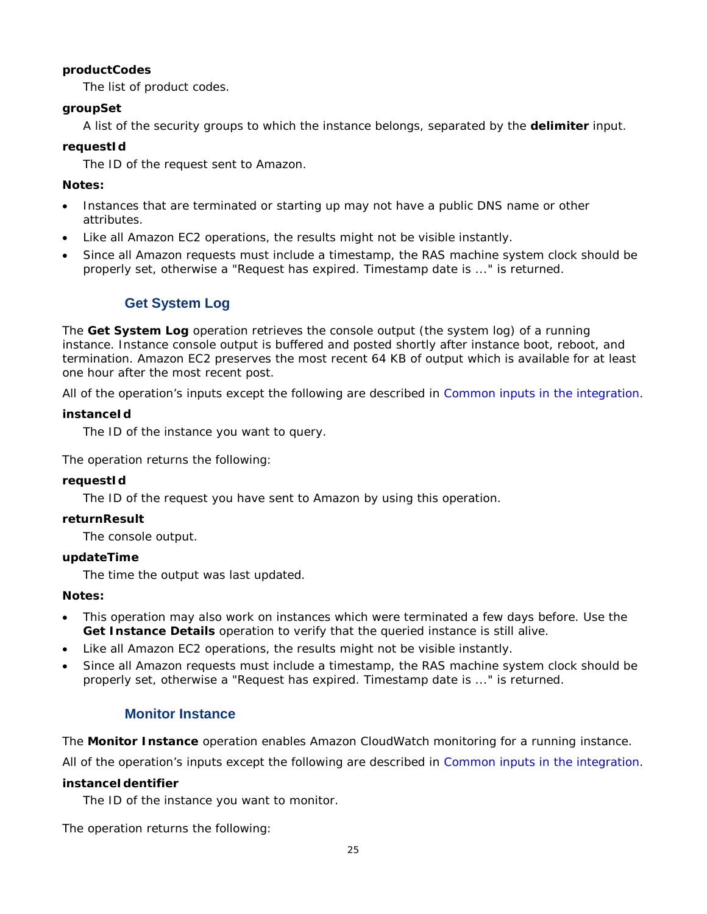**productCodes**

The list of product codes.

**groupSet**

A list of the security groups to which the instance belongs, separated by the **delimiter** input.

**requestId**

The ID of the request sent to Amazon.

**Notes:**

- Instances that are terminated or starting up may not have a public DNS name or other attributes.
- Like all Amazon EC2 operations, the results might not be visible instantly.
- Since all Amazon requests must include a timestamp, the RAS machine system clock should be properly set, otherwise a "Request has expired. Timestamp date is ..." is returned.

### Get System Log

The **Get System Log** operation retrieves the console output (the system log) of a running instance. Instance console output is buffered and posted shortly after instance boot, reboot, and termination. Amazon EC2 preserves the most recent 64 KB of output which is available for at least one hour after the most recent post.

All of the operation's inputs except the following are described in Common inputs in the integration.

**instanceId**

The ID of the instance you want to query.

The operation returns the following:

**requestId**

The ID of the request you have sent to Amazon by using this operation.

**returnResult**

The console output.

**updateTime**

The time the output was last updated.

**Notes:**

- This operation may also work on instances which were terminated a few days before. Use the **Get Instance Details** operation to verify that the queried instance is still alive.
- Like all Amazon EC2 operations, the results might not be visible instantly.
- Since all Amazon requests must include a timestamp, the RAS machine system clock should be properly set, otherwise a "Request has expired. Timestamp date is ..." is returned.

### Monitor Instance

The **Monitor Instance** operation enables Amazon CloudWatch monitoring for a running instance.

All of the operation's inputs except the following are described in Common inputs in the integration.

**instanceIdentifier**

The ID of the instance you want to monitor.

The operation returns the following: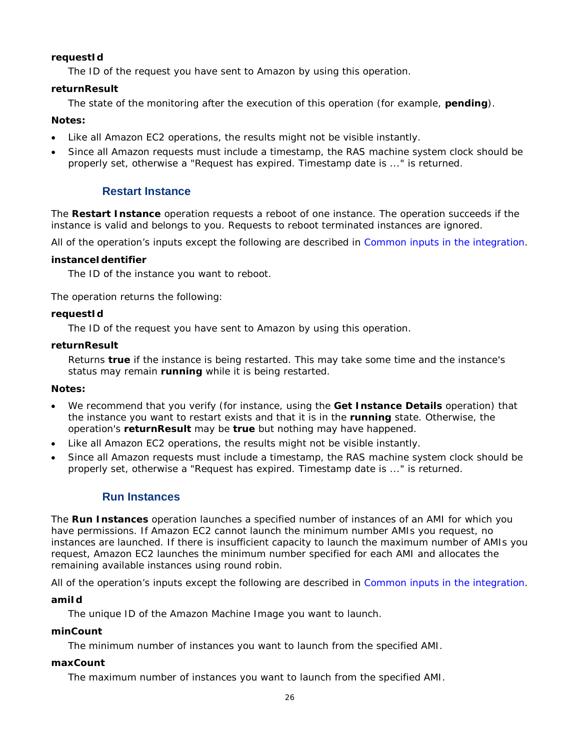**requestId**

The ID of the request you have sent to Amazon by using this operation.

**returnResult**

The state of the monitoring after the execution of this operation (for example, **pending**).

**Notes:**

- Like all Amazon EC2 operations, the results might not be visible instantly.
- Since all Amazon requests must include a timestamp, the RAS machine system clock should be properly set, otherwise a "Request has expired. Timestamp date is ..." is returned.

### Restart Instance

The **Restart Instance** operation requests a reboot of one instance. The operation succeeds if the instance is valid and belongs to you. Requests to reboot terminated instances are ignored.

All of the operation's inputs except the following are described in Common inputs in the integration.

**instanceIdentifier**

The ID of the instance you want to reboot.

The operation returns the following:

**requestId**

The ID of the request you have sent to Amazon by using this operation.

**returnResult**

Returns **true** if the instance is being restarted. This may take some time and the instance's status may remain **running** while it is being restarted.

**Notes:**

- We recommend that you verify (for instance, using the **Get Instance Details** operation) that the instance you want to restart exists and that it is in the **running** state. Otherwise, the operation's **returnResult** may be **true** but nothing may have happened.
- Like all Amazon EC2 operations, the results might not be visible instantly.
- Since all Amazon requests must include a timestamp, the RAS machine system clock should be properly set, otherwise a "Request has expired. Timestamp date is ..." is returned.

### Run Instances

The **Run Instances** operation launches a specified number of instances of an AMI for which you have permissions. If Amazon EC2 cannot launch the minimum number AMIs you request, no instances are launched. If there is insufficient capacity to launch the maximum number of AMIs you request, Amazon EC2 launches the minimum number specified for each AMI and allocates the remaining available instances using round robin.

All of the operation's inputs except the following are described in Common inputs in the integration.

**amiId**

The unique ID of the Amazon Machine Image you want to launch.

**minCount**

The minimum number of instances you want to launch from the specified AMI.

**maxCount**

The maximum number of instances you want to launch from the specified AMI.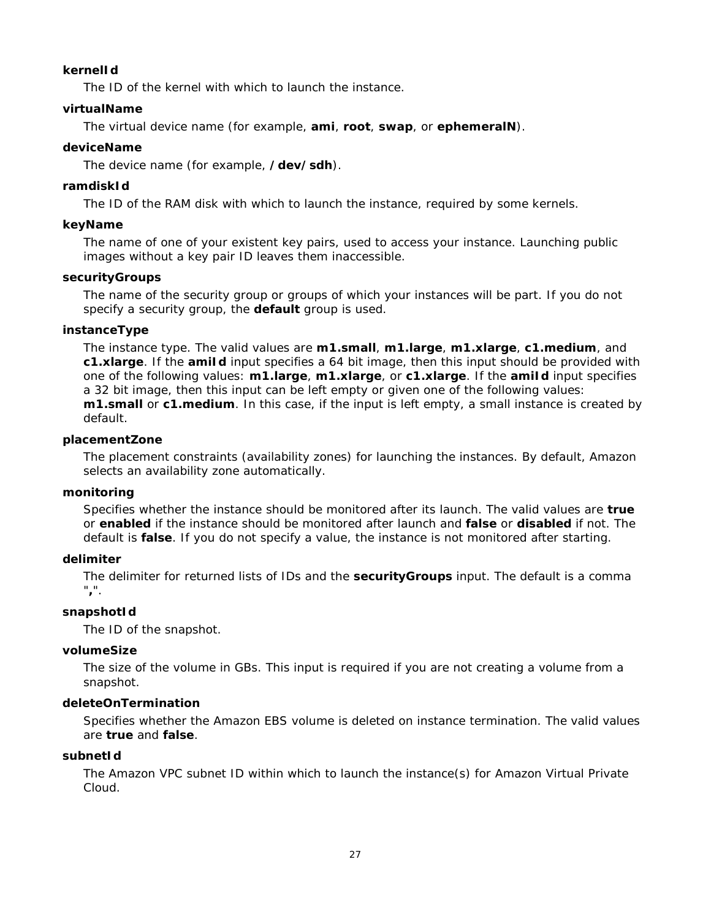**kernelId**

The ID of the kernel with which to launch the instance.

**virtualName**

The virtual device name (for example, **ami**, **root**, **swap**, or **ephemeralN**).

**deviceName**

The device name (for example, **/dev/sdh**).

**ramdiskId**

The ID of the RAM disk with which to launch the instance, required by some kernels.

**keyName**

The name of one of your existent key pairs, used to access your instance. Launching public images without a key pair ID leaves them inaccessible.

**securityGroups**

The name of the security group or groups of which your instances will be part. If you do not specify a security group, the **default** group is used.

**instanceType**

The instance type. The valid values are **m1.small**, **m1.large**, **m1.xlarge**, **c1.medium**, and **c1.xlarge**. If the **amiId** input specifies a 64 bit image, then this input should be provided with one of the following values: **m1.large**, **m1.xlarge**, or **c1.xlarge**. If the **amiId** input specifies a 32 bit image, then this input can be left empty or given one of the following values: **m1.small** or **c1.medium**. In this case, if the input is left empty, a small instance is created by default.

**placementZone**

The placement constraints (availability zones) for launching the instances. By default, Amazon selects an availability zone automatically.

**monitoring**

Specifies whether the instance should be monitored after its launch. The valid values are **true** or **enabled** if the instance should be monitored after launch and **false** or **disabled** if not. The default is **false**. If you do not specify a value, the instance is not monitored after starting.

**delimiter**

The delimiter for returned lists of IDs and the **securityGroups** input. The default is a comma "**,**".

**snapshotId**

The ID of the snapshot.

**volumeSize**

The size of the volume in GBs. This input is required if you are not creating a volume from a snapshot.

**deleteOnTermination**

Specifies whether the Amazon EBS volume is deleted on instance termination. The valid values are **true** and **false**.

**subnetId**

The Amazon VPC subnet ID within which to launch the instance(s) for Amazon Virtual Private Cloud.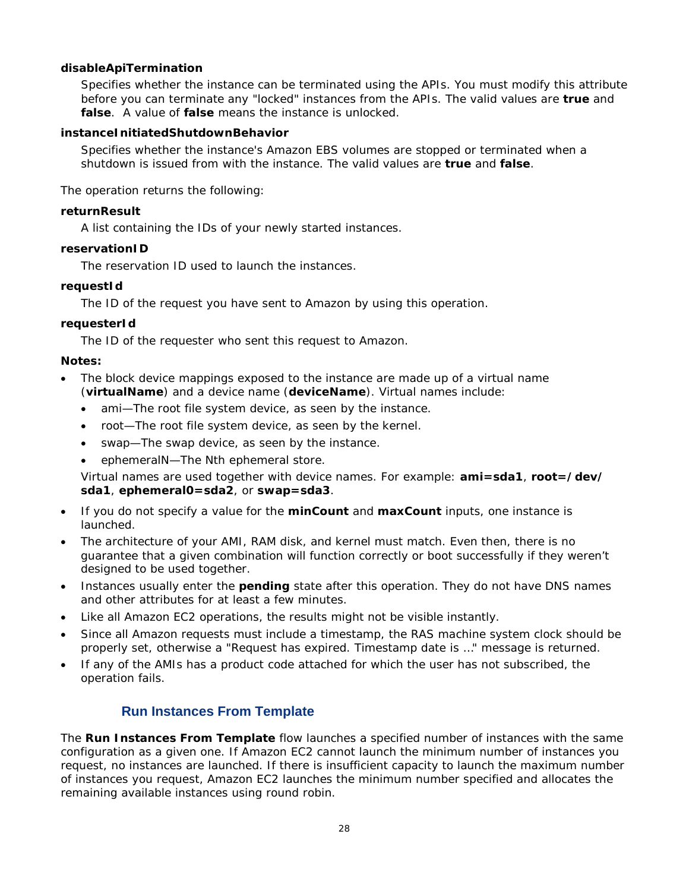**disableApiTermination**

Specifies whether the instance can be terminated using the APIs. You must modify this attribute before you can terminate any "locked" instances from the APIs. The valid values are **true** and **false**. A value of **false** means the instance is unlocked.

**instanceInitiatedShutdownBehavior**

Specifies whether the instance's Amazon EBS volumes are stopped or terminated when a shutdown is issued from with the instance. The valid values are **true** and **false**.

The operation returns the following:

**returnResult**

A list containing the IDs of your newly started instances.

**reservationID**

The reservation ID used to launch the instances.

**requestId**

The ID of the request you have sent to Amazon by using this operation.

**requesterId**

The ID of the requester who sent this request to Amazon.

**Notes:**

- The block device mappings exposed to the instance are made up of a virtual name (**virtualName**) and a device name (**deviceName**). Virtual names include:
  - ami—The root file system device, as seen by the instance.
  - root—The root file system device, as seen by the kernel.
  - swap—The swap device, as seen by the instance.
  - ephemeralN—The Nth ephemeral store.

  Virtual names are used together with device names. For example: **ami=sda1**, **root=/dev/sda1**, **ephemeral0=sda2**, or **swap=sda3**.
- If you do not specify a value for the **minCount** and **maxCount** inputs, one instance is launched.
- The architecture of your AMI, RAM disk, and kernel must match. Even then, there is no guarantee that a given combination will function correctly or boot successfully if they weren't designed to be used together.
- Instances usually enter the **pending** state after this operation. They do not have DNS names and other attributes for at least a few minutes.
- Like all Amazon EC2 operations, the results might not be visible instantly.
- Since all Amazon requests must include a timestamp, the RAS machine system clock should be properly set, otherwise a "Request has expired. Timestamp date is ..." message is returned.
- If any of the AMIs has a product code attached for which the user has not subscribed, the operation fails.

## Run Instances From Template

The **Run Instances From Template** flow launches a specified number of instances with the same configuration as a given one. If Amazon EC2 cannot launch the minimum number of instances you request, no instances are launched. If there is insufficient capacity to launch the maximum number of instances you request, Amazon EC2 launches the minimum number specified and allocates the remaining available instances using round robin.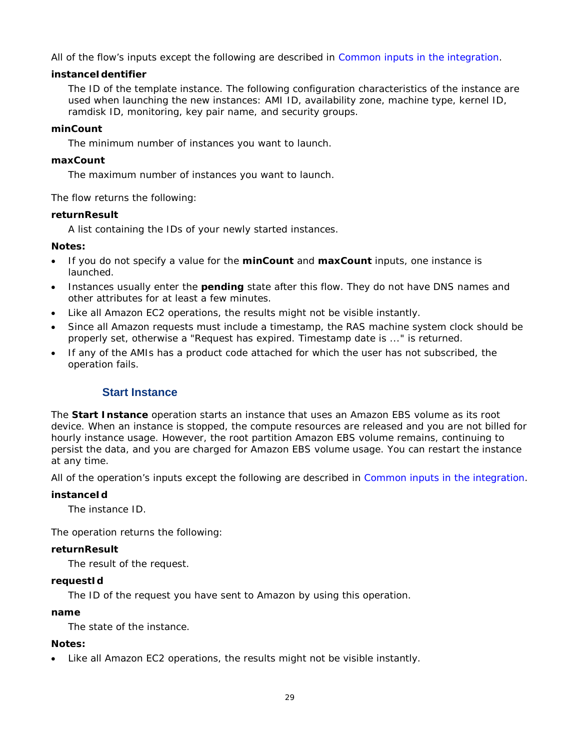All of the flow's inputs except the following are described in Common inputs in the integration.

**instanceIdentifier**

The ID of the template instance. The following configuration characteristics of the instance are used when launching the new instances: AMI ID, availability zone, machine type, kernel ID, ramdisk ID, monitoring, key pair name, and security groups.

**minCount**

The minimum number of instances you want to launch.

**maxCount**

The maximum number of instances you want to launch.

The flow returns the following:

**returnResult**

A list containing the IDs of your newly started instances.

**Notes:**

- If you do not specify a value for the **minCount** and **maxCount** inputs, one instance is launched.
- Instances usually enter the **pending** state after this flow. They do not have DNS names and other attributes for at least a few minutes.
- Like all Amazon EC2 operations, the results might not be visible instantly.
- Since all Amazon requests must include a timestamp, the RAS machine system clock should be properly set, otherwise a "Request has expired. Timestamp date is ..." is returned.
- If any of the AMIs has a product code attached for which the user has not subscribed, the operation fails.

### Start Instance

The **Start Instance** operation starts an instance that uses an Amazon EBS volume as its root device. When an instance is stopped, the compute resources are released and you are not billed for hourly instance usage. However, the root partition Amazon EBS volume remains, continuing to persist the data, and you are charged for Amazon EBS volume usage. You can restart the instance at any time.

All of the operation's inputs except the following are described in Common inputs in the integration.

**instanceId**

The instance ID.

The operation returns the following:

**returnResult**

The result of the request.

**requestId**

The ID of the request you have sent to Amazon by using this operation.

**name**

The state of the instance.

**Notes:**

- Like all Amazon EC2 operations, the results might not be visible instantly.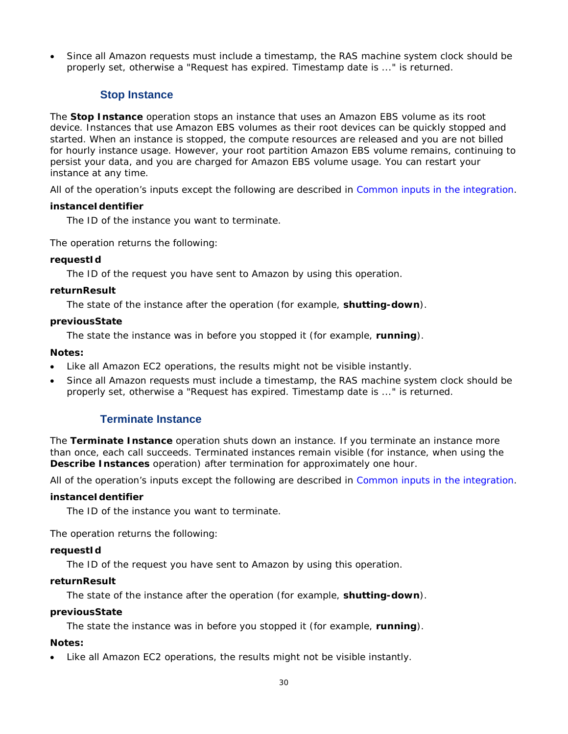- Since all Amazon requests must include a timestamp, the RAS machine system clock should be properly set, otherwise a "Request has expired. Timestamp date is ..." is returned.

### Stop Instance

The **Stop Instance** operation stops an instance that uses an Amazon EBS volume as its root device. Instances that use Amazon EBS volumes as their root devices can be quickly stopped and started. When an instance is stopped, the compute resources are released and you are not billed for hourly instance usage. However, your root partition Amazon EBS volume remains, continuing to persist your data, and you are charged for Amazon EBS volume usage. You can restart your instance at any time.

All of the operation's inputs except the following are described in Common inputs in the integration.

**instanceIdentifier**

The ID of the instance you want to terminate.

The operation returns the following:

**requestId**

The ID of the request you have sent to Amazon by using this operation.

**returnResult**

The state of the instance after the operation (for example, **shutting-down**).

**previousState**

The state the instance was in before you stopped it (for example, **running**).

**Notes:**

- Like all Amazon EC2 operations, the results might not be visible instantly.
- Since all Amazon requests must include a timestamp, the RAS machine system clock should be properly set, otherwise a "Request has expired. Timestamp date is ..." is returned.

### Terminate Instance

The **Terminate Instance** operation shuts down an instance. If you terminate an instance more than once, each call succeeds. Terminated instances remain visible (for instance, when using the **Describe Instances** operation) after termination for approximately one hour.

All of the operation's inputs except the following are described in Common inputs in the integration.

**instanceIdentifier**

The ID of the instance you want to terminate.

The operation returns the following:

**requestId**

The ID of the request you have sent to Amazon by using this operation.

**returnResult**

The state of the instance after the operation (for example, **shutting-down**).

**previousState**

The state the instance was in before you stopped it (for example, **running**).

**Notes:**

- Like all Amazon EC2 operations, the results might not be visible instantly.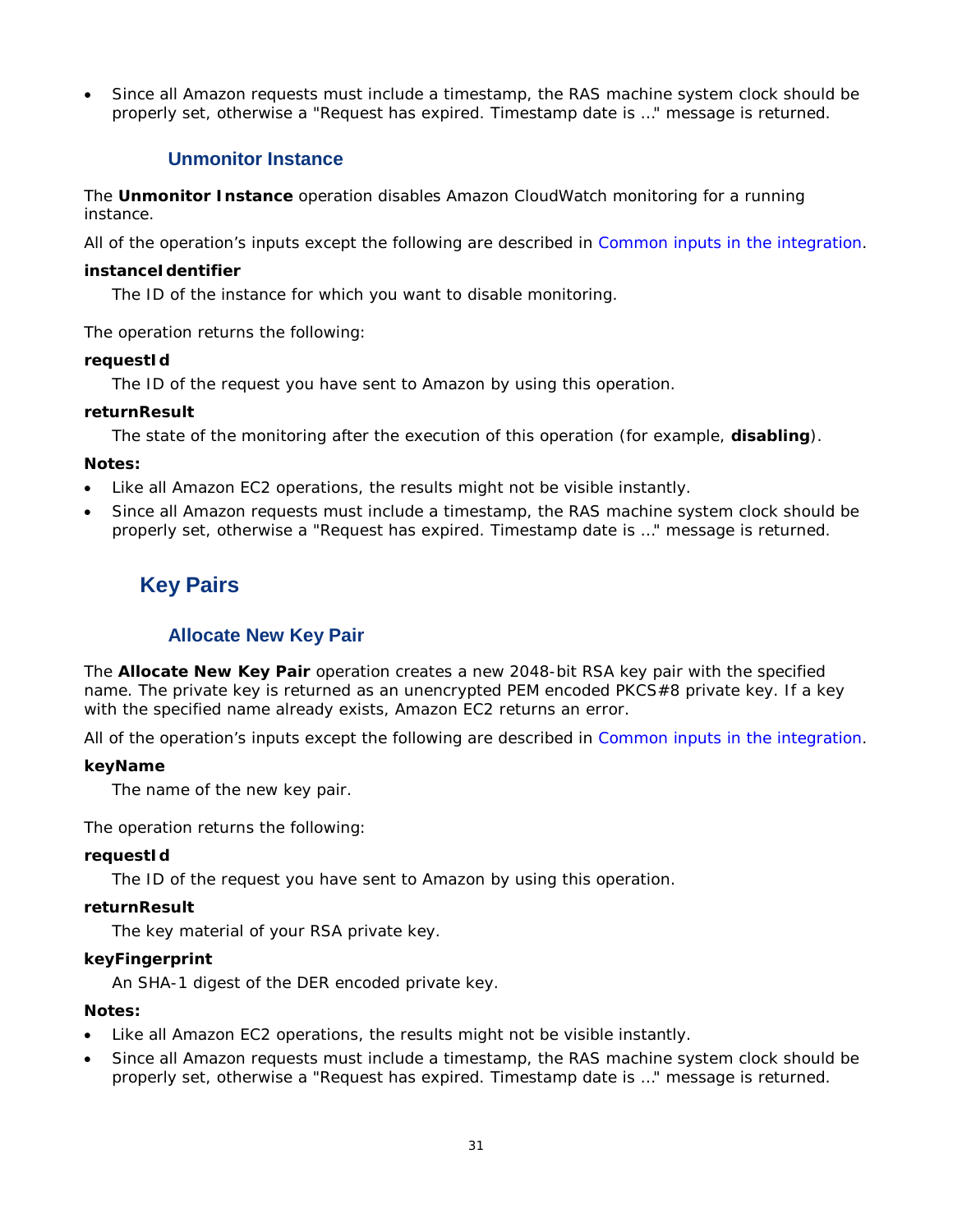- Since all Amazon requests must include a timestamp, the RAS machine system clock should be properly set, otherwise a "Request has expired. Timestamp date is ..." message is returned.

### Unmonitor Instance

The **Unmonitor Instance** operation disables Amazon CloudWatch monitoring for a running instance.

All of the operation's inputs except the following are described in Common inputs in the integration.

**instanceIdentifier**

The ID of the instance for which you want to disable monitoring.

The operation returns the following:

**requestId**

The ID of the request you have sent to Amazon by using this operation.

**returnResult**

The state of the monitoring after the execution of this operation (for example, **disabling**).

**Notes:**

- Like all Amazon EC2 operations, the results might not be visible instantly.
- Since all Amazon requests must include a timestamp, the RAS machine system clock should be properly set, otherwise a "Request has expired. Timestamp date is ..." message is returned.

## Key Pairs

### Allocate New Key Pair

The **Allocate New Key Pair** operation creates a new 2048-bit RSA key pair with the specified name. The private key is returned as an unencrypted PEM encoded PKCS#8 private key. If a key with the specified name already exists, Amazon EC2 returns an error.

All of the operation's inputs except the following are described in Common inputs in the integration.

**keyName**

The name of the new key pair.

The operation returns the following:

**requestId**

The ID of the request you have sent to Amazon by using this operation.

**returnResult**

The key material of your RSA private key.

**keyFingerprint**

An SHA-1 digest of the DER encoded private key.

**Notes:**

- Like all Amazon EC2 operations, the results might not be visible instantly.
- Since all Amazon requests must include a timestamp, the RAS machine system clock should be properly set, otherwise a "Request has expired. Timestamp date is ..." message is returned.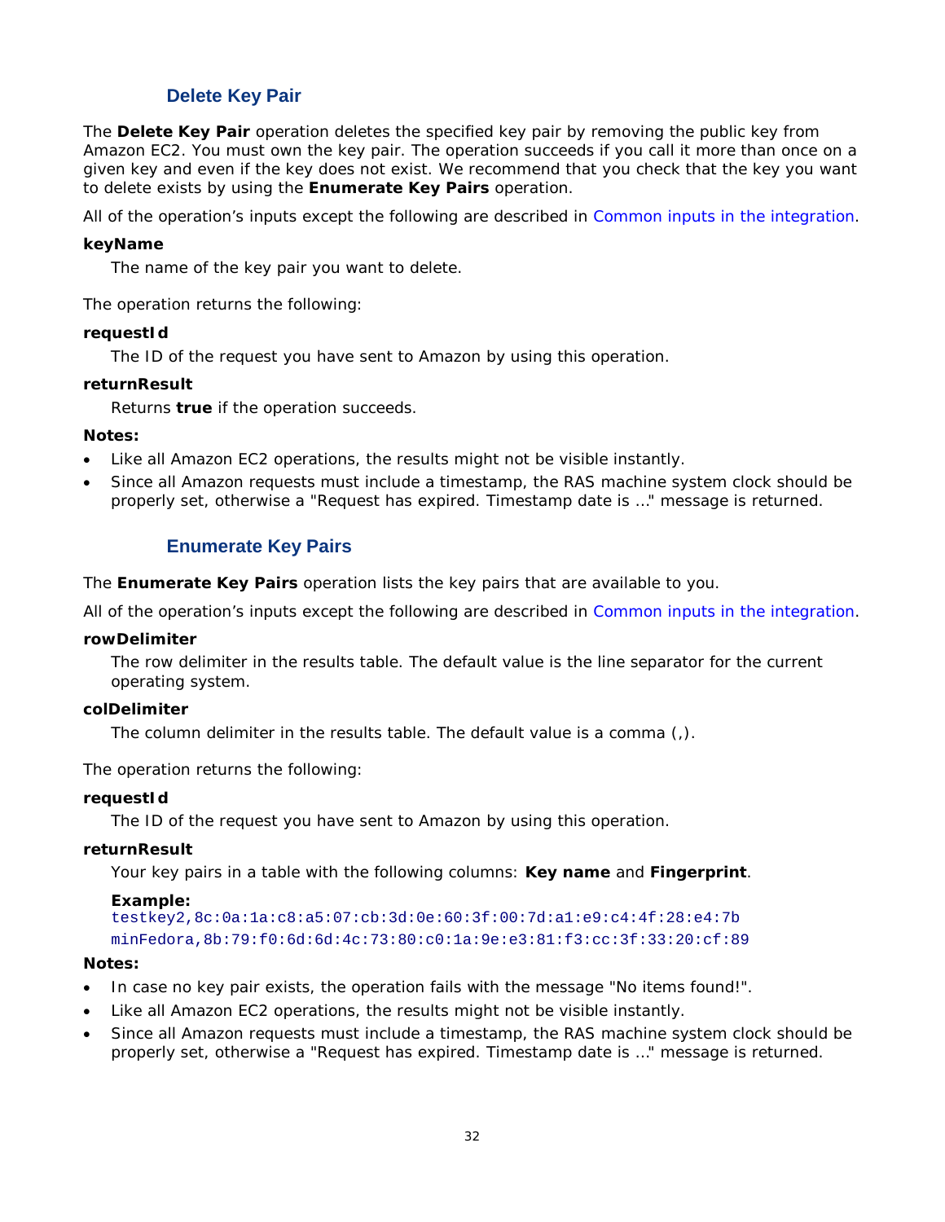### Delete Key Pair

The **Delete Key Pair** operation deletes the specified key pair by removing the public key from Amazon EC2. You must own the key pair. The operation succeeds if you call it more than once on a given key and even if the key does not exist. We recommend that you check that the key you want to delete exists by using the **Enumerate Key Pairs** operation.

All of the operation's inputs except the following are described in Common inputs in the integration.

**keyName**

The name of the key pair you want to delete.

The operation returns the following:

**requestId**

The ID of the request you have sent to Amazon by using this operation.

**returnResult**

Returns **true** if the operation succeeds.

**Notes:**

- Like all Amazon EC2 operations, the results might not be visible instantly.
- Since all Amazon requests must include a timestamp, the RAS machine system clock should be properly set, otherwise a "Request has expired. Timestamp date is ..." message is returned.

### Enumerate Key Pairs

The **Enumerate Key Pairs** operation lists the key pairs that are available to you.

All of the operation's inputs except the following are described in Common inputs in the integration.

**rowDelimiter**

The row delimiter in the results table. The default value is the line separator for the current operating system.

**colDelimiter**

The column delimiter in the results table. The default value is a comma (,).

The operation returns the following:

**requestId**

The ID of the request you have sent to Amazon by using this operation.

**returnResult**

Your key pairs in a table with the following columns: **Key name** and **Fingerprint**.

**Example:**

```
testkey2,8c:0a:1a:c8:a5:07:cb:3d:0e:60:3f:00:7d:a1:e9:c4:4f:28:e4:7b
minFedora,8b:79:f0:6d:6d:4c:73:80:c0:1a:9e:e3:81:f3:cc:3f:33:20:cf:89
```

**Notes:**

- In case no key pair exists, the operation fails with the message "No items found!".
- Like all Amazon EC2 operations, the results might not be visible instantly.
- Since all Amazon requests must include a timestamp, the RAS machine system clock should be properly set, otherwise a "Request has expired. Timestamp date is ..." message is returned.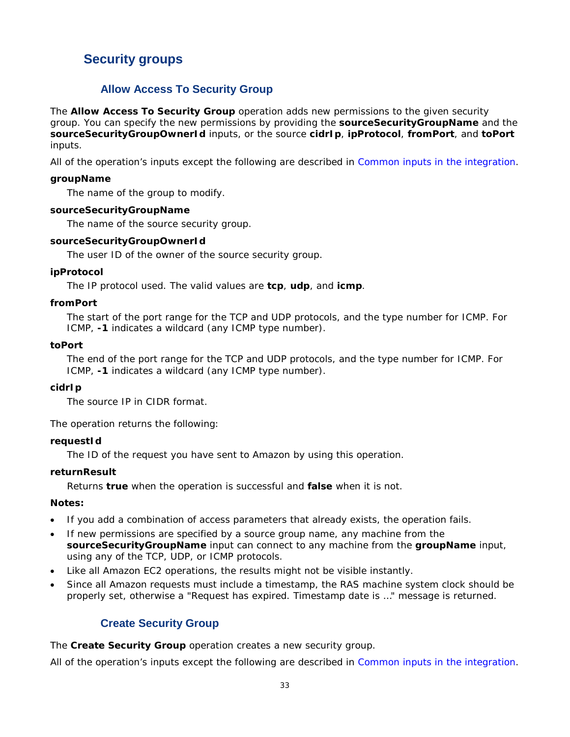## Security groups

### Allow Access To Security Group

The **Allow Access To Security Group** operation adds new permissions to the given security group. You can specify the new permissions by providing the **sourceSecurityGroupName** and the **sourceSecurityGroupOwnerId** inputs, or the source **cidrIp**, **ipProtocol**, **fromPort**, and **toPort** inputs.

All of the operation's inputs except the following are described in Common inputs in the integration.

**groupName**

The name of the group to modify.

**sourceSecurityGroupName**

The name of the source security group.

**sourceSecurityGroupOwnerId**

The user ID of the owner of the source security group.

**ipProtocol**

The IP protocol used. The valid values are **tcp**, **udp**, and **icmp**.

**fromPort**

The start of the port range for the TCP and UDP protocols, and the type number for ICMP. For ICMP, **-1** indicates a wildcard (any ICMP type number).

**toPort**

The end of the port range for the TCP and UDP protocols, and the type number for ICMP. For ICMP, **-1** indicates a wildcard (any ICMP type number).

**cidrIp**

The source IP in CIDR format.

The operation returns the following:

**requestId**

The ID of the request you have sent to Amazon by using this operation.

**returnResult**

Returns **true** when the operation is successful and **false** when it is not.

**Notes:**

- If you add a combination of access parameters that already exists, the operation fails.
- If new permissions are specified by a source group name, any machine from the **sourceSecurityGroupName** input can connect to any machine from the **groupName** input, using any of the TCP, UDP, or ICMP protocols.
- Like all Amazon EC2 operations, the results might not be visible instantly.
- Since all Amazon requests must include a timestamp, the RAS machine system clock should be properly set, otherwise a "Request has expired. Timestamp date is ..." message is returned.

### Create Security Group

The **Create Security Group** operation creates a new security group.

All of the operation's inputs except the following are described in Common inputs in the integration.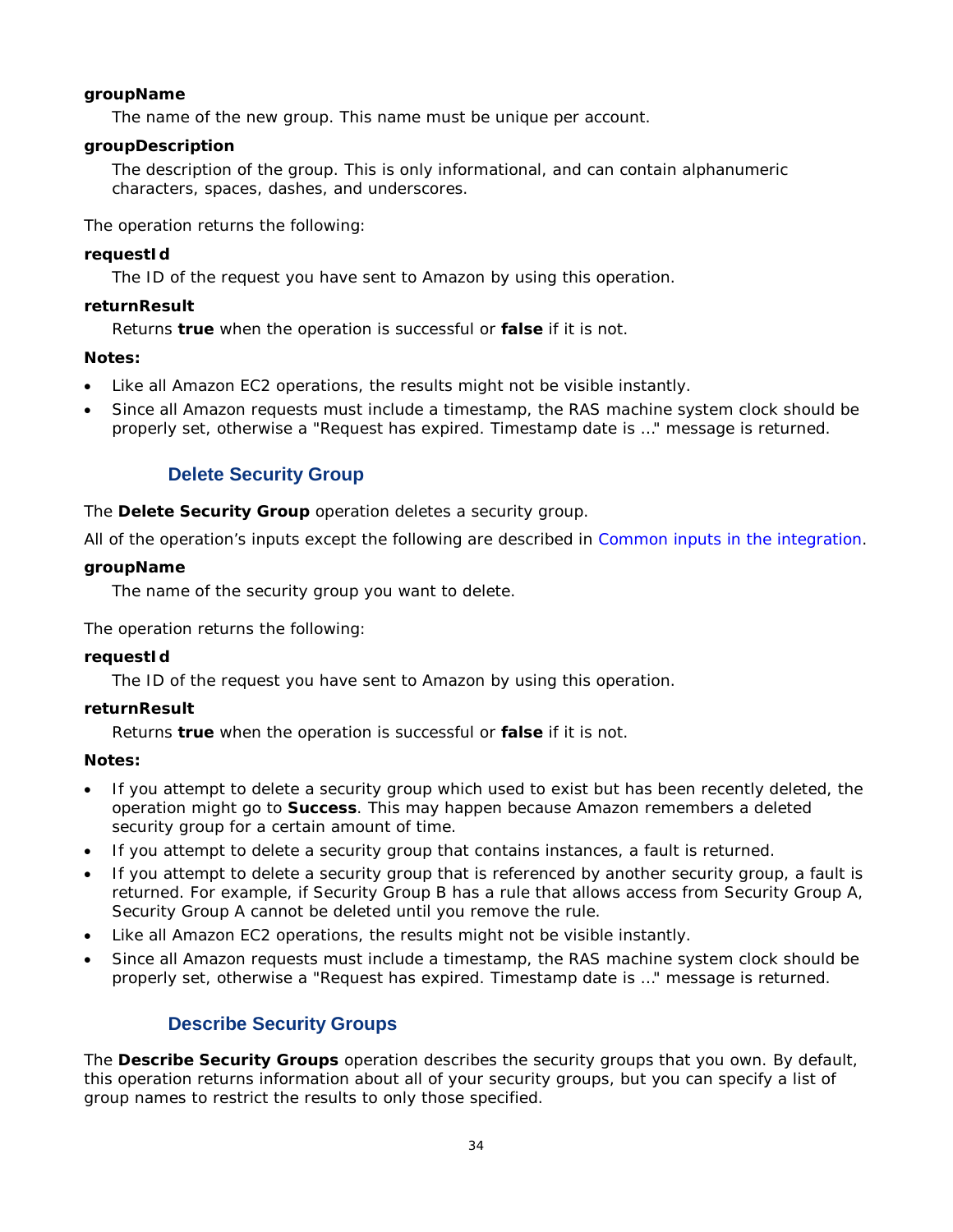**groupName**

The name of the new group. This name must be unique per account.

**groupDescription**

The description of the group. This is only informational, and can contain alphanumeric characters, spaces, dashes, and underscores.

The operation returns the following:

**requestId**

The ID of the request you have sent to Amazon by using this operation.

**returnResult**

Returns **true** when the operation is successful or **false** if it is not.

**Notes:**

- Like all Amazon EC2 operations, the results might not be visible instantly.
- Since all Amazon requests must include a timestamp, the RAS machine system clock should be properly set, otherwise a "Request has expired. Timestamp date is ..." message is returned.

### Delete Security Group

The **Delete Security Group** operation deletes a security group.

All of the operation's inputs except the following are described in Common inputs in the integration.

**groupName**

The name of the security group you want to delete.

The operation returns the following:

**requestId**

The ID of the request you have sent to Amazon by using this operation.

**returnResult**

Returns **true** when the operation is successful or **false** if it is not.

**Notes:**

- If you attempt to delete a security group which used to exist but has been recently deleted, the operation might go to **Success**. This may happen because Amazon remembers a deleted security group for a certain amount of time.
- If you attempt to delete a security group that contains instances, a fault is returned.
- If you attempt to delete a security group that is referenced by another security group, a fault is returned. For example, if Security Group B has a rule that allows access from Security Group A, Security Group A cannot be deleted until you remove the rule.
- Like all Amazon EC2 operations, the results might not be visible instantly.
- Since all Amazon requests must include a timestamp, the RAS machine system clock should be properly set, otherwise a "Request has expired. Timestamp date is ..." message is returned.

### Describe Security Groups

The **Describe Security Groups** operation describes the security groups that you own. By default, this operation returns information about all of your security groups, but you can specify a list of group names to restrict the results to only those specified.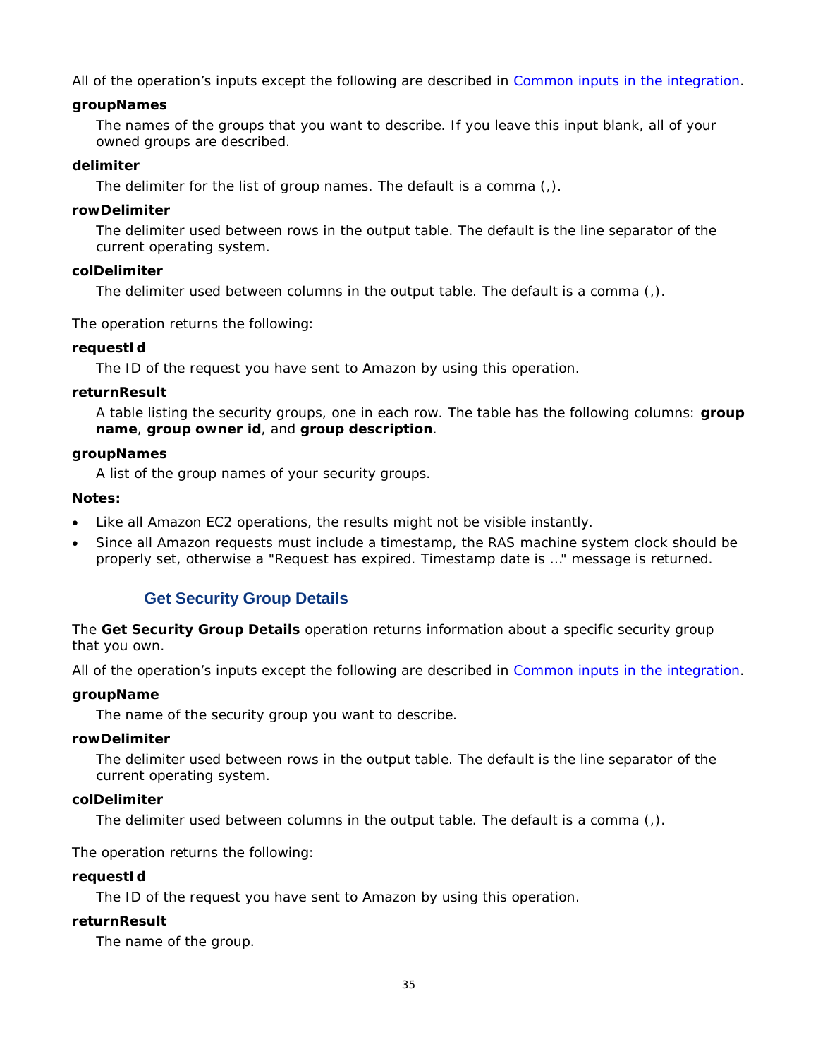All of the operation's inputs except the following are described in Common inputs in the integration.

**groupNames**

The names of the groups that you want to describe. If you leave this input blank, all of your owned groups are described.

**delimiter**

The delimiter for the list of group names. The default is a comma (,).

**rowDelimiter**

The delimiter used between rows in the output table. The default is the line separator of the current operating system.

**colDelimiter**

The delimiter used between columns in the output table. The default is a comma (,).

The operation returns the following:

**requestId**

The ID of the request you have sent to Amazon by using this operation.

**returnResult**

A table listing the security groups, one in each row. The table has the following columns: **group name**, **group owner id**, and **group description**.

**groupNames**

A list of the group names of your security groups.

**Notes:**

- Like all Amazon EC2 operations, the results might not be visible instantly.
- Since all Amazon requests must include a timestamp, the RAS machine system clock should be properly set, otherwise a "Request has expired. Timestamp date is ..." message is returned.

### Get Security Group Details

The **Get Security Group Details** operation returns information about a specific security group that you own.

All of the operation's inputs except the following are described in Common inputs in the integration.

**groupName**

The name of the security group you want to describe.

**rowDelimiter**

The delimiter used between rows in the output table. The default is the line separator of the current operating system.

**colDelimiter**

The delimiter used between columns in the output table. The default is a comma (,).

The operation returns the following:

**requestId**

The ID of the request you have sent to Amazon by using this operation.

**returnResult**

The name of the group.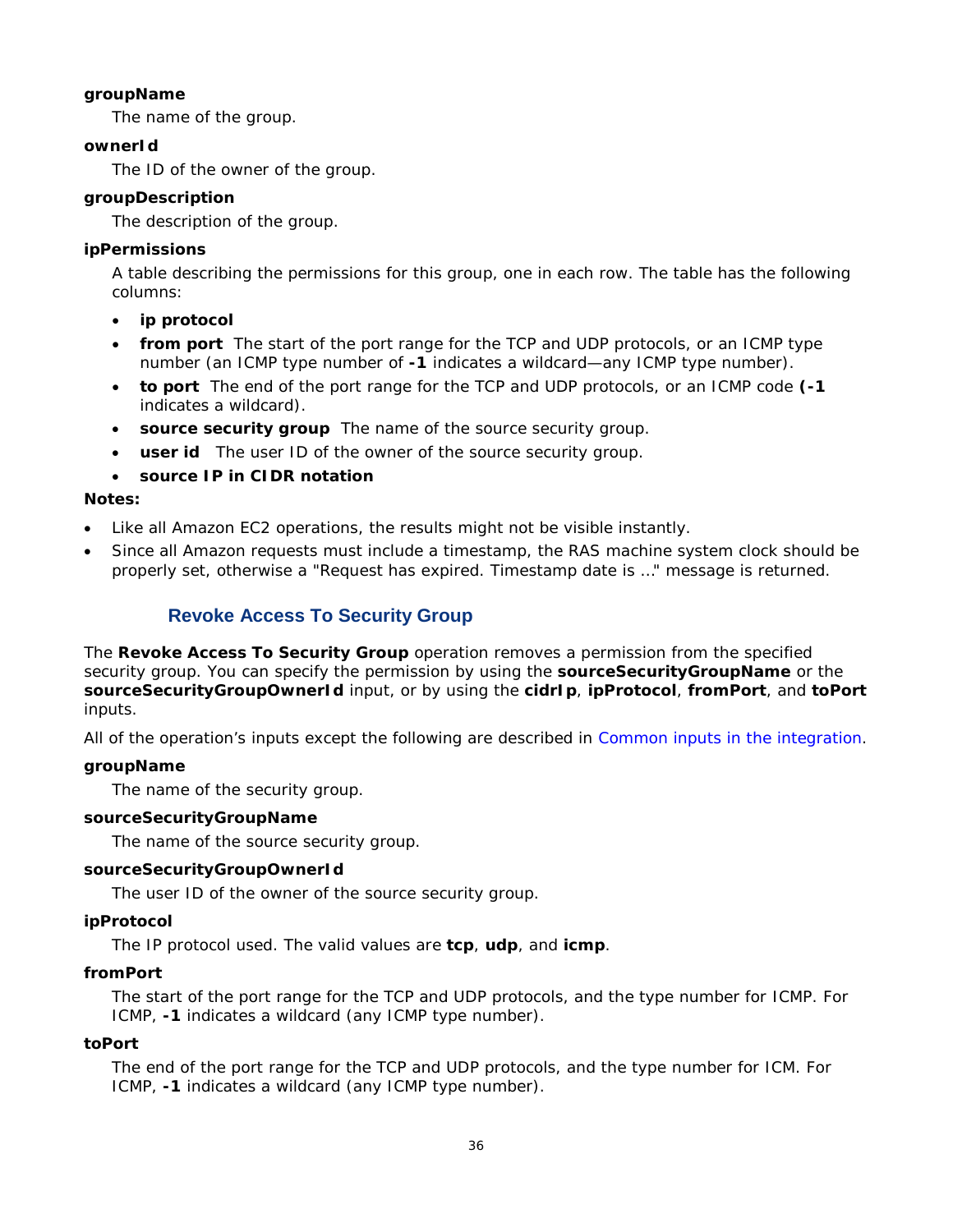**groupName**

The name of the group.

**ownerId**

The ID of the owner of the group.

**groupDescription**

The description of the group.

**ipPermissions**

A table describing the permissions for this group, one in each row. The table has the following columns:

- **ip protocol**
- **from port** The start of the port range for the TCP and UDP protocols, or an ICMP type number (an ICMP type number of **-1** indicates a wildcard—any ICMP type number).
- **to port** The end of the port range for the TCP and UDP protocols, or an ICMP code **(-1** indicates a wildcard).
- **source security group** The name of the source security group.
- **user id** The user ID of the owner of the source security group.
- **source IP in CIDR notation**

**Notes:**

- Like all Amazon EC2 operations, the results might not be visible instantly.
- Since all Amazon requests must include a timestamp, the RAS machine system clock should be properly set, otherwise a "Request has expired. Timestamp date is ..." message is returned.

### Revoke Access To Security Group

The **Revoke Access To Security Group** operation removes a permission from the specified security group. You can specify the permission by using the **sourceSecurityGroupName** or the **sourceSecurityGroupOwnerId** input, or by using the **cidrIp**, **ipProtocol**, **fromPort**, and **toPort** inputs.

All of the operation's inputs except the following are described in Common inputs in the integration.

**groupName**

The name of the security group.

**sourceSecurityGroupName**

The name of the source security group.

**sourceSecurityGroupOwnerId**

The user ID of the owner of the source security group.

**ipProtocol**

The IP protocol used. The valid values are **tcp**, **udp**, and **icmp**.

**fromPort**

The start of the port range for the TCP and UDP protocols, and the type number for ICMP. For ICMP, **-1** indicates a wildcard (any ICMP type number).

**toPort**

The end of the port range for the TCP and UDP protocols, and the type number for ICM. For ICMP, **-1** indicates a wildcard (any ICMP type number).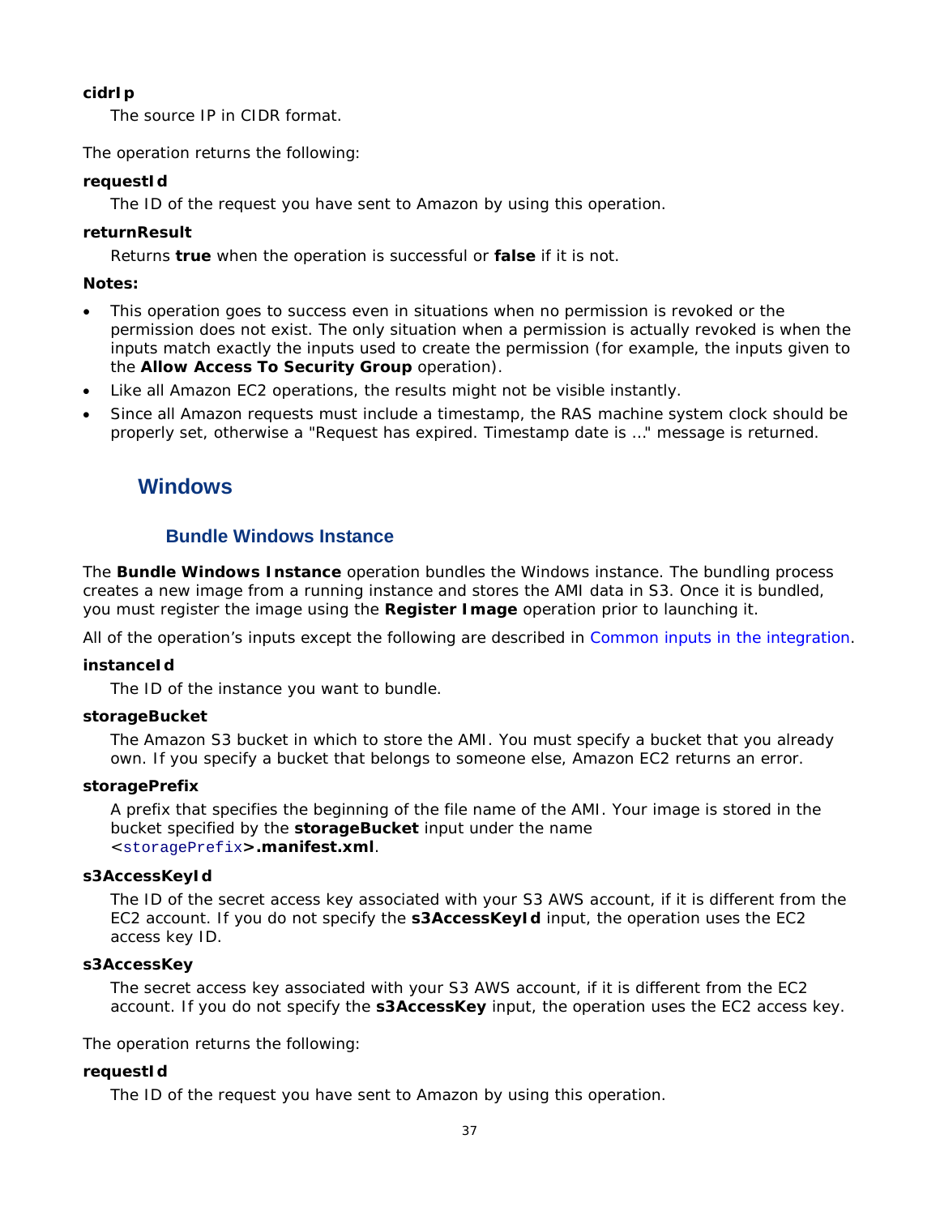**cidrIp**

The source IP in CIDR format.

The operation returns the following:

**requestId**

The ID of the request you have sent to Amazon by using this operation.

**returnResult**

Returns **true** when the operation is successful or **false** if it is not.

**Notes:**

- This operation goes to success even in situations when no permission is revoked or the permission does not exist. The only situation when a permission is actually revoked is when the inputs match exactly the inputs used to create the permission (for example, the inputs given to the **Allow Access To Security Group** operation).
- Like all Amazon EC2 operations, the results might not be visible instantly.
- Since all Amazon requests must include a timestamp, the RAS machine system clock should be properly set, otherwise a "Request has expired. Timestamp date is ..." message is returned.

## Windows

### Bundle Windows Instance

The **Bundle Windows Instance** operation bundles the Windows instance. The bundling process creates a new image from a running instance and stores the AMI data in S3. Once it is bundled, you must register the image using the **Register Image** operation prior to launching it.

All of the operation's inputs except the following are described in Common inputs in the integration.

**instanceId**

The ID of the instance you want to bundle.

**storageBucket**

The Amazon S3 bucket in which to store the AMI. You must specify a bucket that you already own. If you specify a bucket that belongs to someone else, Amazon EC2 returns an error.

**storagePrefix**

A prefix that specifies the beginning of the file name of the AMI. Your image is stored in the bucket specified by the **storageBucket** input under the name <`storagePrefix`>**.manifest.xml**.

**s3AccessKeyId**

The ID of the secret access key associated with your S3 AWS account, if it is different from the EC2 account. If you do not specify the **s3AccessKeyId** input, the operation uses the EC2 access key ID.

**s3AccessKey**

The secret access key associated with your S3 AWS account, if it is different from the EC2 account. If you do not specify the **s3AccessKey** input, the operation uses the EC2 access key.

The operation returns the following:

**requestId**

The ID of the request you have sent to Amazon by using this operation.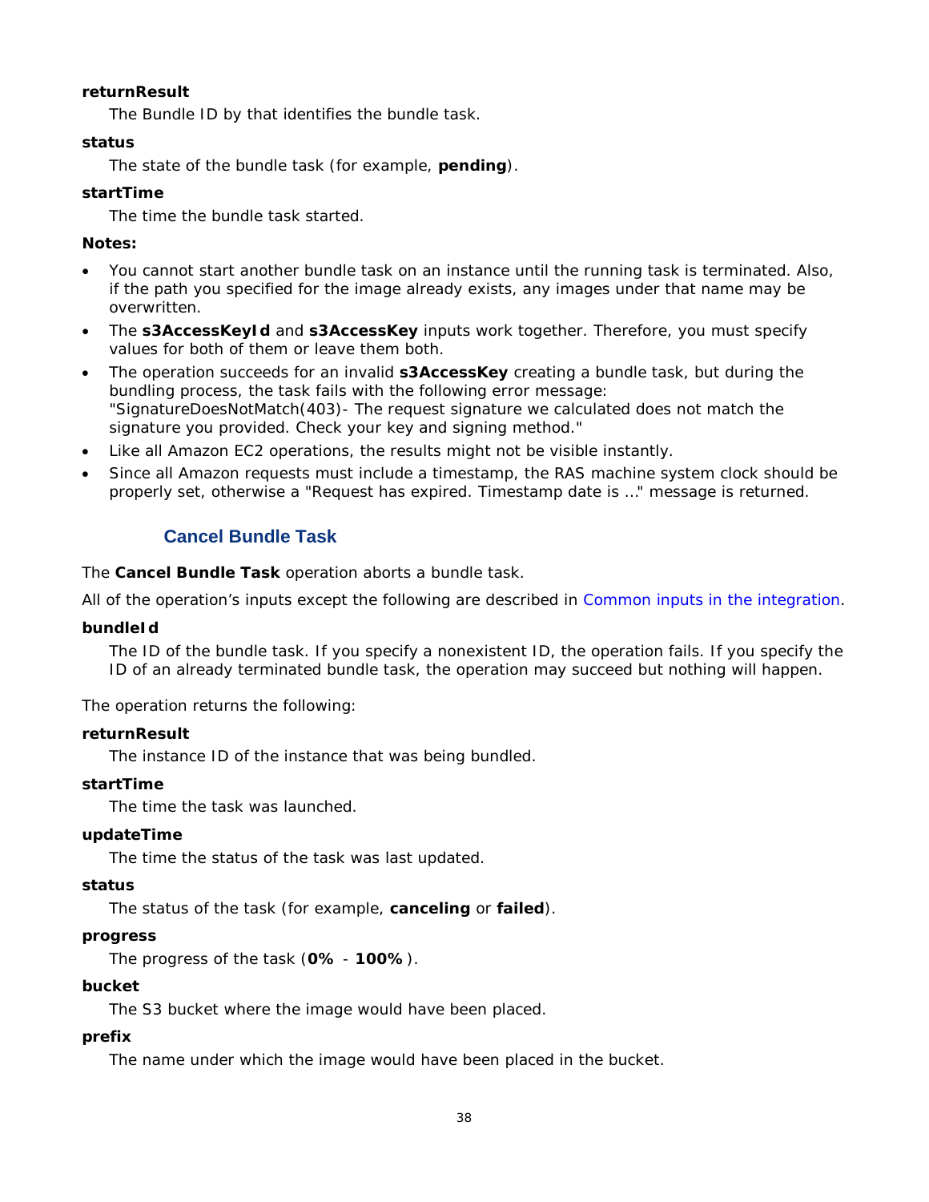**returnResult**

The Bundle ID by that identifies the bundle task.

**status**

The state of the bundle task (for example, **pending**).

**startTime**

The time the bundle task started.

**Notes:**

- You cannot start another bundle task on an instance until the running task is terminated. Also, if the path you specified for the image already exists, any images under that name may be overwritten.
- The **s3AccessKeyId** and **s3AccessKey** inputs work together. Therefore, you must specify values for both of them or leave them both.
- The operation succeeds for an invalid **s3AccessKey** creating a bundle task, but during the bundling process, the task fails with the following error message: "SignatureDoesNotMatch(403)- The request signature we calculated does not match the signature you provided. Check your key and signing method."
- Like all Amazon EC2 operations, the results might not be visible instantly.
- Since all Amazon requests must include a timestamp, the RAS machine system clock should be properly set, otherwise a "Request has expired. Timestamp date is ..." message is returned.

## Cancel Bundle Task

The **Cancel Bundle Task** operation aborts a bundle task.

All of the operation's inputs except the following are described in Common inputs in the integration.

**bundleId**

The ID of the bundle task. If you specify a nonexistent ID, the operation fails. If you specify the ID of an already terminated bundle task, the operation may succeed but nothing will happen.

The operation returns the following:

**returnResult**

The instance ID of the instance that was being bundled.

**startTime**

The time the task was launched.

**updateTime**

The time the status of the task was last updated.

**status**

The status of the task (for example, **canceling** or **failed**).

**progress**

The progress of the task (**0%** - **100%** ).

**bucket**

The S3 bucket where the image would have been placed.

**prefix**

The name under which the image would have been placed in the bucket.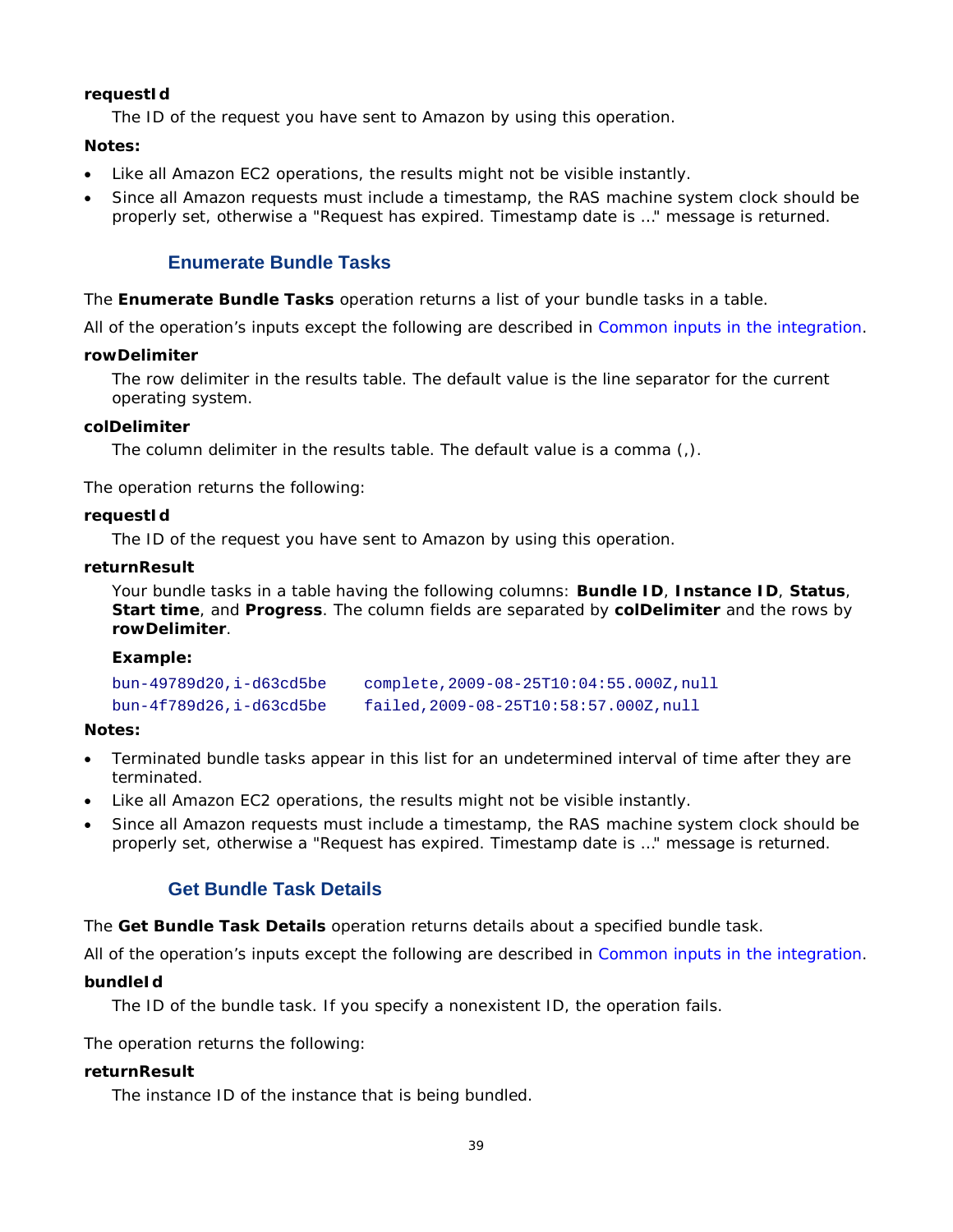**requestId**

The ID of the request you have sent to Amazon by using this operation.

**Notes:**

- Like all Amazon EC2 operations, the results might not be visible instantly.
- Since all Amazon requests must include a timestamp, the RAS machine system clock should be properly set, otherwise a "Request has expired. Timestamp date is ..." message is returned.

### Enumerate Bundle Tasks

The **Enumerate Bundle Tasks** operation returns a list of your bundle tasks in a table.

All of the operation's inputs except the following are described in Common inputs in the integration.

**rowDelimiter**

The row delimiter in the results table. The default value is the line separator for the current operating system.

**colDelimiter**

The column delimiter in the results table. The default value is a comma (,).

The operation returns the following:

**requestId**

The ID of the request you have sent to Amazon by using this operation.

**returnResult**

Your bundle tasks in a table having the following columns: **Bundle ID**, **Instance ID**, **Status**, **Start time**, and **Progress**. The column fields are separated by **colDelimiter** and the rows by **rowDelimiter**.

**Example:**

```
bun-49789d20,i-d63cd5be    complete,2009-08-25T10:04:55.000Z,null
bun-4f789d26,i-d63cd5be    failed,2009-08-25T10:58:57.000Z,null
```

**Notes:**

- Terminated bundle tasks appear in this list for an undetermined interval of time after they are terminated.
- Like all Amazon EC2 operations, the results might not be visible instantly.
- Since all Amazon requests must include a timestamp, the RAS machine system clock should be properly set, otherwise a "Request has expired. Timestamp date is ..." message is returned.

### Get Bundle Task Details

The **Get Bundle Task Details** operation returns details about a specified bundle task.

All of the operation's inputs except the following are described in Common inputs in the integration.

**bundleId**

The ID of the bundle task. If you specify a nonexistent ID, the operation fails.

The operation returns the following:

**returnResult**

The instance ID of the instance that is being bundled.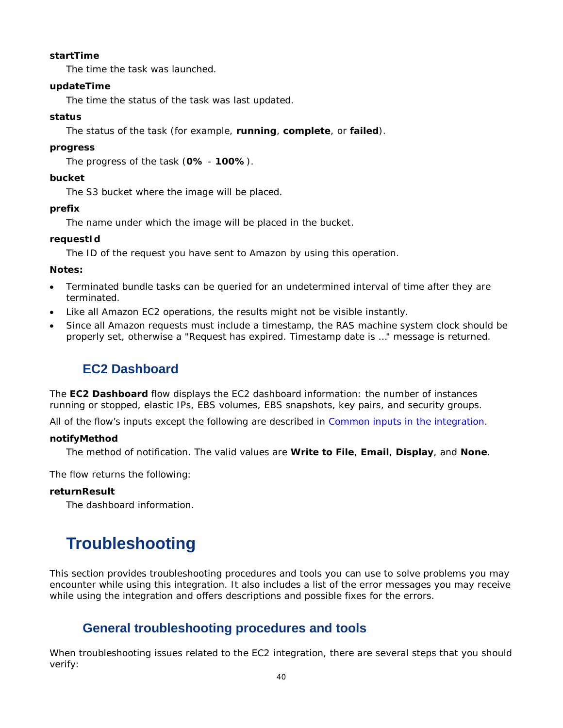**startTime**

The time the task was launched.

**updateTime**

The time the status of the task was last updated.

**status**

The status of the task (for example, **running**, **complete**, or **failed**).

**progress**

The progress of the task (**0%** - **100%**).

**bucket**

The S3 bucket where the image will be placed.

**prefix**

The name under which the image will be placed in the bucket.

**requestId**

The ID of the request you have sent to Amazon by using this operation.

**Notes:**

- Terminated bundle tasks can be queried for an undetermined interval of time after they are terminated.
- Like all Amazon EC2 operations, the results might not be visible instantly.
- Since all Amazon requests must include a timestamp, the RAS machine system clock should be properly set, otherwise a "Request has expired. Timestamp date is ..." message is returned.

## EC2 Dashboard

The **EC2 Dashboard** flow displays the EC2 dashboard information: the number of instances running or stopped, elastic IPs, EBS volumes, EBS snapshots, key pairs, and security groups.

All of the flow's inputs except the following are described in Common inputs in the integration.

**notifyMethod**

The method of notification. The valid values are **Write to File**, **Email**, **Display**, and **None**.

The flow returns the following:

**returnResult**

The dashboard information.

# Troubleshooting

This section provides troubleshooting procedures and tools you can use to solve problems you may encounter while using this integration. It also includes a list of the error messages you may receive while using the integration and offers descriptions and possible fixes for the errors.

## General troubleshooting procedures and tools

When troubleshooting issues related to the EC2 integration, there are several steps that you should verify: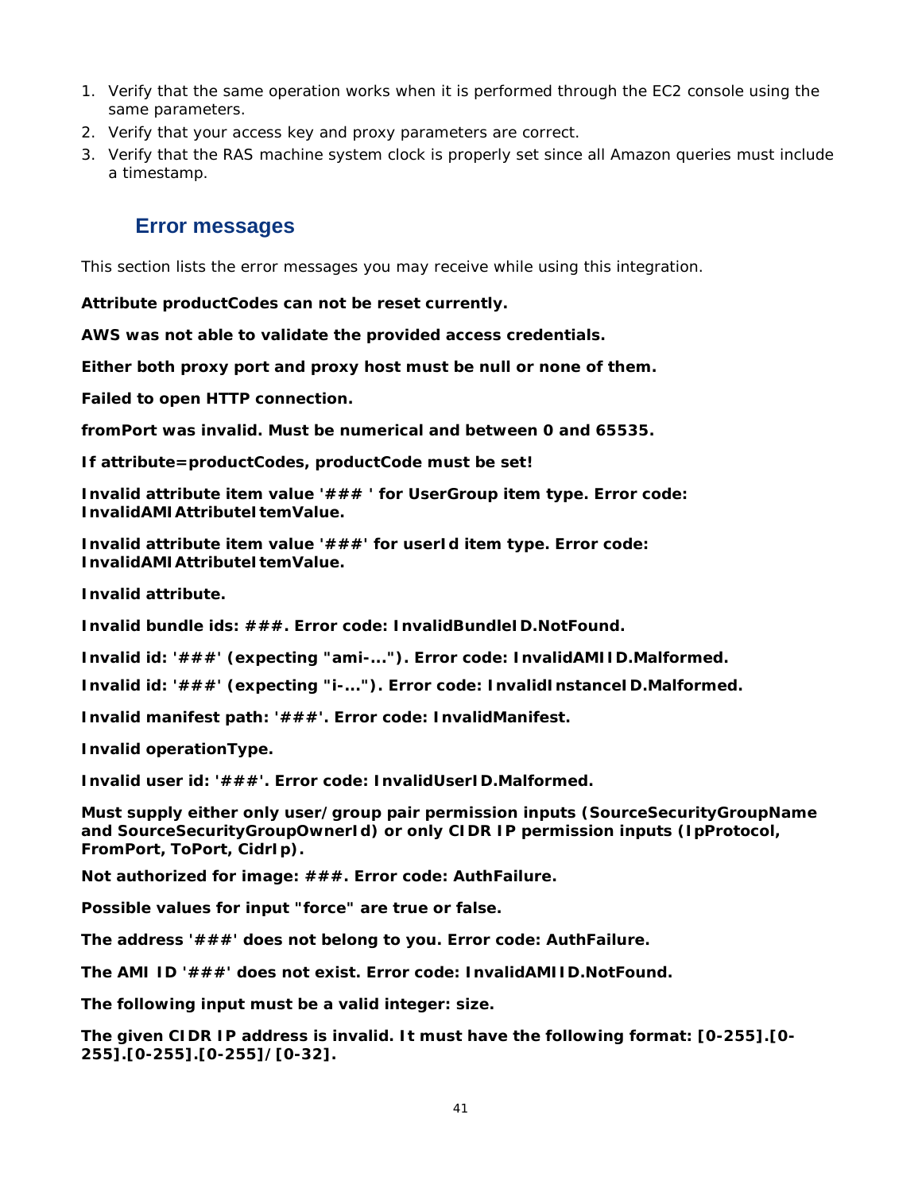1. Verify that the same operation works when it is performed through the EC2 console using the same parameters.
2. Verify that your access key and proxy parameters are correct.
3. Verify that the RAS machine system clock is properly set since all Amazon queries must include a timestamp.

## Error messages

This section lists the error messages you may receive while using this integration.

**Attribute productCodes can not be reset currently.**

**AWS was not able to validate the provided access credentials.**

**Either both proxy port and proxy host must be null or none of them.**

**Failed to open HTTP connection.**

**fromPort was invalid. Must be numerical and between 0 and 65535.**

**If attribute=productCodes, productCode must be set!**

**Invalid attribute item value '### ' for UserGroup item type. Error code: InvalidAMIAttributeItemValue.**

**Invalid attribute item value '###' for userId item type. Error code: InvalidAMIAttributeItemValue.**

**Invalid attribute.**

**Invalid bundle ids: ###. Error code: InvalidBundleID.NotFound.**

**Invalid id: '###' (expecting "ami-..."). Error code: InvalidAMIID.Malformed.**

**Invalid id: '###' (expecting "i-..."). Error code: InvalidInstanceID.Malformed.**

**Invalid manifest path: '###'. Error code: InvalidManifest.**

**Invalid operationType.**

**Invalid user id: '###'. Error code: InvalidUserID.Malformed.**

**Must supply either only user/group pair permission inputs (SourceSecurityGroupName and SourceSecurityGroupOwnerId) or only CIDR IP permission inputs (IpProtocol, FromPort, ToPort, CidrIp).**

**Not authorized for image: ###. Error code: AuthFailure.**

**Possible values for input "force" are true or false.**

**The address '###' does not belong to you. Error code: AuthFailure.**

**The AMI ID '###' does not exist. Error code: InvalidAMIID.NotFound.**

**The following input must be a valid integer: size.**

**The given CIDR IP address is invalid. It must have the following format: [0-255].[0-255].[0-255].[0-255]/[0-32].**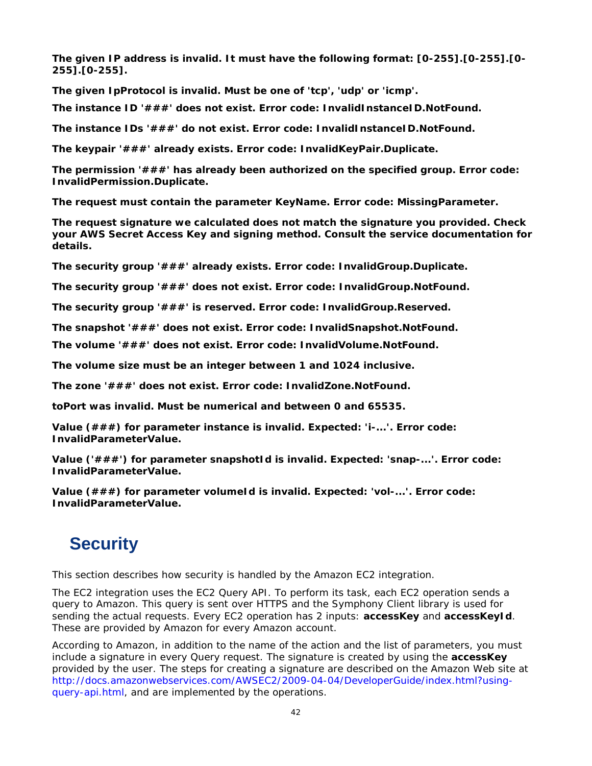**The given IP address is invalid. It must have the following format: [0-255].[0-255].[0-255].[0-255].**

**The given IpProtocol is invalid. Must be one of 'tcp', 'udp' or 'icmp'.**

**The instance ID '###' does not exist. Error code: InvalidInstanceID.NotFound.**

**The instance IDs '###' do not exist. Error code: InvalidInstanceID.NotFound.**

**The keypair '###' already exists. Error code: InvalidKeyPair.Duplicate.**

**The permission '###' has already been authorized on the specified group. Error code: InvalidPermission.Duplicate.**

**The request must contain the parameter KeyName. Error code: MissingParameter.**

**The request signature we calculated does not match the signature you provided. Check your AWS Secret Access Key and signing method. Consult the service documentation for details.**

**The security group '###' already exists. Error code: InvalidGroup.Duplicate.**

**The security group '###' does not exist. Error code: InvalidGroup.NotFound.**

**The security group '###' is reserved. Error code: InvalidGroup.Reserved.**

**The snapshot '###' does not exist. Error code: InvalidSnapshot.NotFound.**

**The volume '###' does not exist. Error code: InvalidVolume.NotFound.**

**The volume size must be an integer between 1 and 1024 inclusive.**

**The zone '###' does not exist. Error code: InvalidZone.NotFound.**

**toPort was invalid. Must be numerical and between 0 and 65535.**

**Value (###) for parameter instance is invalid. Expected: 'i-...'. Error code: InvalidParameterValue.**

**Value ('###') for parameter snapshotId is invalid. Expected: 'snap-...'. Error code: InvalidParameterValue.**

**Value (###) for parameter volumeId is invalid. Expected: 'vol-...'. Error code: InvalidParameterValue.**

# Security

This section describes how security is handled by the Amazon EC2 integration.

The EC2 integration uses the EC2 Query API. To perform its task, each EC2 operation sends a query to Amazon. This query is sent over HTTPS and the Symphony Client library is used for sending the actual requests. Every EC2 operation has 2 inputs: **accessKey** and **accessKeyId**. These are provided by Amazon for every Amazon account.

According to Amazon, in addition to the name of the action and the list of parameters, you must include a signature in every Query request. The signature is created by using the **accessKey** provided by the user. The steps for creating a signature are described on the Amazon Web site at http://docs.amazonwebservices.com/AWSEC2/2009-04-04/DeveloperGuide/index.html?using-query-api.html, and are implemented by the operations.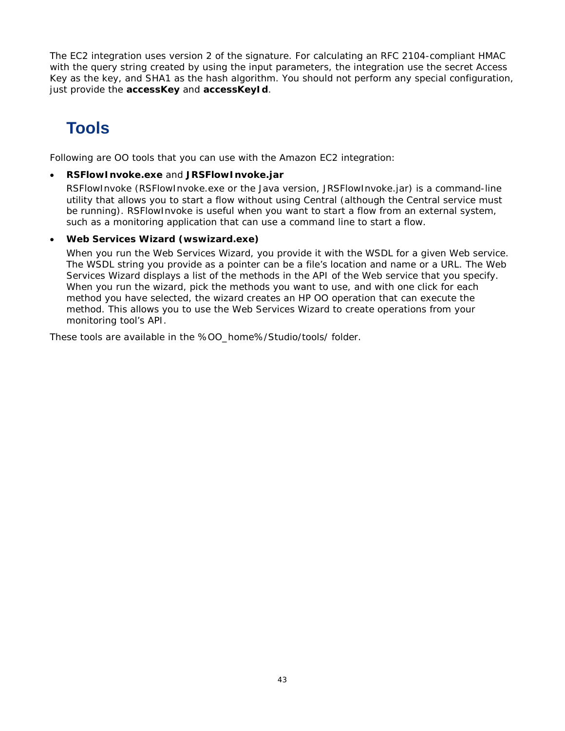The EC2 integration uses version 2 of the signature. For calculating an RFC 2104-compliant HMAC with the query string created by using the input parameters, the integration use the secret Access Key as the key, and SHA1 as the hash algorithm. You should not perform any special configuration, just provide the **accessKey** and **accessKeyId**.

# Tools

Following are OO tools that you can use with the Amazon EC2 integration:

- **RSFlowInvoke.exe** and **JRSFlowInvoke.jar**

  RSFlowInvoke (RSFlowInvoke.exe or the Java version, JRSFlowInvoke.jar) is a command-line utility that allows you to start a flow without using Central (although the Central service must be running). RSFlowInvoke is useful when you want to start a flow from an external system, such as a monitoring application that can use a command line to start a flow.

- **Web Services Wizard (wswizard.exe)**

  When you run the Web Services Wizard, you provide it with the WSDL for a given Web service. The WSDL string you provide as a pointer can be a file's location and name or a URL. The Web Services Wizard displays a list of the methods in the API of the Web service that you specify. When you run the wizard, pick the methods you want to use, and with one click for each method you have selected, the wizard creates an HP OO operation that can execute the method. This allows you to use the Web Services Wizard to create operations from your monitoring tool's API.

These tools are available in the %OO_home%/Studio/tools/ folder.